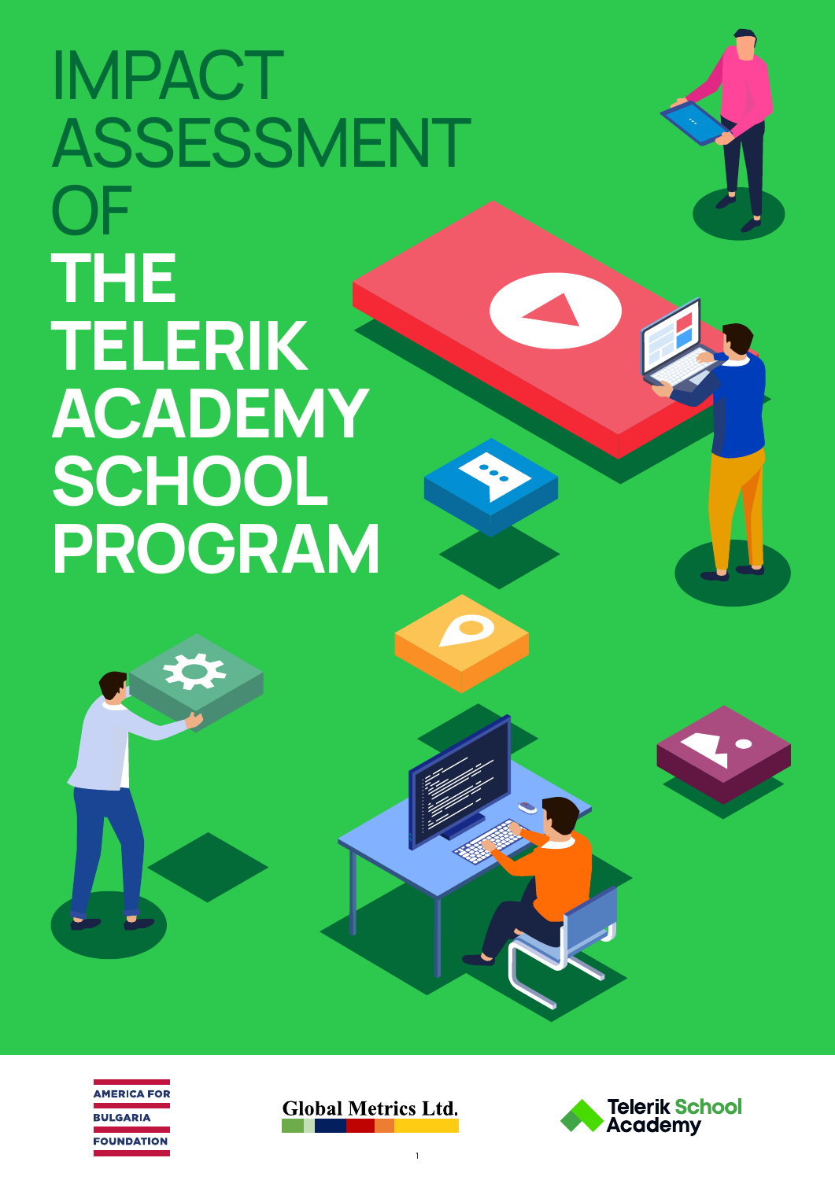# IMPACT ASSESSMENT OF THE TELERIK ACADEMY SCHOOL PROGRAM

AMERICA FOR BULGARIA FOUNDATION

Global Metrics Ltd.

Telerik School Academy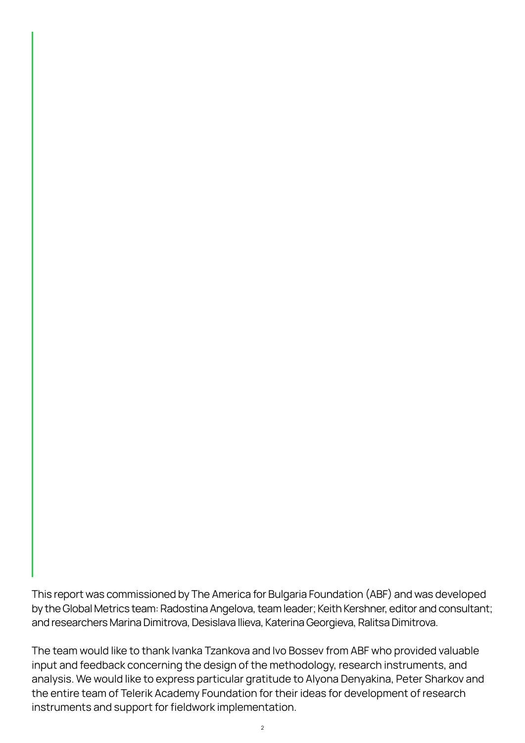This report was commissioned by The America for Bulgaria Foundation (ABF) and was developed by the Global Metrics team: Radostina Angelova, team leader; Keith Kershner, editor and consultant; and researchers Marina Dimitrova, Desislava Ilieva, Katerina Georgieva, Ralitsa Dimitrova.

The team would like to thank Ivanka Tzankova and Ivo Bossev from ABF who provided valuable input and feedback concerning the design of the methodology, research instruments, and analysis. We would like to express particular gratitude to Alyona Denyakina, Peter Sharkov and the entire team of Telerik Academy Foundation for their ideas for development of research instruments and support for fieldwork implementation.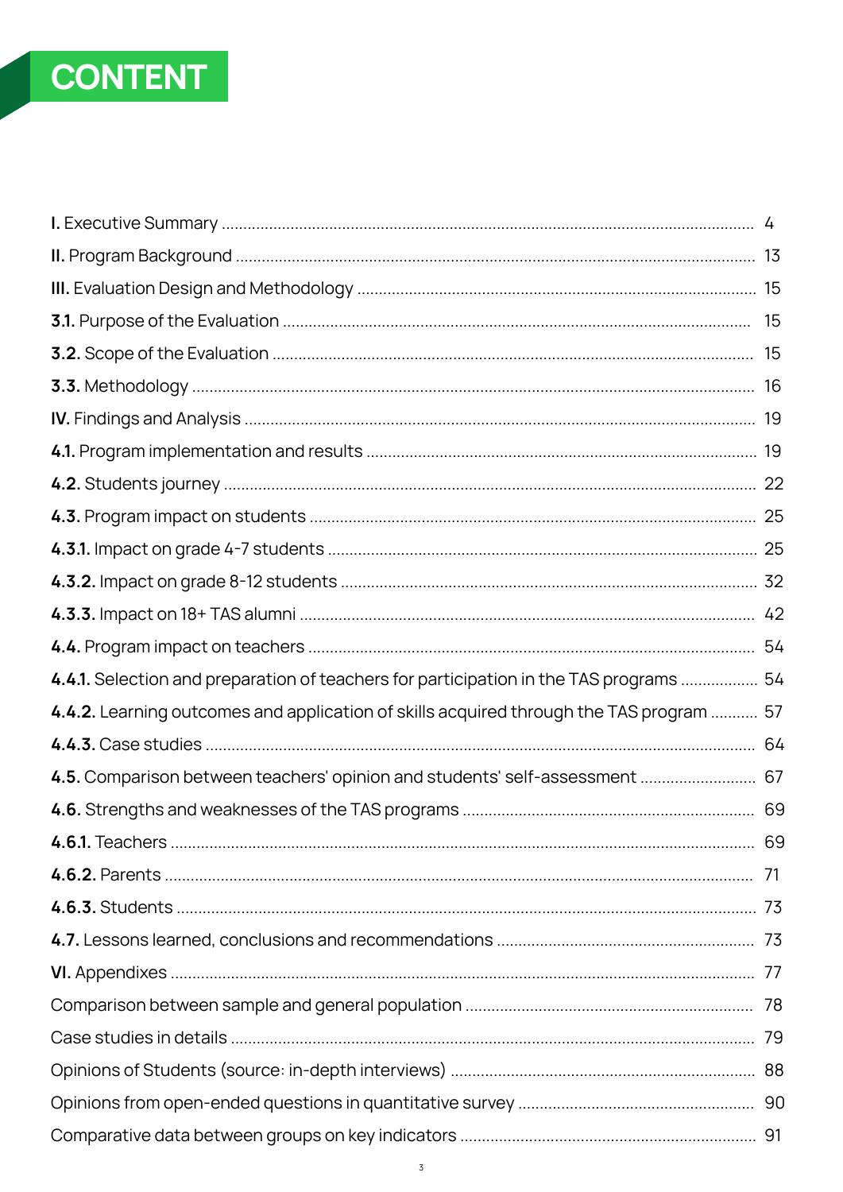# CONTENT

**I.** Executive Summary ........................................................ 4

**II.** Program Background ........................................................ 13

**III.** Evaluation Design and Methodology ........................................................ 15

**3.1.** Purpose of the Evaluation ........................................................ 15

**3.2.** Scope of the Evaluation ........................................................ 15

**3.3.** Methodology ........................................................ 16

**IV.** Findings and Analysis ........................................................ 19

**4.1.** Program implementation and results ........................................................ 19

**4.2.** Students journey ........................................................ 22

**4.3.** Program impact on students ........................................................ 25

**4.3.1.** Impact on grade 4-7 students ........................................................ 25

**4.3.2.** Impact on grade 8-12 students ........................................................ 32

**4.3.3.** Impact on 18+ TAS alumni ........................................................ 42

**4.4.** Program impact on teachers ........................................................ 54

**4.4.1.** Selection and preparation of teachers for participation in the TAS programs ........................................................ 54

**4.4.2.** Learning outcomes and application of skills acquired through the TAS program ........................................................ 57

**4.4.3.** Case studies ........................................................ 64

**4.5.** Comparison between teachers' opinion and students' self-assessment ........................................................ 67

**4.6.** Strengths and weaknesses of the TAS programs ........................................................ 69

**4.6.1.** Teachers ........................................................ 69

**4.6.2.** Parents ........................................................ 71

**4.6.3.** Students ........................................................ 73

**4.7.** Lessons learned, conclusions and recommendations ........................................................ 73

**VI.** Appendixes ........................................................ 77

Comparison between sample and general population ........................................................ 78

Case studies in details ........................................................ 79

Opinions of Students (source: in-depth interviews) ........................................................ 88

Opinions from open-ended questions in quantitative survey ........................................................ 90

Comparative data between groups on key indicators ........................................................ 91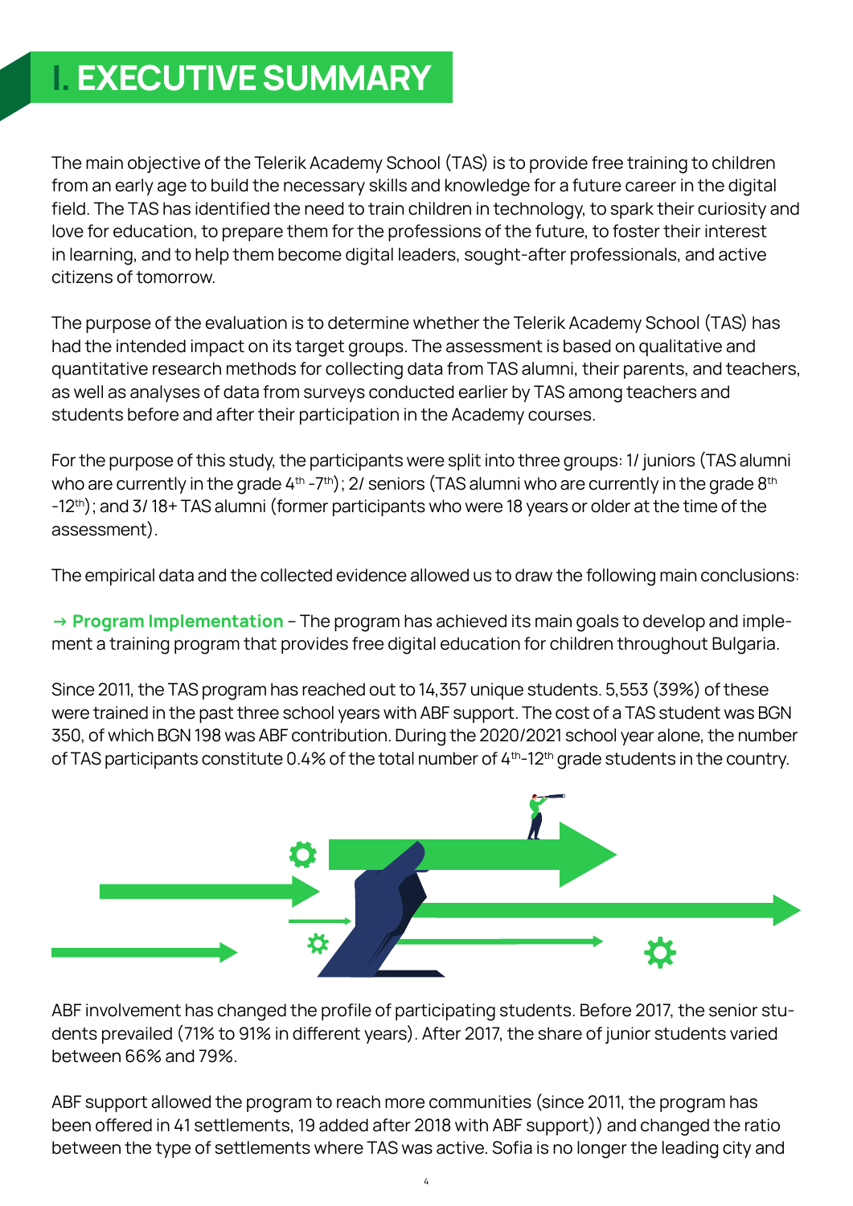# I. EXECUTIVE SUMMARY

The main objective of the Telerik Academy School (TAS) is to provide free training to children from an early age to build the necessary skills and knowledge for a future career in the digital field. The TAS has identified the need to train children in technology, to spark their curiosity and love for education, to prepare them for the professions of the future, to foster their interest in learning, and to help them become digital leaders, sought-after professionals, and active citizens of tomorrow.

The purpose of the evaluation is to determine whether the Telerik Academy School (TAS) has had the intended impact on its target groups. The assessment is based on qualitative and quantitative research methods for collecting data from TAS alumni, their parents, and teachers, as well as analyses of data from surveys conducted earlier by TAS among teachers and students before and after their participation in the Academy courses.

For the purpose of this study, the participants were split into three groups: 1/ juniors (TAS alumni who are currently in the grade 4$^{th}$ -7$^{th}$); 2/ seniors (TAS alumni who are currently in the grade 8$^{th}$ -12$^{th}$); and 3/ 18+ TAS alumni (former participants who were 18 years or older at the time of the assessment).

The empirical data and the collected evidence allowed us to draw the following main conclusions:

→ **Program Implementation** – The program has achieved its main goals to develop and implement a training program that provides free digital education for children throughout Bulgaria.

Since 2011, the TAS program has reached out to 14,357 unique students. 5,553 (39%) of these were trained in the past three school years with ABF support. The cost of a TAS student was BGN 350, of which BGN 198 was ABF contribution. During the 2020/2021 school year alone, the number of TAS participants constitute 0.4% of the total number of 4$^{th}$-12$^{th}$ grade students in the country.

ABF involvement has changed the profile of participating students. Before 2017, the senior students prevailed (71% to 91% in different years). After 2017, the share of junior students varied between 66% and 79%.

ABF support allowed the program to reach more communities (since 2011, the program has been offered in 41 settlements, 19 added after 2018 with ABF support)) and changed the ratio between the type of settlements where TAS was active. Sofia is no longer the leading city and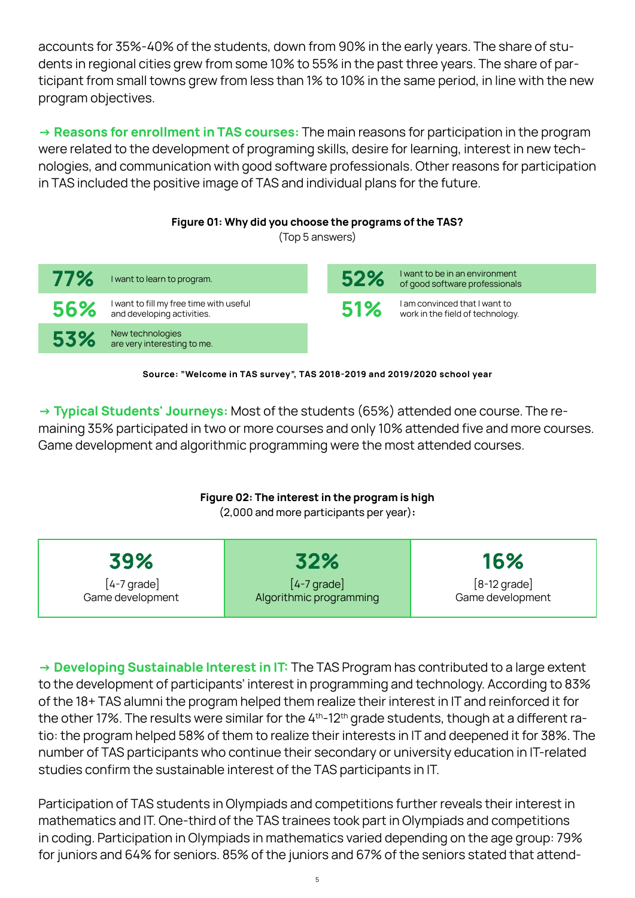accounts for 35%-40% of the students, down from 90% in the early years. The share of students in regional cities grew from some 10% to 55% in the past three years. The share of participant from small towns grew from less than 1% to 10% in the same period, in line with the new program objectives.

→ **Reasons for enrollment in TAS courses:** The main reasons for participation in the program were related to the development of programing skills, desire for learning, interest in new technologies, and communication with good software professionals. Other reasons for participation in TAS included the positive image of TAS and individual plans for the future.

**Figure 01: Why did you choose the programs of the TAS?**
(Top 5 answers)

| % | Answer |
|---|---|
| 77% | I want to learn to program. |
| 56% | I want to fill my free time with useful and developing activities. |
| 53% | New technologies are very interesting to me. |
| 52% | I want to be in an environment of good software professionals |
| 51% | I am convinced that I want to work in the field of technology. |

**Source: "Welcome in TAS survey", TAS 2018-2019 and 2019/2020 school year**

→ **Typical Students' Journeys:** Most of the students (65%) attended one course. The remaining 35% participated in two or more courses and only 10% attended five and more courses. Game development and algorithmic programming were the most attended courses.

**Figure 02: The interest in the program is high**
(2,000 and more participants per year):

| 39% | 32% | 16% |
|---|---|---|
| [4-7 grade] Game development | [4-7 grade] Algorithmic programming | [8-12 grade] Game development |

→ **Developing Sustainable Interest in IT:** The TAS Program has contributed to a large extent to the development of participants' interest in programming and technology. According to 83% of the 18+ TAS alumni the program helped them realize their interest in IT and reinforced it for the other 17%. The results were similar for the 4th-12th grade students, though at a different ratio: the program helped 58% of them to realize their interests in IT and deepened it for 38%. The number of TAS participants who continue their secondary or university education in IT-related studies confirm the sustainable interest of the TAS participants in IT.

Participation of TAS students in Olympiads and competitions further reveals their interest in mathematics and IT. One-third of the TAS trainees took part in Olympiads and competitions in coding. Participation in Olympiads in mathematics varied depending on the age group: 79% for juniors and 64% for seniors. 85% of the juniors and 67% of the seniors stated that attend-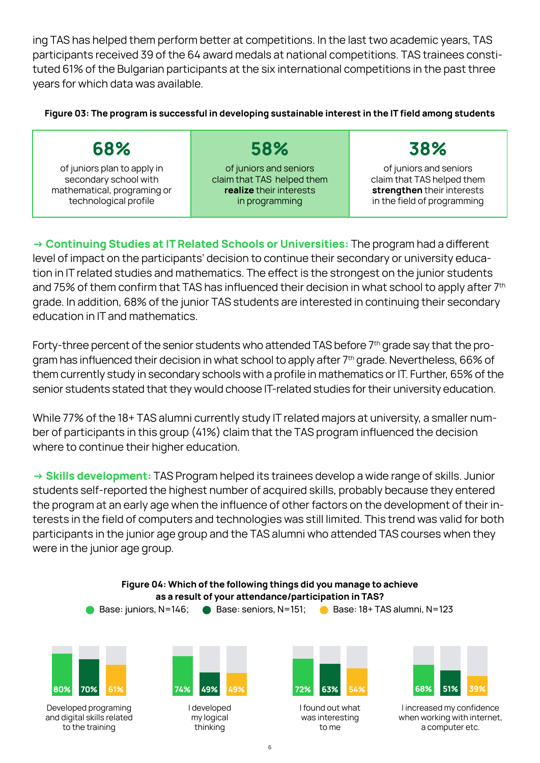ing TAS has helped them perform better at competitions. In the last two academic years, TAS participants received 39 of the 64 award medals at national competitions. TAS trainees constituted 61% of the Bulgarian participants at the six international competitions in the past three years for which data was available.

**Figure 03: The program is successful in developing sustainable interest in the IT field among students**

| 68% | 58% | 38% |
|---|---|---|
| of juniors plan to apply in secondary school with mathematical, programing or technological profile | of juniors and seniors claim that TAS helped them **realize** their interests in programming | of juniors and seniors claim that TAS helped them **strengthen** their interests in the field of programming |

**→ Continuing Studies at IT Related Schools or Universities:** The program had a different level of impact on the participants' decision to continue their secondary or university education in IT related studies and mathematics. The effect is the strongest on the junior students and 75% of them confirm that TAS has influenced their decision in what school to apply after 7th grade. In addition, 68% of the junior TAS students are interested in continuing their secondary education in IT and mathematics.

Forty-three percent of the senior students who attended TAS before 7th grade say that the program has influenced their decision in what school to apply after 7th grade. Nevertheless, 66% of them currently study in secondary schools with a profile in mathematics or IT. Further, 65% of the senior students stated that they would choose IT-related studies for their university education.

While 77% of the 18+ TAS alumni currently study IT related majors at university, a smaller number of participants in this group (41%) claim that the TAS program influenced the decision where to continue their higher education.

**→ Skills development:** TAS Program helped its trainees develop a wide range of skills. Junior students self-reported the highest number of acquired skills, probably because they entered the program at an early age when the influence of other factors on the development of their interests in the field of computers and technologies was still limited. This trend was valid for both participants in the junior age group and the TAS alumni who attended TAS courses when they were in the junior age group.

**Figure 04: Which of the following things did you manage to achieve as a result of your attendance/participation in TAS?**

Base: juniors, N=146; Base: seniors, N=151; Base: 18+ TAS alumni, N=123

| | Juniors | Seniors | 18+ TAS alumni |
|---|---|---|---|
| Developed programing and digital skills related to the training | 80% | 70% | 61% |
| I developed my logical thinking | 74% | 49% | 49% |
| I found out what was interesting to me | 72% | 63% | 54% |
| I increased my confidence when working with internet, a computer etc. | 68% | 51% | 39% |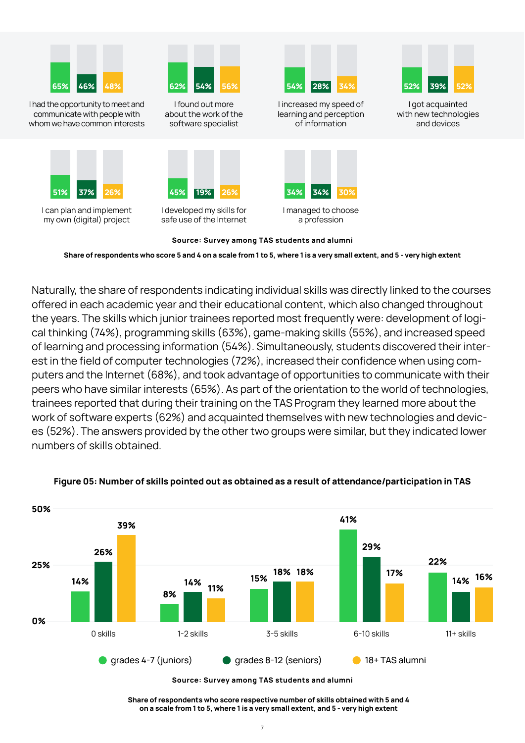| | grades 4-7 (juniors) | grades 8-12 (seniors) | 18+ TAS alumni |
|---|---|---|---|
| I had the opportunity to meet and communicate with people with whom we have common interests | 65% | 46% | 48% |
| I found out more about the work of the software specialist | 62% | 54% | 56% |
| I increased my speed of learning and perception of information | 54% | 28% | 34% |
| I got acquainted with new technologies and devices | 52% | 39% | 52% |
| I can plan and implement my own (digital) project | 51% | 37% | 26% |
| I developed my skills for safe use of the Internet | 45% | 19% | 26% |
| I managed to choose a profession | 34% | 34% | 30% |

**Source: Survey among TAS students and alumni**

**Share of respondents who score 5 and 4 on a scale from 1 to 5, where 1 is a very small extent, and 5 - very high extent**

Naturally, the share of respondents indicating individual skills was directly linked to the courses offered in each academic year and their educational content, which also changed throughout the years. The skills which junior trainees reported most frequently were: development of logical thinking (74%), programming skills (63%), game-making skills (55%), and increased speed of learning and processing information (54%). Simultaneously, students discovered their interest in the field of computer technologies (72%), increased their confidence when using computers and the Internet (68%), and took advantage of opportunities to communicate with their peers who have similar interests (65%). As part of the orientation to the world of technologies, trainees reported that during their training on the TAS Program they learned more about the work of software experts (62%) and acquainted themselves with new technologies and devices (52%). The answers provided by the other two groups were similar, but they indicated lower numbers of skills obtained.

**Figure 05: Number of skills pointed out as obtained as a result of attendance/participation in TAS**

| | grades 4-7 (juniors) | grades 8-12 (seniors) | 18+ TAS alumni |
|---|---|---|---|
| 0 skills | 14% | 26% | 39% |
| 1-2 skills | 8% | 14% | 11% |
| 3-5 skills | 15% | 18% | 18% |
| 6-10 skills | 41% | 29% | 17% |
| 11+ skills | 22% | 14% | 16% |

**Source: Survey among TAS students and alumni**

**Share of respondents who score respective number of skills obtained with 5 and 4 on a scale from 1 to 5, where 1 is a very small extent, and 5 - very high extent**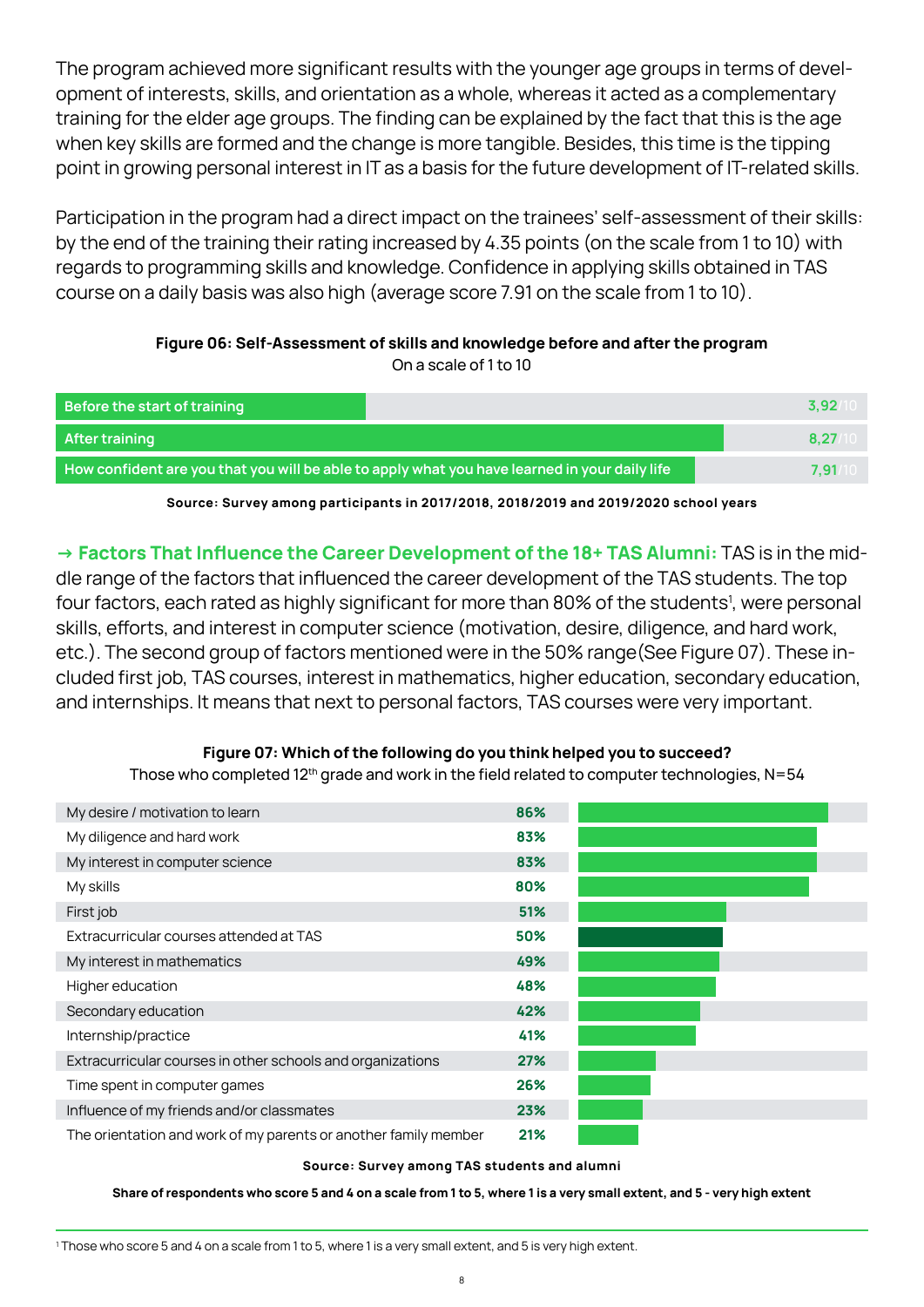The program achieved more significant results with the younger age groups in terms of development of interests, skills, and orientation as a whole, whereas it acted as a complementary training for the elder age groups. The finding can be explained by the fact that this is the age when key skills are formed and the change is more tangible. Besides, this time is the tipping point in growing personal interest in IT as a basis for the future development of IT-related skills.

Participation in the program had a direct impact on the trainees' self-assessment of their skills: by the end of the training their rating increased by 4.35 points (on the scale from 1 to 10) with regards to programming skills and knowledge. Confidence in applying skills obtained in TAS course on a daily basis was also high (average score 7.91 on the scale from 1 to 10).

**Figure 06: Self-Assessment of skills and knowledge before and after the program**
On a scale of 1 to 10

| Item | Score |
|---|---|
| Before the start of training | 3,92/10 |
| After training | 8,27/10 |
| How confident are you that you will be able to apply what you have learned in your daily life | 7,91/10 |

**Source: Survey among participants in 2017/2018, 2018/2019 and 2019/2020 school years**

**→ Factors That Influence the Career Development of the 18+ TAS Alumni:** TAS is in the middle range of the factors that influenced the career development of the TAS students. The top four factors, each rated as highly significant for more than 80% of the students[1], were personal skills, efforts, and interest in computer science (motivation, desire, diligence, and hard work, etc.). The second group of factors mentioned were in the 50% range(See Figure 07). These included first job, TAS courses, interest in mathematics, higher education, secondary education, and internships. It means that next to personal factors, TAS courses were very important.

**Figure 07: Which of the following do you think helped you to succeed?**
Those who completed 12th grade and work in the field related to computer technologies, N=54

| Factor | Share |
|---|---|
| My desire / motivation to learn | 86% |
| My diligence and hard work | 83% |
| My interest in computer science | 83% |
| My skills | 80% |
| First job | 51% |
| Extracurricular courses attended at TAS | 50% |
| My interest in mathematics | 49% |
| Higher education | 48% |
| Secondary education | 42% |
| Internship/practice | 41% |
| Extracurricular courses in other schools and organizations | 27% |
| Time spent in computer games | 26% |
| Influence of my friends and/or classmates | 23% |
| The orientation and work of my parents or another family member | 21% |

**Source: Survey among TAS students and alumni**

**Share of respondents who score 5 and 4 on a scale from 1 to 5, where 1 is a very small extent, and 5 - very high extent**

[1] Those who score 5 and 4 on a scale from 1 to 5, where 1 is a very small extent, and 5 is very high extent.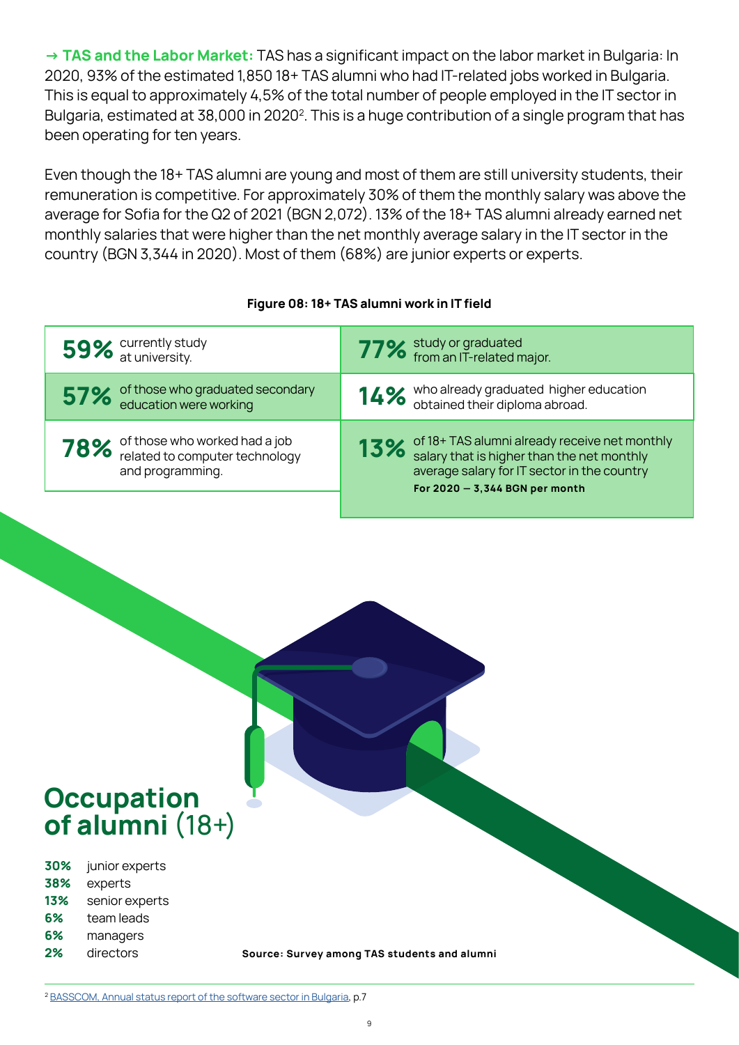→ **TAS and the Labor Market:** TAS has a significant impact on the labor market in Bulgaria: In 2020, 93% of the estimated 1,850 18+ TAS alumni who had IT-related jobs worked in Bulgaria. This is equal to approximately 4,5% of the total number of people employed in the IT sector in Bulgaria, estimated at 38,000 in 2020[2]. This is a huge contribution of a single program that has been operating for ten years.

Even though the 18+ TAS alumni are young and most of them are still university students, their remuneration is competitive. For approximately 30% of them the monthly salary was above the average for Sofia for the Q2 of 2021 (BGN 2,072). 13% of the 18+ TAS alumni already earned net monthly salaries that were higher than the net monthly average salary in the IT sector in the country (BGN 3,344 in 2020). Most of them (68%) are junior experts or experts.

**Figure 08: 18+ TAS alumni work in IT field**

| | |
|---|---|
| **59%** currently study at university. | **77%** study or graduated from an IT-related major. |
| **57%** of those who graduated secondary education were working | **14%** who already graduated higher education obtained their diploma abroad. |
| **78%** of those who worked had a job related to computer technology and programming. | **13%** of 18+ TAS alumni already receive net monthly salary that is higher than the net monthly average salary for IT sector in the country **For 2020 – 3,344 BGN per month** |

## Occupation of alumni (18+)

**30%** junior experts
**38%** experts
**13%** senior experts
**6%** team leads
**6%** managers
**2%** directors

**Source: Survey among TAS students and alumni**

[2] BASSCOM, Annual status report of the software sector in Bulgaria, p.7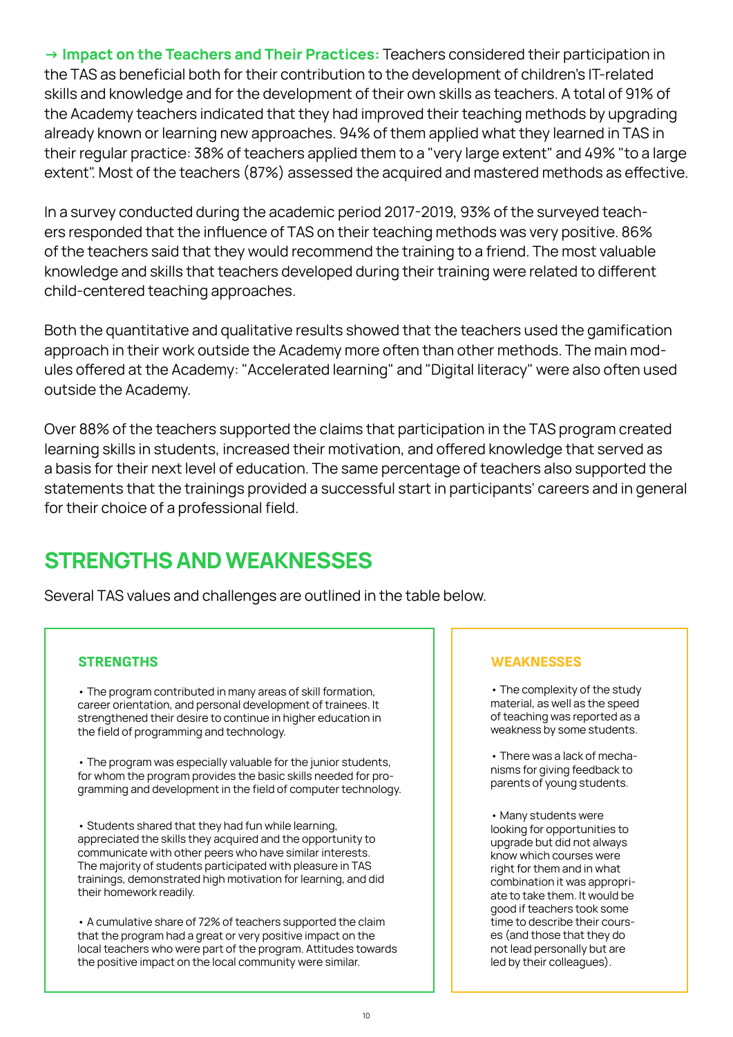**→ Impact on the Teachers and Their Practices:** Teachers considered their participation in the TAS as beneficial both for their contribution to the development of children's IT-related skills and knowledge and for the development of their own skills as teachers. A total of 91% of the Academy teachers indicated that they had improved their teaching methods by upgrading already known or learning new approaches. 94% of them applied what they learned in TAS in their regular practice: 38% of teachers applied them to a "very large extent" and 49% "to a large extent". Most of the teachers (87%) assessed the acquired and mastered methods as effective.

In a survey conducted during the academic period 2017-2019, 93% of the surveyed teachers responded that the influence of TAS on their teaching methods was very positive. 86% of the teachers said that they would recommend the training to a friend. The most valuable knowledge and skills that teachers developed during their training were related to different child-centered teaching approaches.

Both the quantitative and qualitative results showed that the teachers used the gamification approach in their work outside the Academy more often than other methods. The main modules offered at the Academy: "Accelerated learning" and "Digital literacy" were also often used outside the Academy.

Over 88% of the teachers supported the claims that participation in the TAS program created learning skills in students, increased their motivation, and offered knowledge that served as a basis for their next level of education. The same percentage of teachers also supported the statements that the trainings provided a successful start in participants' careers and in general for their choice of a professional field.

## STRENGTHS AND WEAKNESSES

Several TAS values and challenges are outlined in the table below.

| STRENGTHS | WEAKNESSES |
| --- | --- |
| • The program contributed in many areas of skill formation, career orientation, and personal development of trainees. It strengthened their desire to continue in higher education in the field of programming and technology. | • The complexity of the study material, as well as the speed of teaching was reported as a weakness by some students. |
| • The program was especially valuable for the junior students, for whom the program provides the basic skills needed for programming and development in the field of computer technology. | • There was a lack of mechanisms for giving feedback to parents of young students. |
| • Students shared that they had fun while learning, appreciated the skills they acquired and the opportunity to communicate with other peers who have similar interests. The majority of students participated with pleasure in TAS trainings, demonstrated high motivation for learning, and did their homework readily. | • Many students were looking for opportunities to upgrade but did not always know which courses were right for them and in what combination it was appropriate to take them. It would be good if teachers took some time to describe their courses (and those that they do not lead personally but are led by their colleagues). |
| • A cumulative share of 72% of teachers supported the claim that the program had a great or very positive impact on the local teachers who were part of the program. Attitudes towards the positive impact on the local community were similar. | |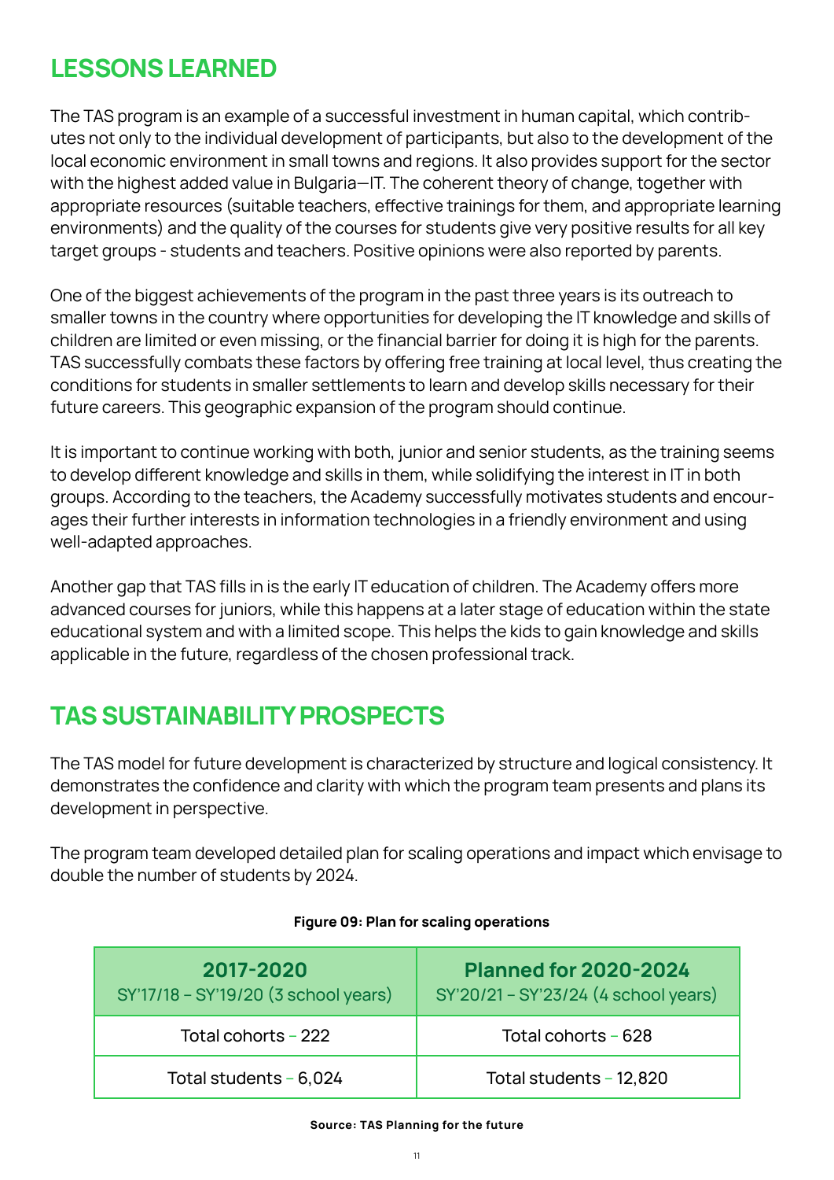## LESSONS LEARNED

The TAS program is an example of a successful investment in human capital, which contributes not only to the individual development of participants, but also to the development of the local economic environment in small towns and regions. It also provides support for the sector with the highest added value in Bulgaria—IT. The coherent theory of change, together with appropriate resources (suitable teachers, effective trainings for them, and appropriate learning environments) and the quality of the courses for students give very positive results for all key target groups - students and teachers. Positive opinions were also reported by parents.

One of the biggest achievements of the program in the past three years is its outreach to smaller towns in the country where opportunities for developing the IT knowledge and skills of children are limited or even missing, or the financial barrier for doing it is high for the parents. TAS successfully combats these factors by offering free training at local level, thus creating the conditions for students in smaller settlements to learn and develop skills necessary for their future careers. This geographic expansion of the program should continue.

It is important to continue working with both, junior and senior students, as the training seems to develop different knowledge and skills in them, while solidifying the interest in IT in both groups. According to the teachers, the Academy successfully motivates students and encourages their further interests in information technologies in a friendly environment and using well-adapted approaches.

Another gap that TAS fills in is the early IT education of children. The Academy offers more advanced courses for juniors, while this happens at a later stage of education within the state educational system and with a limited scope. This helps the kids to gain knowledge and skills applicable in the future, regardless of the chosen professional track.

## TAS SUSTAINABILITY PROSPECTS

The TAS model for future development is characterized by structure and logical consistency. It demonstrates the confidence and clarity with which the program team presents and plans its development in perspective.

The program team developed detailed plan for scaling operations and impact which envisage to double the number of students by 2024.

**Figure 09: Plan for scaling operations**

| **2017-2020** SY'17/18 – SY'19/20 (3 school years) | **Planned for 2020-2024** SY'20/21 – SY'23/24 (4 school years) |
|---|---|
| Total cohorts – 222 | Total cohorts – 628 |
| Total students – 6,024 | Total students – 12,820 |

**Source: TAS Planning for the future**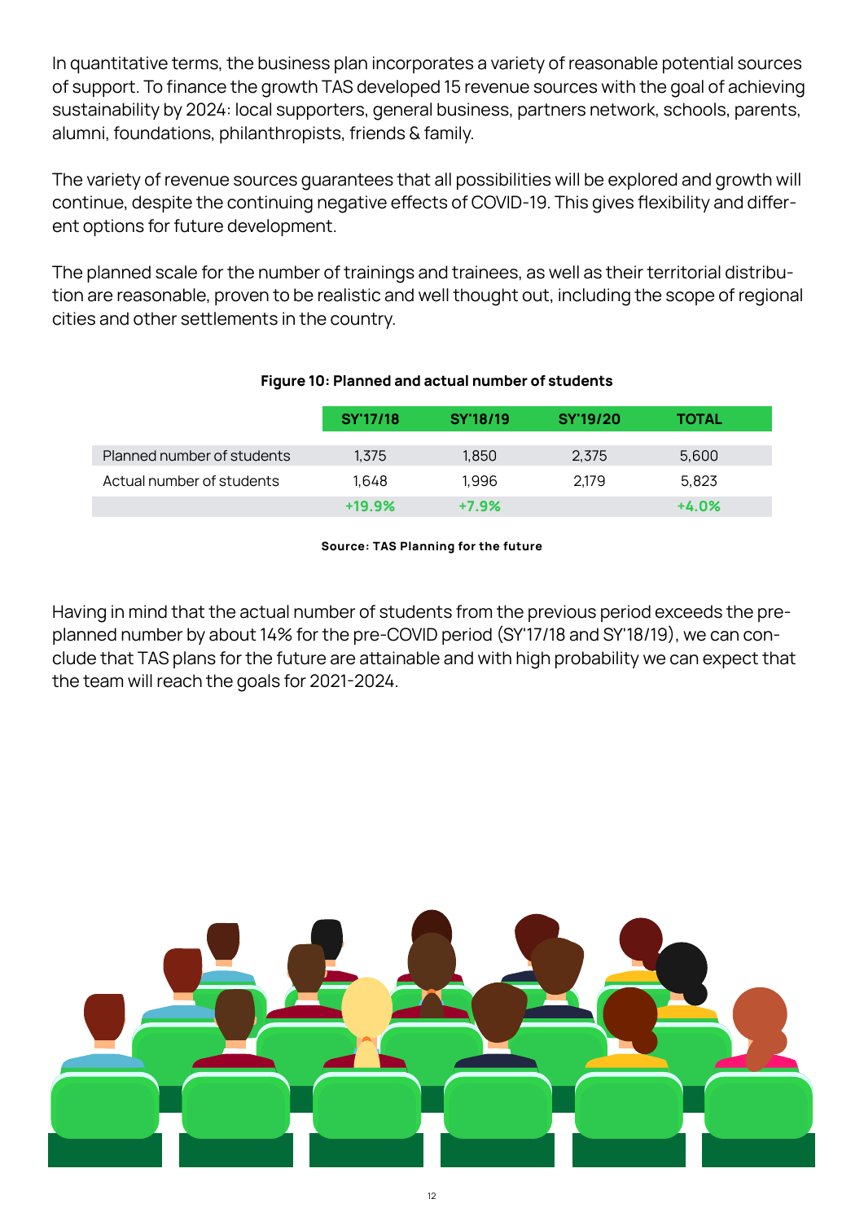In quantitative terms, the business plan incorporates a variety of reasonable potential sources of support. To finance the growth TAS developed 15 revenue sources with the goal of achieving sustainability by 2024: local supporters, general business, partners network, schools, parents, alumni, foundations, philanthropists, friends & family.

The variety of revenue sources guarantees that all possibilities will be explored and growth will continue, despite the continuing negative effects of COVID-19. This gives flexibility and different options for future development.

The planned scale for the number of trainings and trainees, as well as their territorial distribution are reasonable, proven to be realistic and well thought out, including the scope of regional cities and other settlements in the country.

**Figure 10: Planned and actual number of students**

| | SY'17/18 | SY'18/19 | SY'19/20 | TOTAL |
|---|---|---|---|---|
| Planned number of students | 1,375 | 1,850 | 2,375 | 5,600 |
| Actual number of students | 1,648 | 1,996 | 2,179 | 5,823 |
| | +19.9% | +7.9% | | +4.0% |

**Source: TAS Planning for the future**

Having in mind that the actual number of students from the previous period exceeds the pre-planned number by about 14% for the pre-COVID period (SY'17/18 and SY'18/19), we can conclude that TAS plans for the future are attainable and with high probability we can expect that the team will reach the goals for 2021-2024.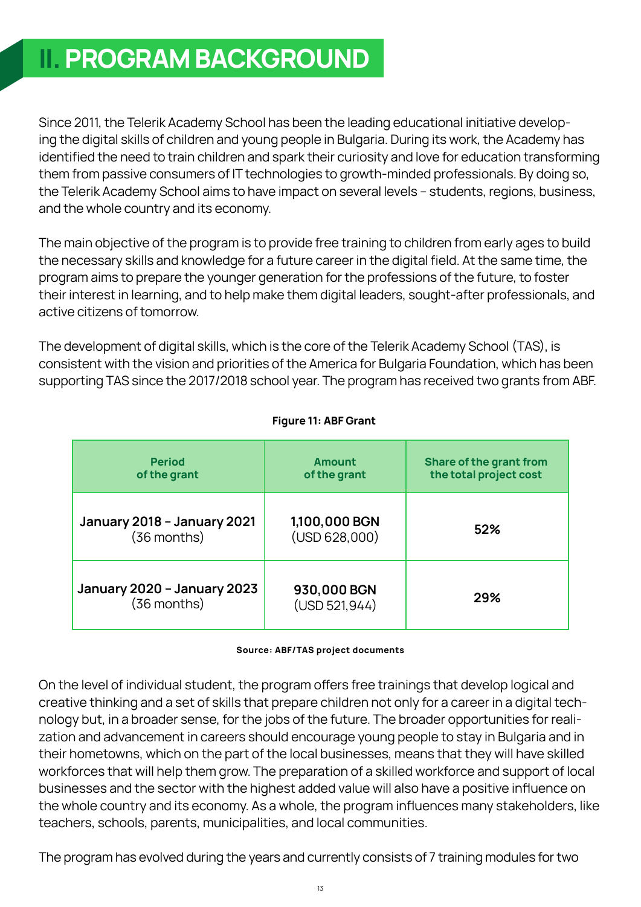# II. PROGRAM BACKGROUND

Since 2011, the Telerik Academy School has been the leading educational initiative developing the digital skills of children and young people in Bulgaria. During its work, the Academy has identified the need to train children and spark their curiosity and love for education transforming them from passive consumers of IT technologies to growth-minded professionals. By doing so, the Telerik Academy School aims to have impact on several levels – students, regions, business, and the whole country and its economy.

The main objective of the program is to provide free training to children from early ages to build the necessary skills and knowledge for a future career in the digital field. At the same time, the program aims to prepare the younger generation for the professions of the future, to foster their interest in learning, and to help make them digital leaders, sought-after professionals, and active citizens of tomorrow.

The development of digital skills, which is the core of the Telerik Academy School (TAS), is consistent with the vision and priorities of the America for Bulgaria Foundation, which has been supporting TAS since the 2017/2018 school year. The program has received two grants from ABF.

**Figure 11: ABF Grant**

| Period of the grant | Amount of the grant | Share of the grant from the total project cost |
|---|---|---|
| **January 2018 – January 2021** (36 months) | **1,100,000 BGN** (USD 628,000) | **52%** |
| **January 2020 – January 2023** (36 months) | **930,000 BGN** (USD 521,944) | **29%** |

**Source: ABF/TAS project documents**

On the level of individual student, the program offers free trainings that develop logical and creative thinking and a set of skills that prepare children not only for a career in a digital technology but, in a broader sense, for the jobs of the future. The broader opportunities for realization and advancement in careers should encourage young people to stay in Bulgaria and in their hometowns, which on the part of the local businesses, means that they will have skilled workforces that will help them grow. The preparation of a skilled workforce and support of local businesses and the sector with the highest added value will also have a positive influence on the whole country and its economy. As a whole, the program influences many stakeholders, like teachers, schools, parents, municipalities, and local communities.

The program has evolved during the years and currently consists of 7 training modules for two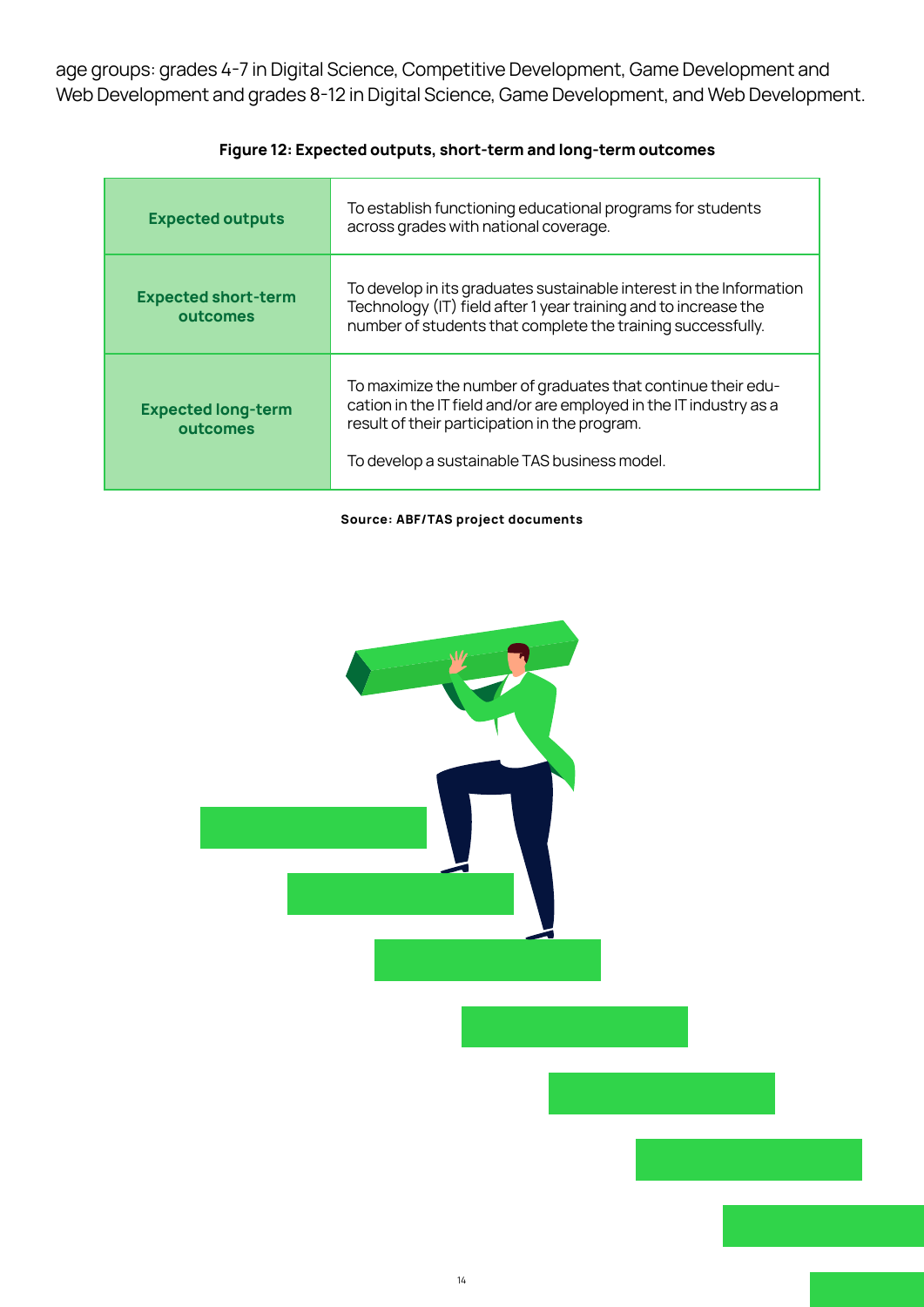age groups: grades 4-7 in Digital Science, Competitive Development, Game Development and Web Development and grades 8-12 in Digital Science, Game Development, and Web Development.

**Figure 12: Expected outputs, short-term and long-term outcomes**

| | |
|---|---|
| **Expected outputs** | To establish functioning educational programs for students across grades with national coverage. |
| **Expected short-term outcomes** | To develop in its graduates sustainable interest in the Information Technology (IT) field after 1 year training and to increase the number of students that complete the training successfully. |
| **Expected long-term outcomes** | To maximize the number of graduates that continue their education in the IT field and/or are employed in the IT industry as a result of their participation in the program.<br><br>To develop a sustainable TAS business model. |

**Source: ABF/TAS project documents**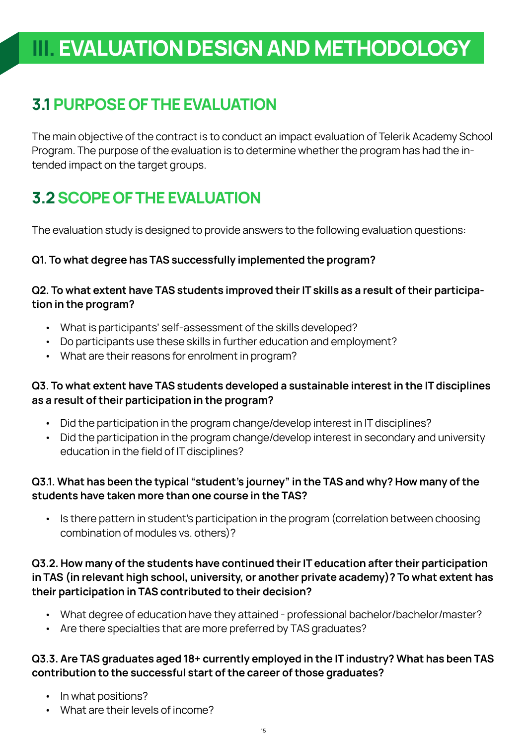# III. EVALUATION DESIGN AND METHODOLOGY

## 3.1 PURPOSE OF THE EVALUATION

The main objective of the contract is to conduct an impact evaluation of Telerik Academy School Program. The purpose of the evaluation is to determine whether the program has had the intended impact on the target groups.

## 3.2 SCOPE OF THE EVALUATION

The evaluation study is designed to provide answers to the following evaluation questions:

**Q1. To what degree has TAS successfully implemented the program?**

**Q2. To what extent have TAS students improved their IT skills as a result of their participation in the program?**

- What is participants' self-assessment of the skills developed?
- Do participants use these skills in further education and employment?
- What are their reasons for enrolment in program?

**Q3. To what extent have TAS students developed a sustainable interest in the IT disciplines as a result of their participation in the program?**

- Did the participation in the program change/develop interest in IT disciplines?
- Did the participation in the program change/develop interest in secondary and university education in the field of IT disciplines?

**Q3.1. What has been the typical "student's journey" in the TAS and why? How many of the students have taken more than one course in the TAS?**

- Is there pattern in student's participation in the program (correlation between choosing combination of modules vs. others)?

**Q3.2. How many of the students have continued their IT education after their participation in TAS (in relevant high school, university, or another private academy)? To what extent has their participation in TAS contributed to their decision?**

- What degree of education have they attained - professional bachelor/bachelor/master?
- Are there specialties that are more preferred by TAS graduates?

**Q3.3. Are TAS graduates aged 18+ currently employed in the IT industry? What has been TAS contribution to the successful start of the career of those graduates?**

- In what positions?
- What are their levels of income?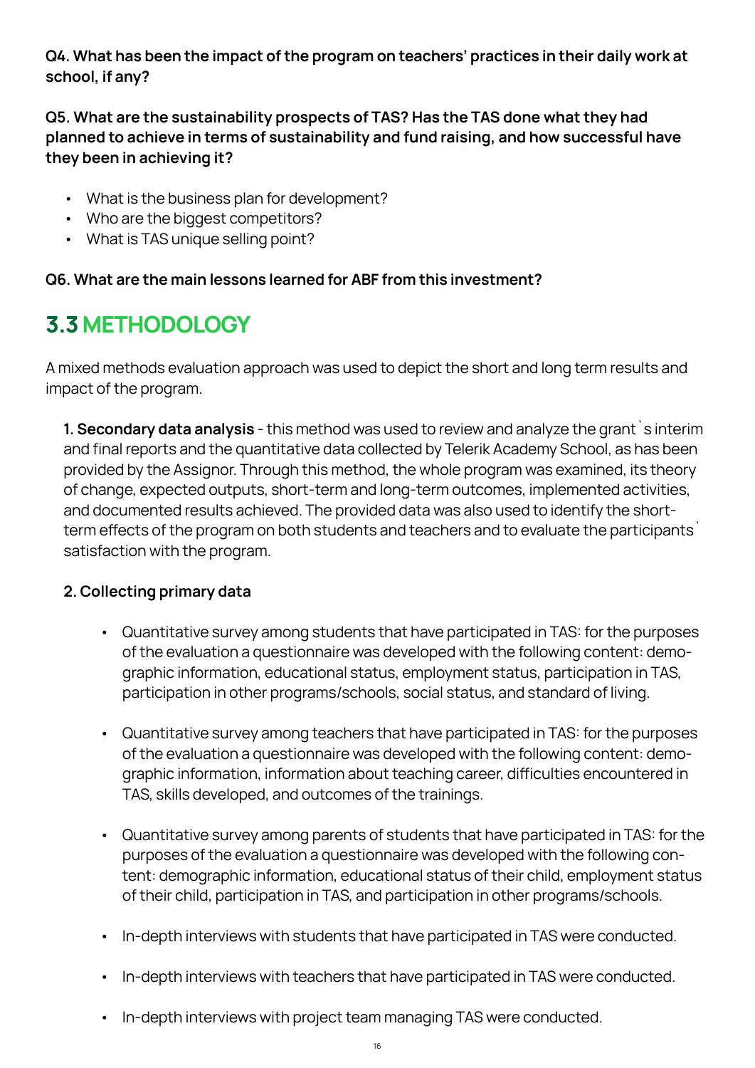**Q4. What has been the impact of the program on teachers' practices in their daily work at school, if any?**

**Q5. What are the sustainability prospects of TAS? Has the TAS done what they had planned to achieve in terms of sustainability and fund raising, and how successful have they been in achieving it?**

- What is the business plan for development?
- Who are the biggest competitors?
- What is TAS unique selling point?

**Q6. What are the main lessons learned for ABF from this investment?**

## 3.3 METHODOLOGY

A mixed methods evaluation approach was used to depict the short and long term results and impact of the program.

**1. Secondary data analysis** - this method was used to review and analyze the grant`s interim and final reports and the quantitative data collected by Telerik Academy School, as has been provided by the Assignor. Through this method, the whole program was examined, its theory of change, expected outputs, short-term and long-term outcomes, implemented activities, and documented results achieved. The provided data was also used to identify the short-term effects of the program on both students and teachers and to evaluate the participants` satisfaction with the program.

**2. Collecting primary data**

- Quantitative survey among students that have participated in TAS: for the purposes of the evaluation a questionnaire was developed with the following content: demographic information, educational status, employment status, participation in TAS, participation in other programs/schools, social status, and standard of living.
- Quantitative survey among teachers that have participated in TAS: for the purposes of the evaluation a questionnaire was developed with the following content: demographic information, information about teaching career, difficulties encountered in TAS, skills developed, and outcomes of the trainings.
- Quantitative survey among parents of students that have participated in TAS: for the purposes of the evaluation a questionnaire was developed with the following content: demographic information, educational status of their child, employment status of their child, participation in TAS, and participation in other programs/schools.
- In-depth interviews with students that have participated in TAS were conducted.
- In-depth interviews with teachers that have participated in TAS were conducted.
- In-depth interviews with project team managing TAS were conducted.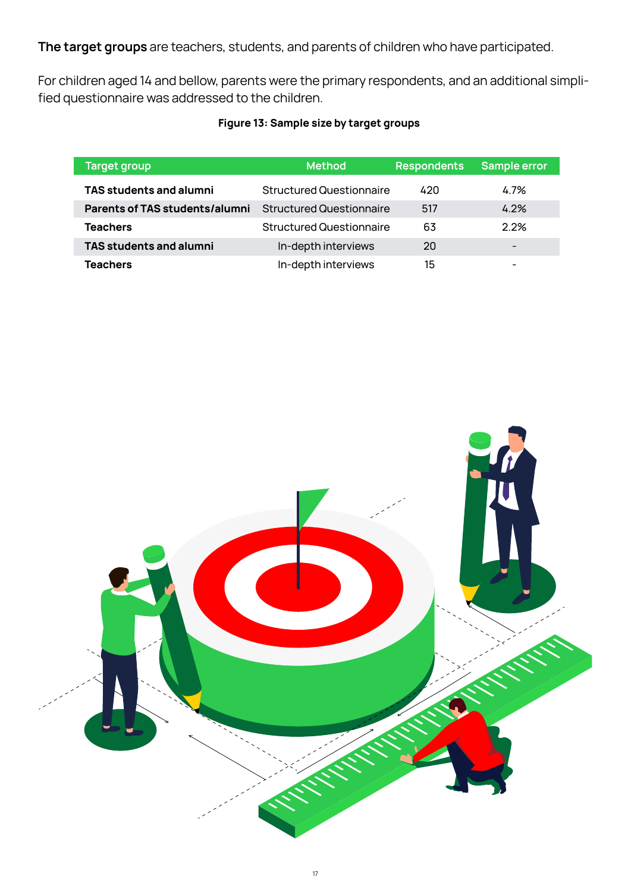**The target groups** are teachers, students, and parents of children who have participated.

For children aged 14 and bellow, parents were the primary respondents, and an additional simplified questionnaire was addressed to the children.

**Figure 13: Sample size by target groups**

| Target group | Method | Respondents | Sample error |
|---|---|---|---|
| **TAS students and alumni** | Structured Questionnaire | 420 | 4.7% |
| **Parents of TAS students/alumni** | Structured Questionnaire | 517 | 4.2% |
| **Teachers** | Structured Questionnaire | 63 | 2.2% |
| **TAS students and alumni** | In-depth interviews | 20 | - |
| **Teachers** | In-depth interviews | 15 | - |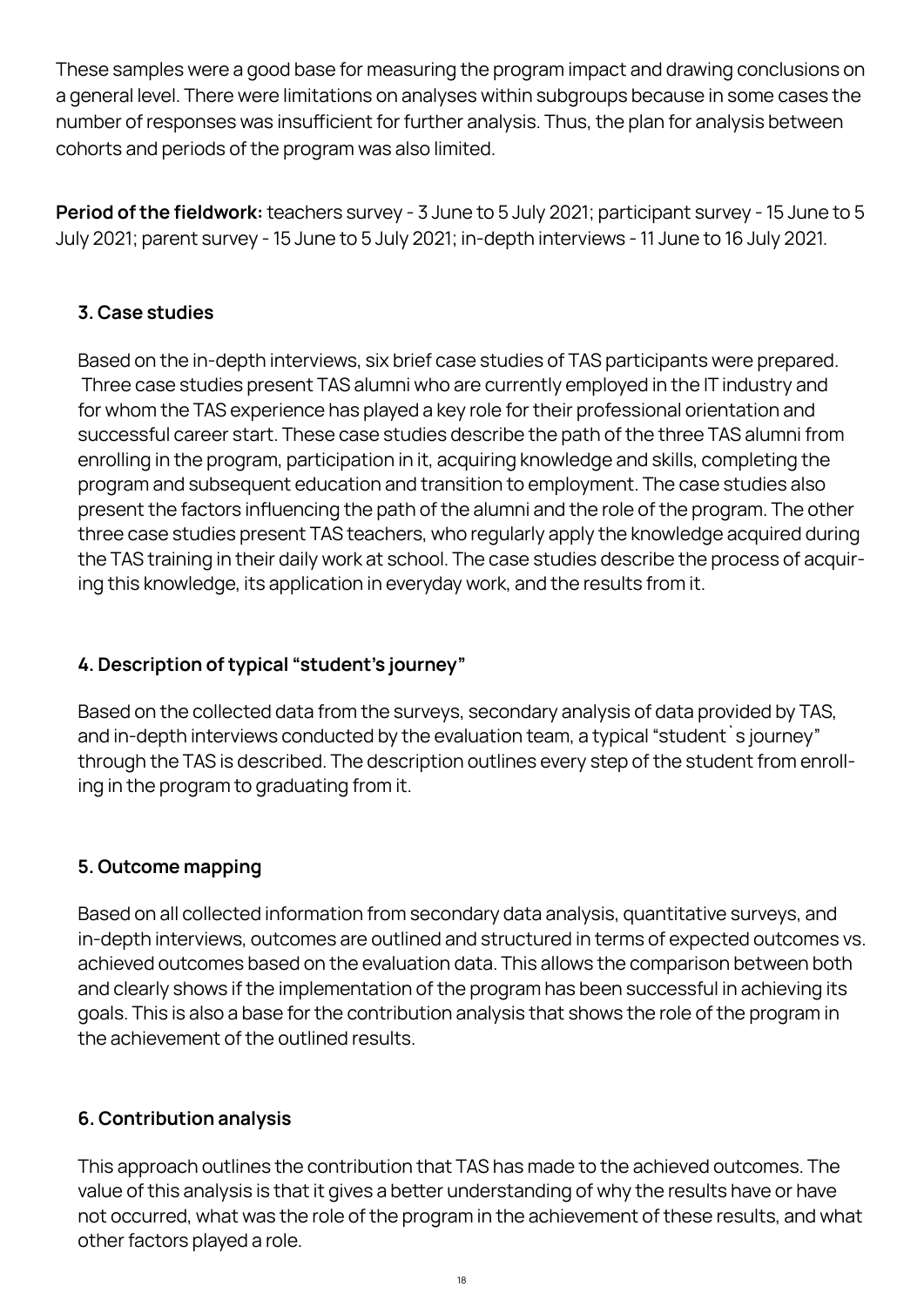These samples were a good base for measuring the program impact and drawing conclusions on a general level. There were limitations on analyses within subgroups because in some cases the number of responses was insufficient for further analysis. Thus, the plan for analysis between cohorts and periods of the program was also limited.

**Period of the fieldwork:** teachers survey - 3 June to 5 July 2021; participant survey - 15 June to 5 July 2021; parent survey - 15 June to 5 July 2021; in-depth interviews - 11 June to 16 July 2021.

### 3. Case studies

Based on the in-depth interviews, six brief case studies of TAS participants were prepared. Three case studies present TAS alumni who are currently employed in the IT industry and for whom the TAS experience has played a key role for their professional orientation and successful career start. These case studies describe the path of the three TAS alumni from enrolling in the program, participation in it, acquiring knowledge and skills, completing the program and subsequent education and transition to employment. The case studies also present the factors influencing the path of the alumni and the role of the program. The other three case studies present TAS teachers, who regularly apply the knowledge acquired during the TAS training in their daily work at school. The case studies describe the process of acquiring this knowledge, its application in everyday work, and the results from it.

### 4. Description of typical "student's journey"

Based on the collected data from the surveys, secondary analysis of data provided by TAS, and in-depth interviews conducted by the evaluation team, a typical "student`s journey" through the TAS is described. The description outlines every step of the student from enrolling in the program to graduating from it.

### 5. Outcome mapping

Based on all collected information from secondary data analysis, quantitative surveys, and in-depth interviews, outcomes are outlined and structured in terms of expected outcomes vs. achieved outcomes based on the evaluation data. This allows the comparison between both and clearly shows if the implementation of the program has been successful in achieving its goals. This is also a base for the contribution analysis that shows the role of the program in the achievement of the outlined results.

### 6. Contribution analysis

This approach outlines the contribution that TAS has made to the achieved outcomes. The value of this analysis is that it gives a better understanding of why the results have or have not occurred, what was the role of the program in the achievement of these results, and what other factors played a role.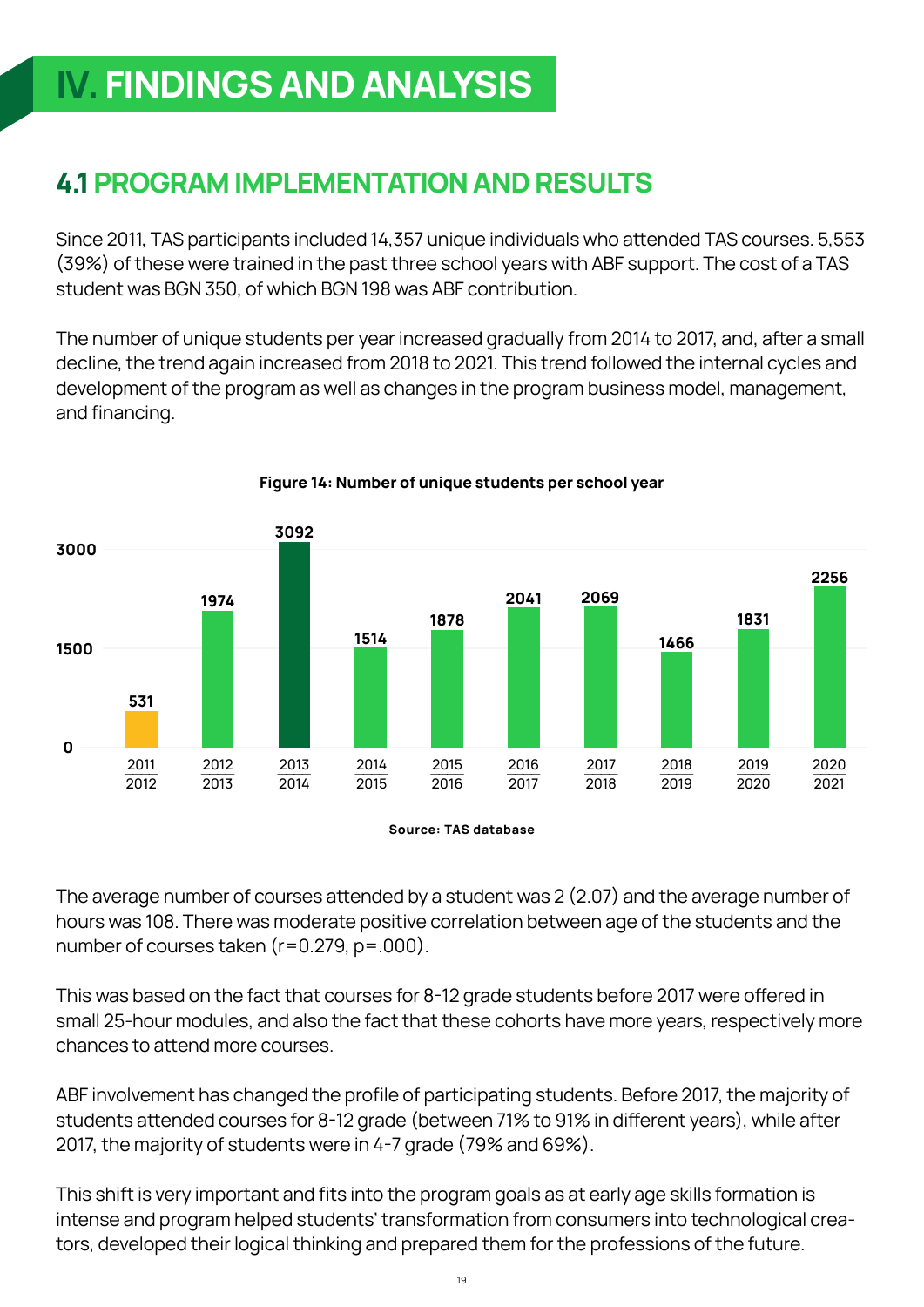# IV. FINDINGS AND ANALYSIS

## 4.1 PROGRAM IMPLEMENTATION AND RESULTS

Since 2011, TAS participants included 14,357 unique individuals who attended TAS courses. 5,553 (39%) of these were trained in the past three school years with ABF support. The cost of a TAS student was BGN 350, of which BGN 198 was ABF contribution.

The number of unique students per year increased gradually from 2014 to 2017, and, after a small decline, the trend again increased from 2018 to 2021. This trend followed the internal cycles and development of the program as well as changes in the program business model, management, and financing.

**Figure 14: Number of unique students per school year**

| School year | Number of unique students |
|---|---|
| 2011/2012 | 531 |
| 2012/2013 | 1974 |
| 2013/2014 | 3092 |
| 2014/2015 | 1514 |
| 2015/2016 | 1878 |
| 2016/2017 | 2041 |
| 2017/2018 | 2069 |
| 2018/2019 | 1466 |
| 2019/2020 | 1831 |
| 2020/2021 | 2256 |

**Source: TAS database**

The average number of courses attended by a student was 2 (2.07) and the average number of hours was 108. There was moderate positive correlation between age of the students and the number of courses taken ($r=0.279$, $p=.000$).

This was based on the fact that courses for 8-12 grade students before 2017 were offered in small 25-hour modules, and also the fact that these cohorts have more years, respectively more chances to attend more courses.

ABF involvement has changed the profile of participating students. Before 2017, the majority of students attended courses for 8-12 grade (between 71% to 91% in different years), while after 2017, the majority of students were in 4-7 grade (79% and 69%).

This shift is very important and fits into the program goals as at early age skills formation is intense and program helped students' transformation from consumers into technological creators, developed their logical thinking and prepared them for the professions of the future.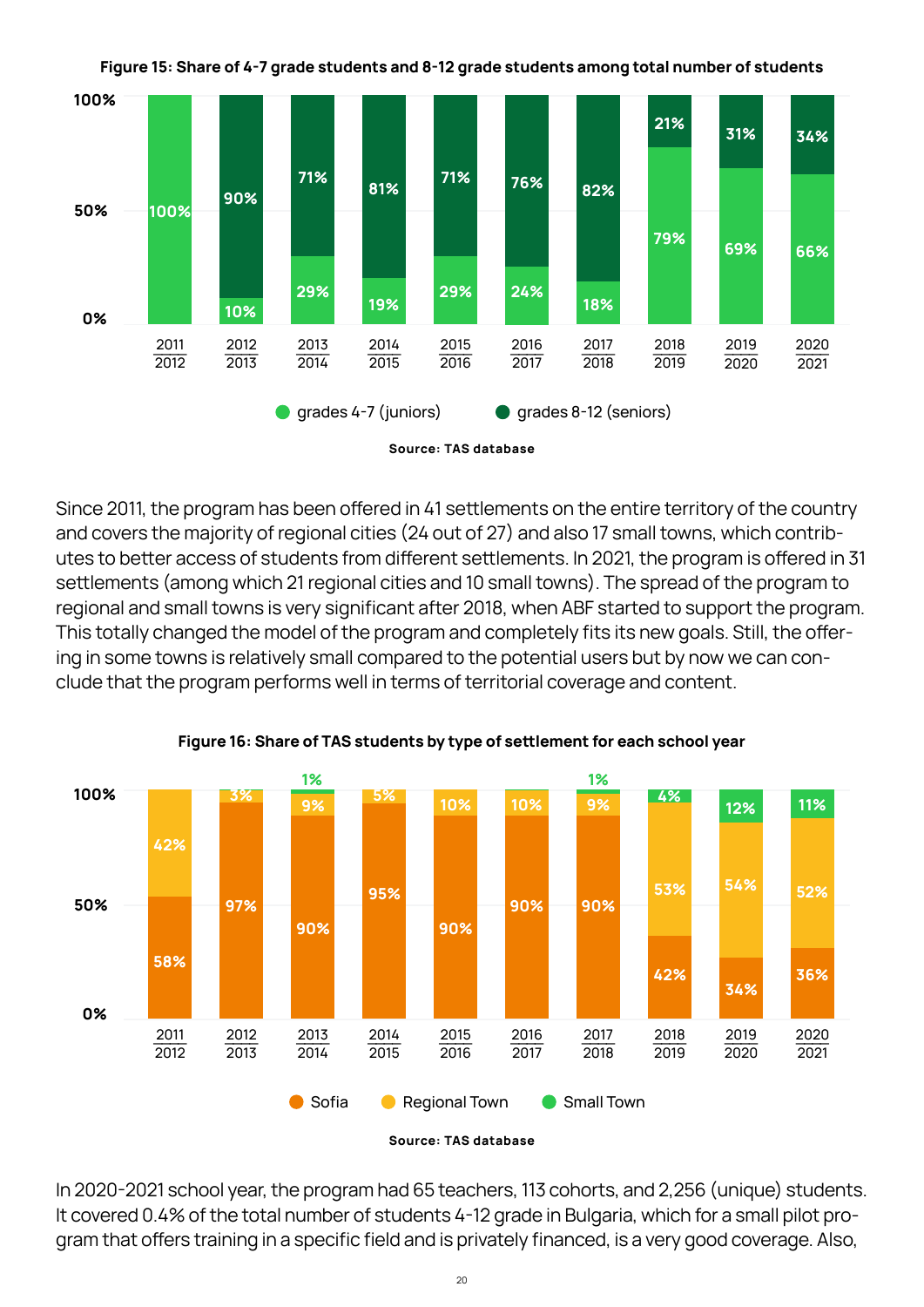**Figure 15: Share of 4-7 grade students and 8-12 grade students among total number of students**

| School year | grades 4-7 (juniors) | grades 8-12 (seniors) |
|---|---|---|
| 2011/2012 | 100% | |
| 2012/2013 | 10% | 90% |
| 2013/2014 | 29% | 71% |
| 2014/2015 | 19% | 81% |
| 2015/2016 | 29% | 71% |
| 2016/2017 | 24% | 76% |
| 2017/2018 | 18% | 82% |
| 2018/2019 | 79% | 21% |
| 2019/2020 | 69% | 31% |
| 2020/2021 | 66% | 34% |

**Source: TAS database**

Since 2011, the program has been offered in 41 settlements on the entire territory of the country and covers the majority of regional cities (24 out of 27) and also 17 small towns, which contributes to better access of students from different settlements. In 2021, the program is offered in 31 settlements (among which 21 regional cities and 10 small towns). The spread of the program to regional and small towns is very significant after 2018, when ABF started to support the program. This totally changed the model of the program and completely fits its new goals. Still, the offering in some towns is relatively small compared to the potential users but by now we can conclude that the program performs well in terms of territorial coverage and content.

**Figure 16: Share of TAS students by type of settlement for each school year**

| School year | Sofia | Regional Town | Small Town |
|---|---|---|---|
| 2011/2012 | 58% | 42% | |
| 2012/2013 | 97% | 3% | |
| 2013/2014 | 90% | 9% | 1% |
| 2014/2015 | 95% | 5% | |
| 2015/2016 | 90% | 10% | |
| 2016/2017 | 90% | 10% | |
| 2017/2018 | 90% | 9% | 1% |
| 2018/2019 | 42% | 53% | 4% |
| 2019/2020 | 34% | 54% | 12% |
| 2020/2021 | 36% | 52% | 11% |

**Source: TAS database**

In 2020-2021 school year, the program had 65 teachers, 113 cohorts, and 2,256 (unique) students. It covered 0.4% of the total number of students 4-12 grade in Bulgaria, which for a small pilot program that offers training in a specific field and is privately financed, is a very good coverage. Also,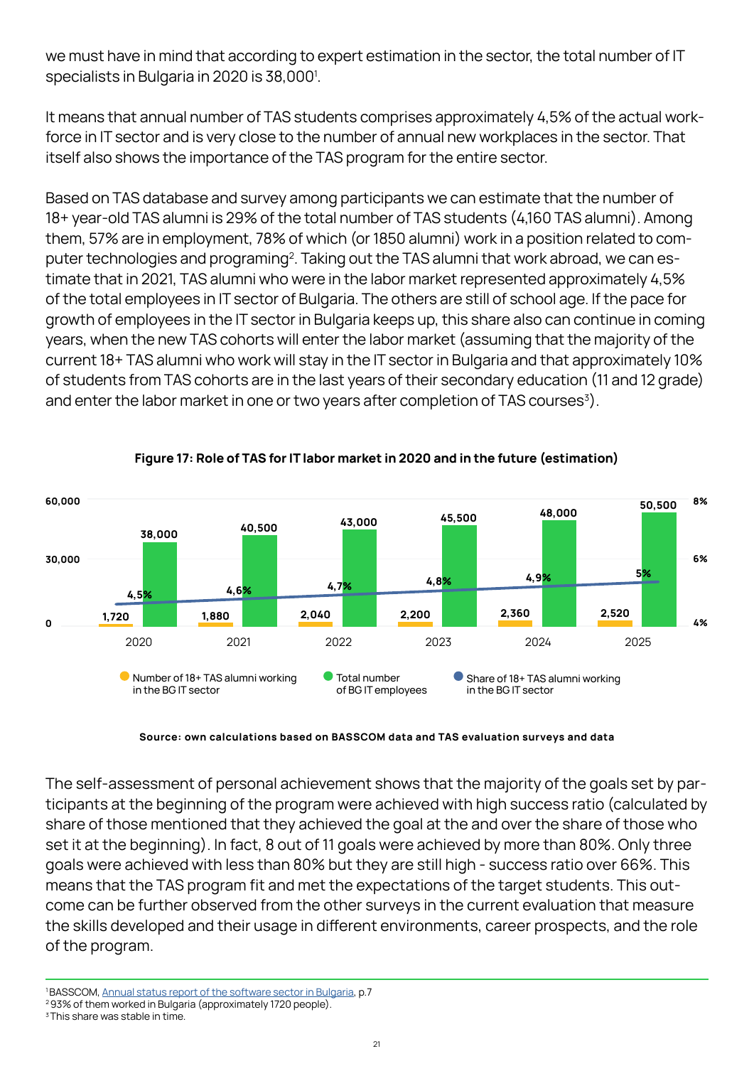we must have in mind that according to expert estimation in the sector, the total number of IT specialists in Bulgaria in 2020 is 38,000[1].

It means that annual number of TAS students comprises approximately 4,5% of the actual work-force in IT sector and is very close to the number of annual new workplaces in the sector. That itself also shows the importance of the TAS program for the entire sector.

Based on TAS database and survey among participants we can estimate that the number of 18+ year-old TAS alumni is 29% of the total number of TAS students (4,160 TAS alumni). Among them, 57% are in employment, 78% of which (or 1850 alumni) work in a position related to computer technologies and programing[2]. Taking out the TAS alumni that work abroad, we can estimate that in 2021, TAS alumni who were in the labor market represented approximately 4,5% of the total employees in IT sector of Bulgaria. The others are still of school age. If the pace for growth of employees in the IT sector in Bulgaria keeps up, this share also can continue in coming years, when the new TAS cohorts will enter the labor market (assuming that the majority of the current 18+ TAS alumni who work will stay in the IT sector in Bulgaria and that approximately 10% of students from TAS cohorts are in the last years of their secondary education (11 and 12 grade) and enter the labor market in one or two years after completion of TAS courses[3]).

**Figure 17: Role of TAS for IT labor market in 2020 and in the future (estimation)**

| Year | Number of 18+ TAS alumni working in the BG IT sector | Total number of BG IT employees | Share of 18+ TAS alumni working in the BG IT sector |
|---|---|---|---|
| 2020 | 1,720 | 38,000 | 4,5% |
| 2021 | 1,880 | 40,500 | 4,6% |
| 2022 | 2,040 | 43,000 | 4,7% |
| 2023 | 2,200 | 45,500 | 4,8% |
| 2024 | 2,360 | 48,000 | 4,9% |
| 2025 | 2,520 | 50,500 | 5% |

**Source: own calculations based on BASSCOM data and TAS evaluation surveys and data**

The self-assessment of personal achievement shows that the majority of the goals set by participants at the beginning of the program were achieved with high success ratio (calculated by share of those mentioned that they achieved the goal at the and over the share of those who set it at the beginning). In fact, 8 out of 11 goals were achieved by more than 80%. Only three goals were achieved with less than 80% but they are still high - success ratio over 66%. This means that the TAS program fit and met the expectations of the target students. This outcome can be further observed from the other surveys in the current evaluation that measure the skills developed and their usage in different environments, career prospects, and the role of the program.

---

[1] BASSCOM, Annual status report of the software sector in Bulgaria, p.7

[2] 93% of them worked in Bulgaria (approximately 1720 people).

[3] This share was stable in time.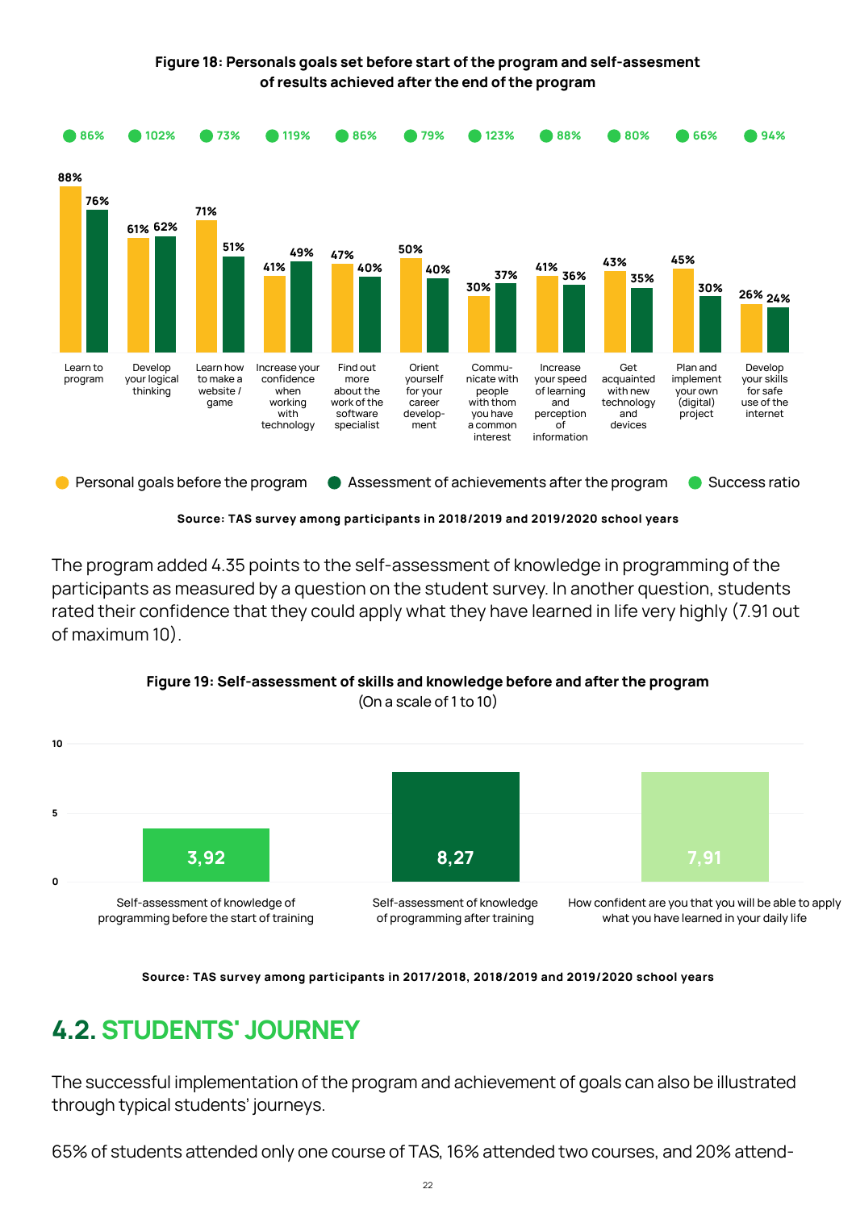**Figure 18: Personals goals set before start of the program and self-assesment of results achieved after the end of the program**

| | Personal goals before the program | Assessment of achievements after the program | Success ratio |
|---|---|---|---|
| Learn to program | 88% | 76% | 86% |
| Develop your logical thinking | 61% | 62% | 102% |
| Learn how to make a website / game | 71% | 51% | 73% |
| Increase your confidence when working with technology | 41% | 49% | 119% |
| Find out more about the work of the software specialist | 47% | 40% | 86% |
| Orient yourself for your career development | 50% | 40% | 79% |
| Communicate with people with thom you have a common interest | 30% | 37% | 123% |
| Increase your speed of learning and perception of information | 41% | 36% | 88% |
| Get acquainted with new technology and devices | 43% | 35% | 80% |
| Plan and implement your own (digital) project | 45% | 30% | 66% |
| Develop your skills for safe use of the internet | 26% | 24% | 94% |

**Source: TAS survey among participants in 2018/2019 and 2019/2020 school years**

The program added 4.35 points to the self-assessment of knowledge in programming of the participants as measured by a question on the student survey. In another question, students rated their confidence that they could apply what they have learned in life very highly (7.91 out of maximum 10).

**Figure 19: Self-assessment of skills and knowledge before and after the program**
(On a scale of 1 to 10)

| | Score |
|---|---|
| Self-assessment of knowledge of programming before the start of training | 3,92 |
| Self-assessment of knowledge of programming after training | 8,27 |
| How confident are you that you will be able to apply what you have learned in your daily life | 7,91 |

**Source: TAS survey among participants in 2017/2018, 2018/2019 and 2019/2020 school years**

## 4.2. STUDENTS' JOURNEY

The successful implementation of the program and achievement of goals can also be illustrated through typical students' journeys.

65% of students attended only one course of TAS, 16% attended two courses, and 20% attend-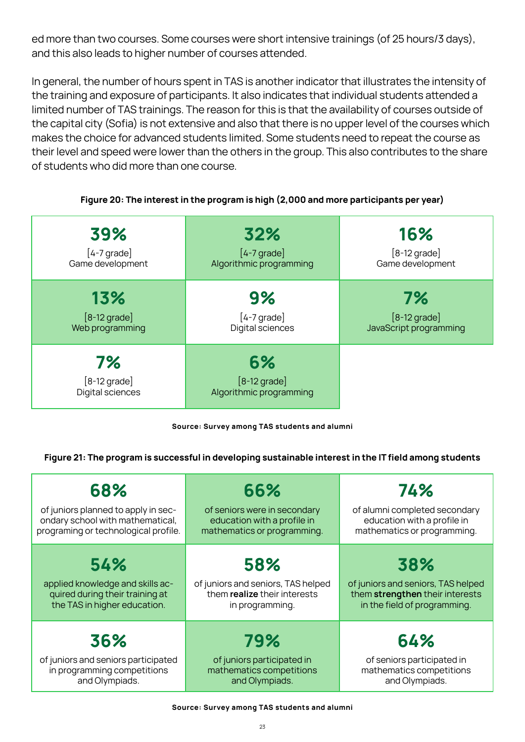ed more than two courses. Some courses were short intensive trainings (of 25 hours/3 days), and this also leads to higher number of courses attended.

In general, the number of hours spent in TAS is another indicator that illustrates the intensity of the training and exposure of participants. It also indicates that individual students attended a limited number of TAS trainings. The reason for this is that the availability of courses outside of the capital city (Sofia) is not extensive and also that there is no upper level of the courses which makes the choice for advanced students limited. Some students need to repeat the course as their level and speed were lower than the others in the group. This also contributes to the share of students who did more than one course.

**Figure 20: The interest in the program is high (2,000 and more participants per year)**

| | | |
|---|---|---|
| **39%** [4-7 grade] Game development | **32%** [4-7 grade] Algorithmic programming | **16%** [8-12 grade] Game development |
| **13%** [8-12 grade] Web programming | **9%** [4-7 grade] Digital sciences | **7%** [8-12 grade] JavaScript programming |
| **7%** [8-12 grade] Digital sciences | **6%** [8-12 grade] Algorithmic programming | |

Source: Survey among TAS students and alumni

**Figure 21: The program is successful in developing sustainable interest in the IT field among students**

| | | |
|---|---|---|
| **68%** of juniors planned to apply in secondary school with mathematical, programing or technological profile. | **66%** of seniors were in secondary education with a profile in mathematics or programming. | **74%** of alumni completed secondary education with a profile in mathematics or programming. |
| **54%** applied knowledge and skills acquired during their training at the TAS in higher education. | **58%** of juniors and seniors, TAS helped them **realize** their interests in programming. | **38%** of juniors and seniors, TAS helped them **strengthen** their interests in the field of programming. |
| **36%** of juniors and seniors participated in programming competitions and Olympiads. | **79%** of juniors participated in mathematics competitions and Olympiads. | **64%** of seniors participated in mathematics competitions and Olympiads. |

Source: Survey among TAS students and alumni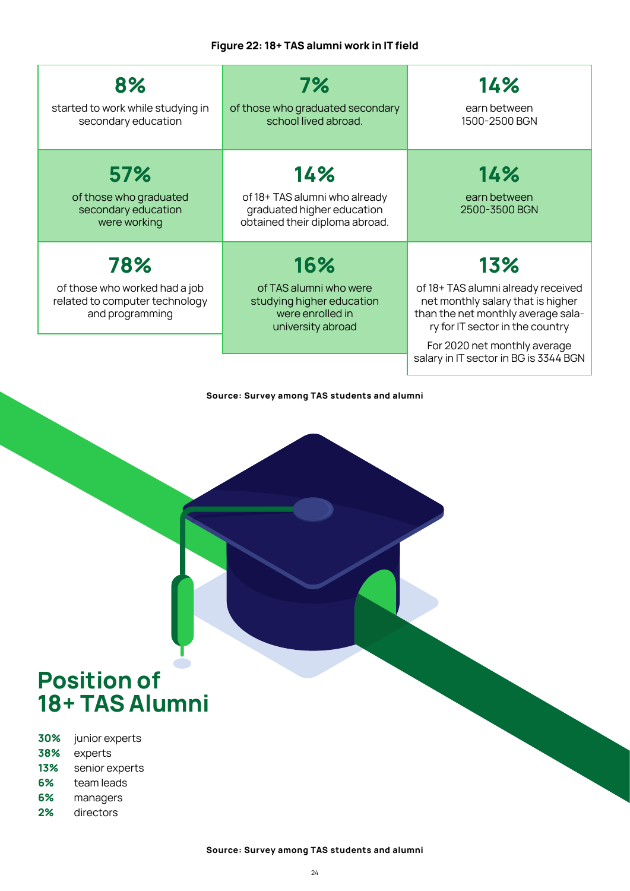**Figure 22: 18+ TAS alumni work in IT field**

| | | |
|---|---|---|
| **8%** started to work while studying in secondary education | **7%** of those who graduated secondary school lived abroad. | **14%** earn between 1500-2500 BGN |
| **57%** of those who graduated secondary education were working | **14%** of 18+ TAS alumni who already graduated higher education obtained their diploma abroad. | **14%** earn between 2500-3500 BGN |
| **78%** of those who worked had a job related to computer technology and programming | **16%** of TAS alumni who were studying higher education were enrolled in university abroad | **13%** of 18+ TAS alumni already received net monthly salary that is higher than the net monthly average salary for IT sector in the country. For 2020 net monthly average salary in IT sector in BG is 3344 BGN |

**Source: Survey among TAS students and alumni**

## Position of 18+ TAS Alumni

- **30%** junior experts
- **38%** experts
- **13%** senior experts
- **6%** team leads
- **6%** managers
- **2%** directors

**Source: Survey among TAS students and alumni**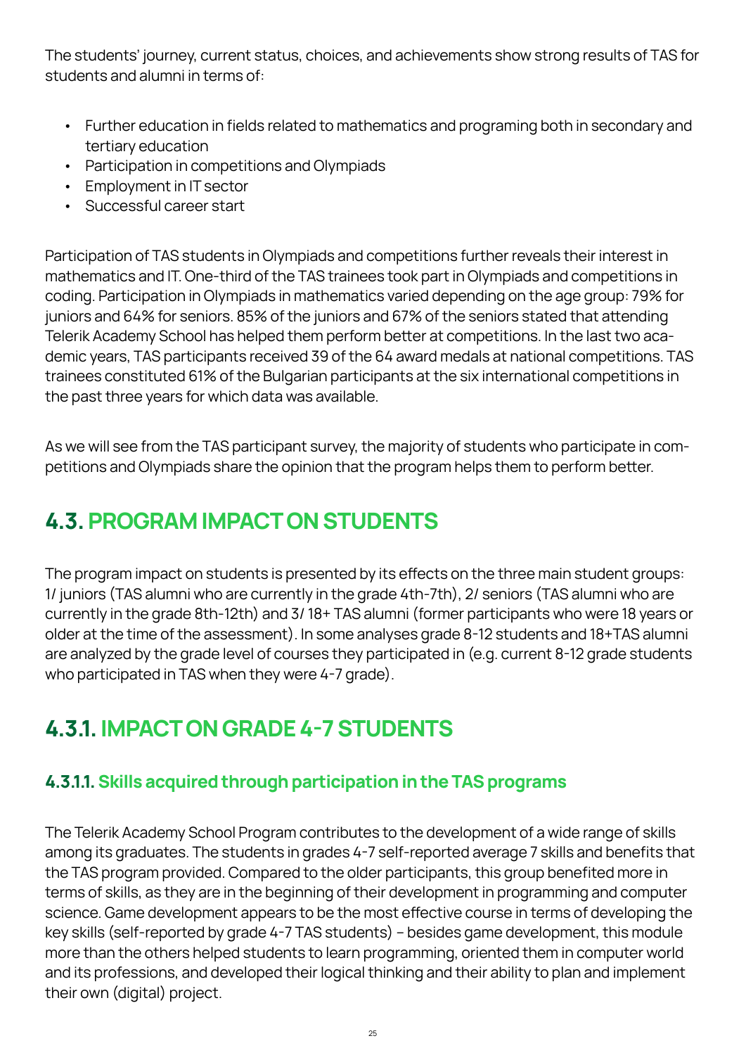The students' journey, current status, choices, and achievements show strong results of TAS for students and alumni in terms of:

- Further education in fields related to mathematics and programing both in secondary and tertiary education
- Participation in competitions and Olympiads
- Employment in IT sector
- Successful career start

Participation of TAS students in Olympiads and competitions further reveals their interest in mathematics and IT. One-third of the TAS trainees took part in Olympiads and competitions in coding. Participation in Olympiads in mathematics varied depending on the age group: 79% for juniors and 64% for seniors. 85% of the juniors and 67% of the seniors stated that attending Telerik Academy School has helped them perform better at competitions. In the last two academic years, TAS participants received 39 of the 64 award medals at national competitions. TAS trainees constituted 61% of the Bulgarian participants at the six international competitions in the past three years for which data was available.

As we will see from the TAS participant survey, the majority of students who participate in competitions and Olympiads share the opinion that the program helps them to perform better.

## 4.3. PROGRAM IMPACT ON STUDENTS

The program impact on students is presented by its effects on the three main student groups: 1/ juniors (TAS alumni who are currently in the grade 4th-7th), 2/ seniors (TAS alumni who are currently in the grade 8th-12th) and 3/ 18+ TAS alumni (former participants who were 18 years or older at the time of the assessment). In some analyses grade 8-12 students and 18+TAS alumni are analyzed by the grade level of courses they participated in (e.g. current 8-12 grade students who participated in TAS when they were 4-7 grade).

### 4.3.1. IMPACT ON GRADE 4-7 STUDENTS

#### 4.3.1.1. Skills acquired through participation in the TAS programs

The Telerik Academy School Program contributes to the development of a wide range of skills among its graduates. The students in grades 4-7 self-reported average 7 skills and benefits that the TAS program provided. Compared to the older participants, this group benefited more in terms of skills, as they are in the beginning of their development in programming and computer science. Game development appears to be the most effective course in terms of developing the key skills (self-reported by grade 4-7 TAS students) – besides game development, this module more than the others helped students to learn programming, oriented them in computer world and its professions, and developed their logical thinking and their ability to plan and implement their own (digital) project.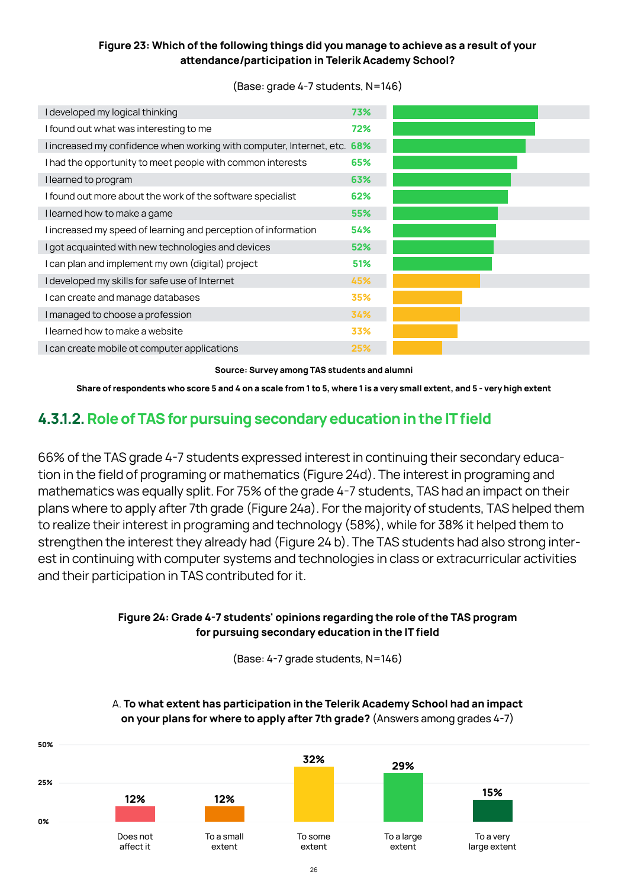**Figure 23: Which of the following things did you manage to achieve as a result of your attendance/participation in Telerik Academy School?**

(Base: grade 4-7 students, N=146)

| Statement | Share |
| --- | --- |
| I developed my logical thinking | 73% |
| I found out what was interesting to me | 72% |
| I increased my confidence when working with computer, Internet, etc. | 68% |
| I had the opportunity to meet people with common interests | 65% |
| I learned to program | 63% |
| I found out more about the work of the software specialist | 62% |
| I learned how to make a game | 55% |
| I increased my speed of learning and perception of information | 54% |
| I got acquainted with new technologies and devices | 52% |
| I can plan and implement my own (digital) project | 51% |
| I developed my skills for safe use of Internet | 45% |
| I can create and manage databases | 35% |
| I managed to choose a profession | 34% |
| I learned how to make a website | 33% |
| I can create mobile ot computer applications | 25% |

**Source: Survey among TAS students and alumni**

**Share of respondents who score 5 and 4 on a scale from 1 to 5, where 1 is a very small extent, and 5 - very high extent**

### 4.3.1.2. Role of TAS for pursuing secondary education in the IT field

66% of the TAS grade 4-7 students expressed interest in continuing their secondary education in the field of programing or mathematics (Figure 24d). The interest in programing and mathematics was equally split. For 75% of the grade 4-7 students, TAS had an impact on their plans where to apply after 7th grade (Figure 24a). For the majority of students, TAS helped them to realize their interest in programing and technology (58%), while for 38% it helped them to strengthen the interest they already had (Figure 24 b). The TAS students had also strong interest in continuing with computer systems and technologies in class or extracurricular activities and their participation in TAS contributed for it.

**Figure 24: Grade 4-7 students' opinions regarding the role of the TAS program for pursuing secondary education in the IT field**

(Base: 4-7 grade students, N=146)

A. **To what extent has participation in the Telerik Academy School had an impact on your plans for where to apply after 7th grade?** (Answers among grades 4-7)

| Does not affect it | To a small extent | To some extent | To a large extent | To a very large extent |
| --- | --- | --- | --- | --- |
| 12% | 12% | 32% | 29% | 15% |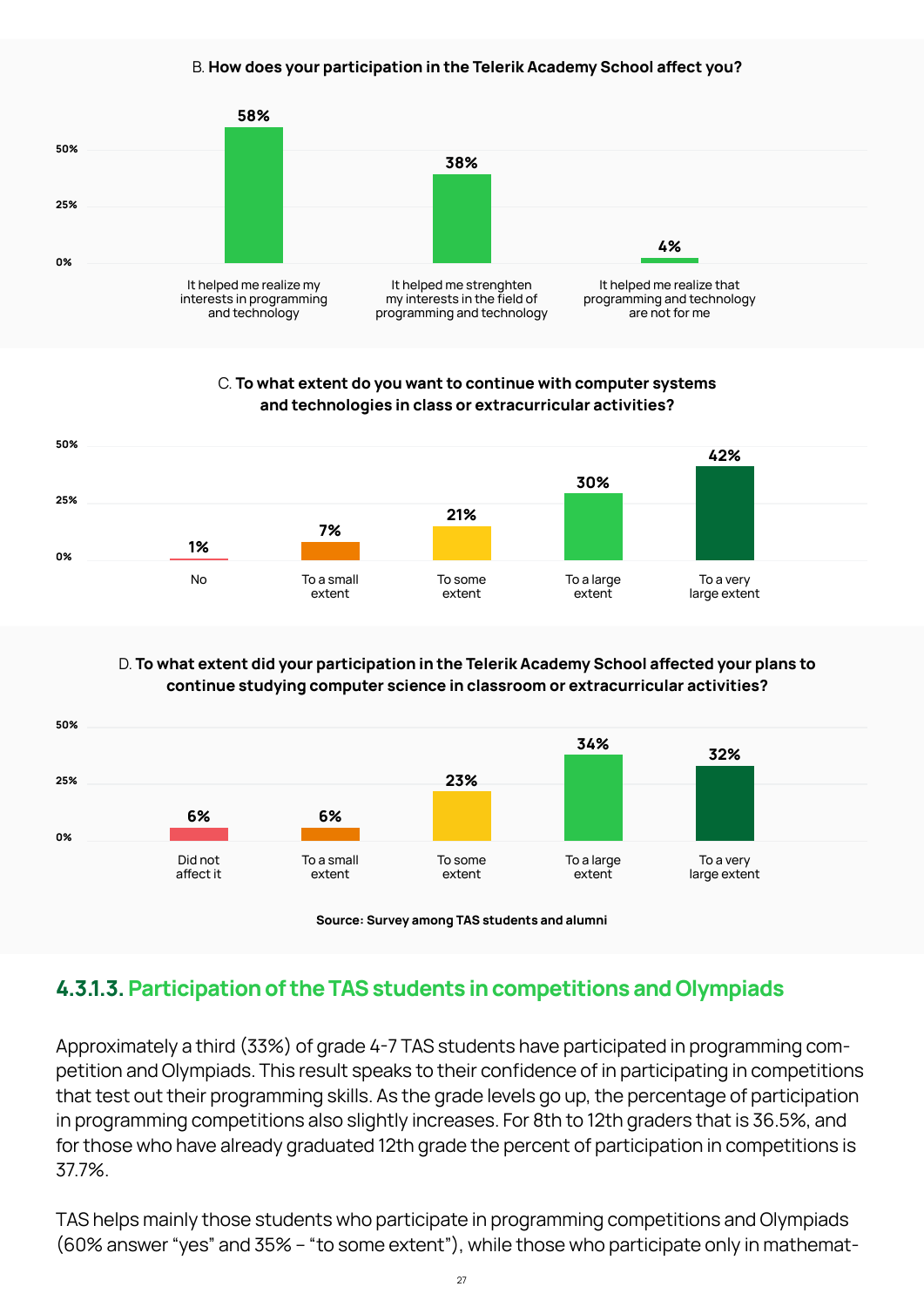B. **How does your participation in the Telerik Academy School affect you?**

| Response | % |
|---|---|
| It helped me realize my interests in programming and technology | 58% |
| It helped me strenghten my interests in the field of programming and technology | 38% |
| It helped me realize that programming and technology are not for me | 4% |

C. **To what extent do you want to continue with computer systems and technologies in class or extracurricular activities?**

| Response | % |
|---|---|
| No | 1% |
| To a small extent | 7% |
| To some extent | 21% |
| To a large extent | 30% |
| To a very large extent | 42% |

D. **To what extent did your participation in the Telerik Academy School affected your plans to continue studying computer science in classroom or extracurricular activities?**

| Response | % |
|---|---|
| Did not affect it | 6% |
| To a small extent | 6% |
| To some extent | 23% |
| To a large extent | 34% |
| To a very large extent | 32% |

**Source: Survey among TAS students and alumni**

### 4.3.1.3. Participation of the TAS students in competitions and Olympiads

Approximately a third (33%) of grade 4-7 TAS students have participated in programming competition and Olympiads. This result speaks to their confidence of in participating in competitions that test out their programming skills. As the grade levels go up, the percentage of participation in programming competitions also slightly increases. For 8th to 12th graders that is 36.5%, and for those who have already graduated 12th grade the percent of participation in competitions is 37.7%.

TAS helps mainly those students who participate in programming competitions and Olympiads (60% answer "yes" and 35% – "to some extent"), while those who participate only in mathemat-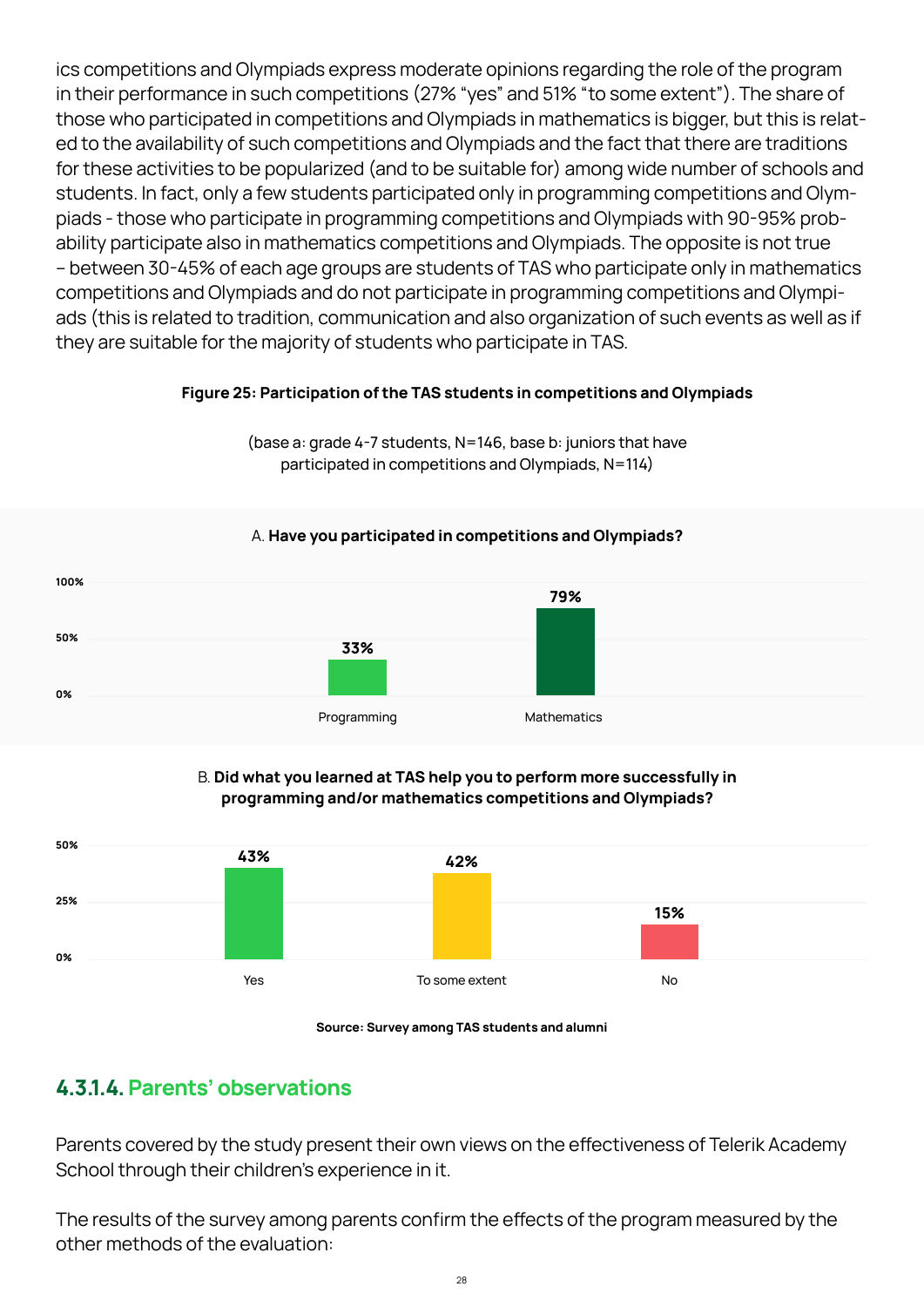ics competitions and Olympiads express moderate opinions regarding the role of the program in their performance in such competitions (27% "yes" and 51% "to some extent"). The share of those who participated in competitions and Olympiads in mathematics is bigger, but this is related to the availability of such competitions and Olympiads and the fact that there are traditions for these activities to be popularized (and to be suitable for) among wide number of schools and students. In fact, only a few students participated only in programming competitions and Olympiads - those who participate in programming competitions and Olympiads with 90-95% probability participate also in mathematics competitions and Olympiads. The opposite is not true – between 30-45% of each age groups are students of TAS who participate only in mathematics competitions and Olympiads and do not participate in programming competitions and Olympiads (this is related to tradition, communication and also organization of such events as well as if they are suitable for the majority of students who participate in TAS.

**Figure 25: Participation of the TAS students in competitions and Olympiads**

(base a: grade 4-7 students, N=146, base b: juniors that have participated in competitions and Olympiads, N=114)

A. **Have you participated in competitions and Olympiads?**

| | Programming | Mathematics |
|---|---|---|
| % | 33% | 79% |

B. **Did what you learned at TAS help you to perform more successfully in programming and/or mathematics competitions and Olympiads?**

| | Yes | To some extent | No |
|---|---|---|---|
| % | 43% | 42% | 15% |

**Source: Survey among TAS students and alumni**

#### 4.3.1.4. Parents' observations

Parents covered by the study present their own views on the effectiveness of Telerik Academy School through their children's experience in it.

The results of the survey among parents confirm the effects of the program measured by the other methods of the evaluation: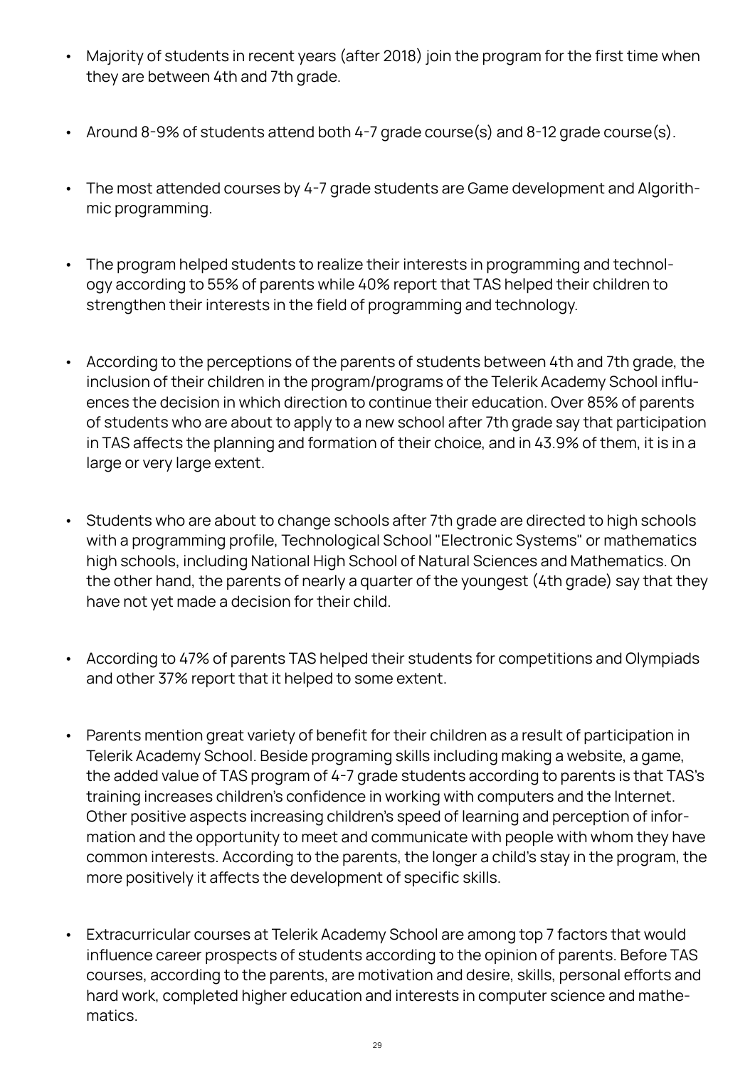- Majority of students in recent years (after 2018) join the program for the first time when they are between 4th and 7th grade.

- Around 8-9% of students attend both 4-7 grade course(s) and 8-12 grade course(s).

- The most attended courses by 4-7 grade students are Game development and Algorithmic programming.

- The program helped students to realize their interests in programming and technology according to 55% of parents while 40% report that TAS helped their children to strengthen their interests in the field of programming and technology.

- According to the perceptions of the parents of students between 4th and 7th grade, the inclusion of their children in the program/programs of the Telerik Academy School influences the decision in which direction to continue their education. Over 85% of parents of students who are about to apply to a new school after 7th grade say that participation in TAS affects the planning and formation of their choice, and in 43.9% of them, it is in a large or very large extent.

- Students who are about to change schools after 7th grade are directed to high schools with a programming profile, Technological School "Electronic Systems" or mathematics high schools, including National High School of Natural Sciences and Mathematics. On the other hand, the parents of nearly a quarter of the youngest (4th grade) say that they have not yet made a decision for their child.

- According to 47% of parents TAS helped their students for competitions and Olympiads and other 37% report that it helped to some extent.

- Parents mention great variety of benefit for their children as a result of participation in Telerik Academy School. Beside programing skills including making a website, a game, the added value of TAS program of 4-7 grade students according to parents is that TAS's training increases children's confidence in working with computers and the Internet. Other positive aspects increasing children's speed of learning and perception of information and the opportunity to meet and communicate with people with whom they have common interests. According to the parents, the longer a child's stay in the program, the more positively it affects the development of specific skills.

- Extracurricular courses at Telerik Academy School are among top 7 factors that would influence career prospects of students according to the opinion of parents. Before TAS courses, according to the parents, are motivation and desire, skills, personal efforts and hard work, completed higher education and interests in computer science and mathematics.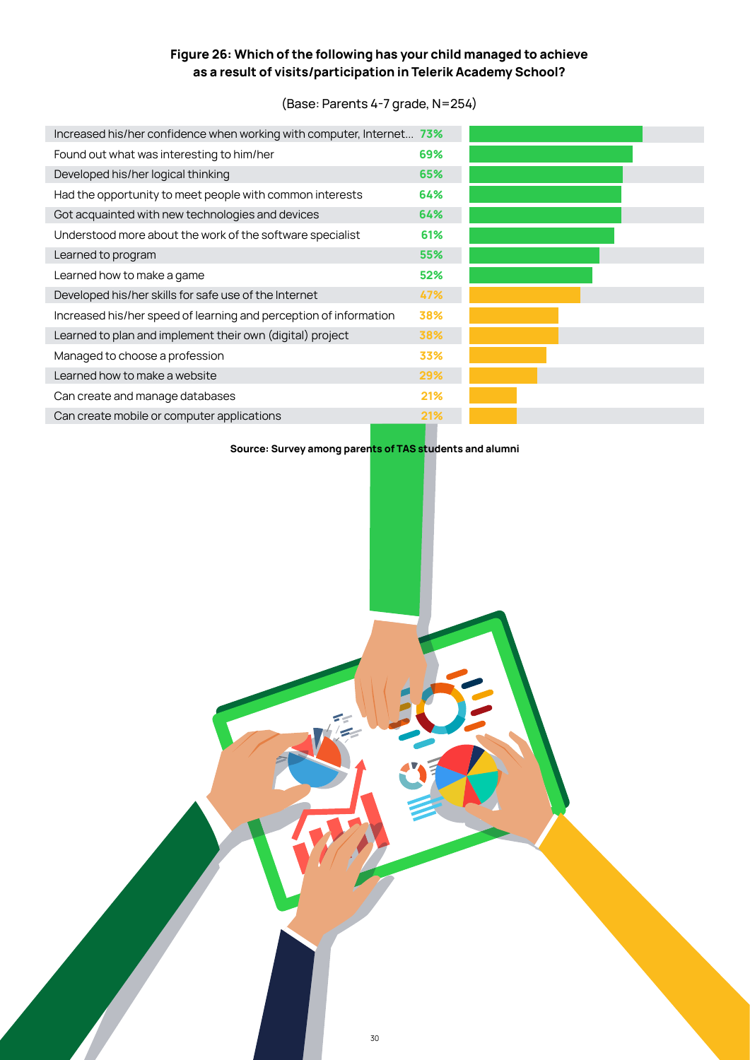**Figure 26: Which of the following has your child managed to achieve as a result of visits/participation in Telerik Academy School?**

(Base: Parents 4-7 grade, N=254)

| Statement | % |
|---|---|
| Increased his/her confidence when working with computer, Internet... | 73% |
| Found out what was interesting to him/her | 69% |
| Developed his/her logical thinking | 65% |
| Had the opportunity to meet people with common interests | 64% |
| Got acquainted with new technologies and devices | 64% |
| Understood more about the work of the software specialist | 61% |
| Learned to program | 55% |
| Learned how to make a game | 52% |
| Developed his/her skills for safe use of the Internet | 47% |
| Increased his/her speed of learning and perception of information | 38% |
| Learned to plan and implement their own (digital) project | 38% |
| Managed to choose a profession | 33% |
| Learned how to make a website | 29% |
| Can create and manage databases | 21% |
| Can create mobile or computer applications | 21% |

**Source: Survey among parents of TAS students and alumni**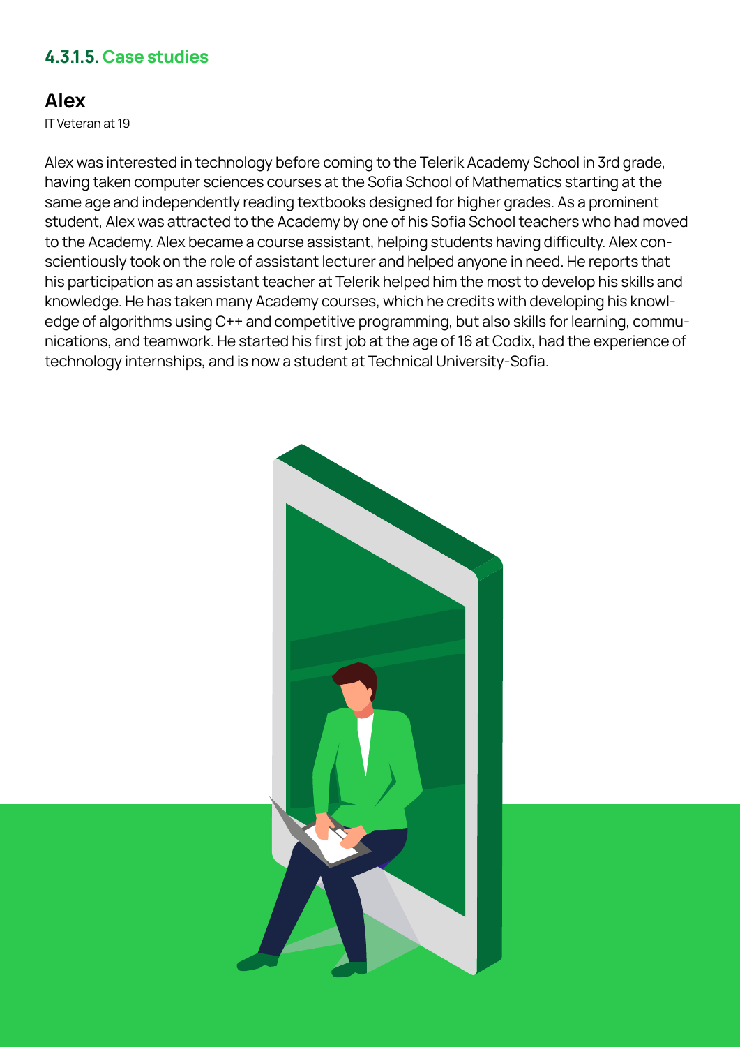#### 4.3.1.5. Case studies

## Alex

IT Veteran at 19

Alex was interested in technology before coming to the Telerik Academy School in 3rd grade, having taken computer sciences courses at the Sofia School of Mathematics starting at the same age and independently reading textbooks designed for higher grades. As a prominent student, Alex was attracted to the Academy by one of his Sofia School teachers who had moved to the Academy. Alex became a course assistant, helping students having difficulty. Alex conscientiously took on the role of assistant lecturer and helped anyone in need. He reports that his participation as an assistant teacher at Telerik helped him the most to develop his skills and knowledge. He has taken many Academy courses, which he credits with developing his knowledge of algorithms using C++ and competitive programming, but also skills for learning, communications, and teamwork. He started his first job at the age of 16 at Codix, had the experience of technology internships, and is now a student at Technical University-Sofia.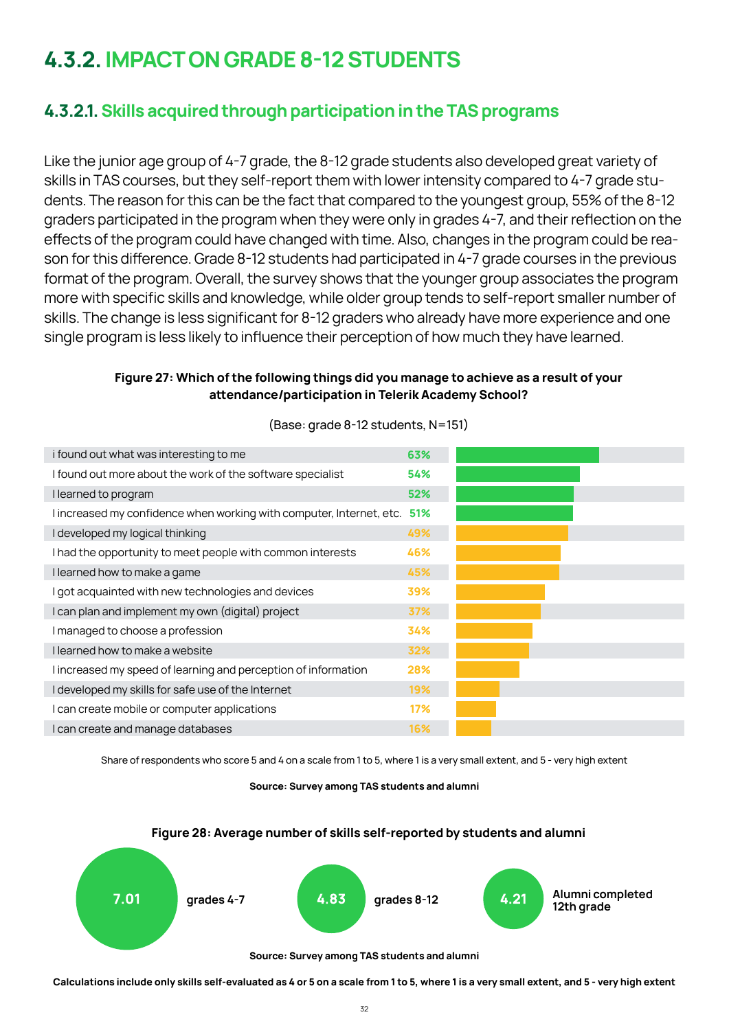## 4.3.2. IMPACT ON GRADE 8-12 STUDENTS

### 4.3.2.1. Skills acquired through participation in the TAS programs

Like the junior age group of 4-7 grade, the 8-12 grade students also developed great variety of skills in TAS courses, but they self-report them with lower intensity compared to 4-7 grade students. The reason for this can be the fact that compared to the youngest group, 55% of the 8-12 graders participated in the program when they were only in grades 4-7, and their reflection on the effects of the program could have changed with time. Also, changes in the program could be reason for this difference. Grade 8-12 students had participated in 4-7 grade courses in the previous format of the program. Overall, the survey shows that the younger group associates the program more with specific skills and knowledge, while older group tends to self-report smaller number of skills. The change is less significant for 8-12 graders who already have more experience and one single program is less likely to influence their perception of how much they have learned.

**Figure 27: Which of the following things did you manage to achieve as a result of your attendance/participation in Telerik Academy School?**

(Base: grade 8-12 students, N=151)

| Statement | Share |
|---|---|
| i found out what was interesting to me | 63% |
| I found out more about the work of the software specialist | 54% |
| I learned to program | 52% |
| I increased my confidence when working with computer, Internet, etc. | 51% |
| I developed my logical thinking | 49% |
| I had the opportunity to meet people with common interests | 46% |
| I learned how to make a game | 45% |
| I got acquainted with new technologies and devices | 39% |
| I can plan and implement my own (digital) project | 37% |
| I managed to choose a profession | 34% |
| I learned how to make a website | 32% |
| I increased my speed of learning and perception of information | 28% |
| I developed my skills for safe use of the Internet | 19% |
| I can create mobile or computer applications | 17% |
| I can create and manage databases | 16% |

Share of respondents who score 5 and 4 on a scale from 1 to 5, where 1 is a very small extent, and 5 - very high extent

**Source: Survey among TAS students and alumni**

**Figure 28: Average number of skills self-reported by students and alumni**

| Group | Average number of skills |
|---|---|
| grades 4-7 | 7.01 |
| grades 8-12 | 4.83 |
| Alumni completed 12th grade | 4.21 |

**Source: Survey among TAS students and alumni**

**Calculations include only skills self-evaluated as 4 or 5 on a scale from 1 to 5, where 1 is a very small extent, and 5 - very high extent**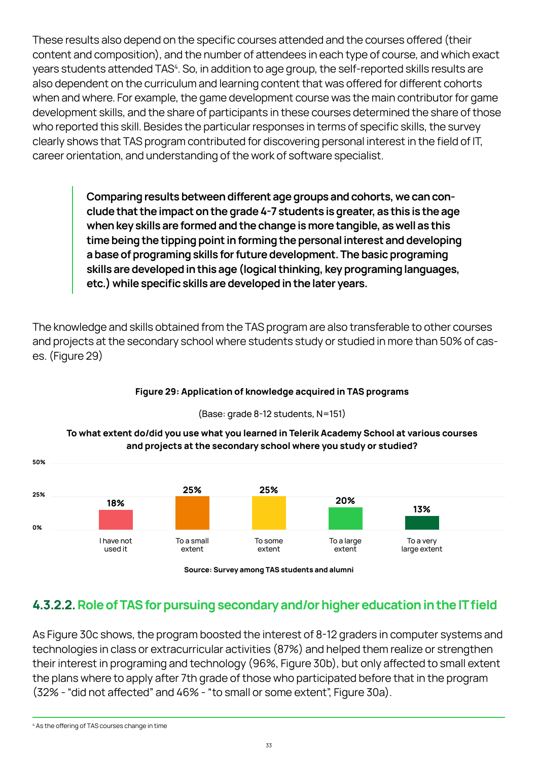These results also depend on the specific courses attended and the courses offered (their content and composition), and the number of attendees in each type of course, and which exact years students attended TAS[4]. So, in addition to age group, the self-reported skills results are also dependent on the curriculum and learning content that was offered for different cohorts when and where. For example, the game development course was the main contributor for game development skills, and the share of participants in these courses determined the share of those who reported this skill. Besides the particular responses in terms of specific skills, the survey clearly shows that TAS program contributed for discovering personal interest in the field of IT, career orientation, and understanding of the work of software specialist.

> **Comparing results between different age groups and cohorts, we can conclude that the impact on the grade 4-7 students is greater, as this is the age when key skills are formed and the change is more tangible, as well as this time being the tipping point in forming the personal interest and developing a base of programing skills for future development. The basic programing skills are developed in this age (logical thinking, key programing languages, etc.) while specific skills are developed in the later years.**

The knowledge and skills obtained from the TAS program are also transferable to other courses and projects at the secondary school where students study or studied in more than 50% of cases. (Figure 29)

**Figure 29: Application of knowledge acquired in TAS programs**

(Base: grade 8-12 students, N=151)

**To what extent do/did you use what you learned in Telerik Academy School at various courses and projects at the secondary school where you study or studied?**

| Response | Share |
|---|---|
| I have not used it | 18% |
| To a small extent | 25% |
| To some extent | 25% |
| To a large extent | 20% |
| To a very large extent | 13% |

**Source: Survey among TAS students and alumni**

## 4.3.2.2. Role of TAS for pursuing secondary and/or higher education in the IT field

As Figure 30c shows, the program boosted the interest of 8-12 graders in computer systems and technologies in class or extracurricular activities (87%) and helped them realize or strengthen their interest in programing and technology (96%, Figure 30b), but only affected to small extent the plans where to apply after 7th grade of those who participated before that in the program (32% - "did not affected" and 46% - "to small or some extent", Figure 30a).

[4] As the offering of TAS courses change in time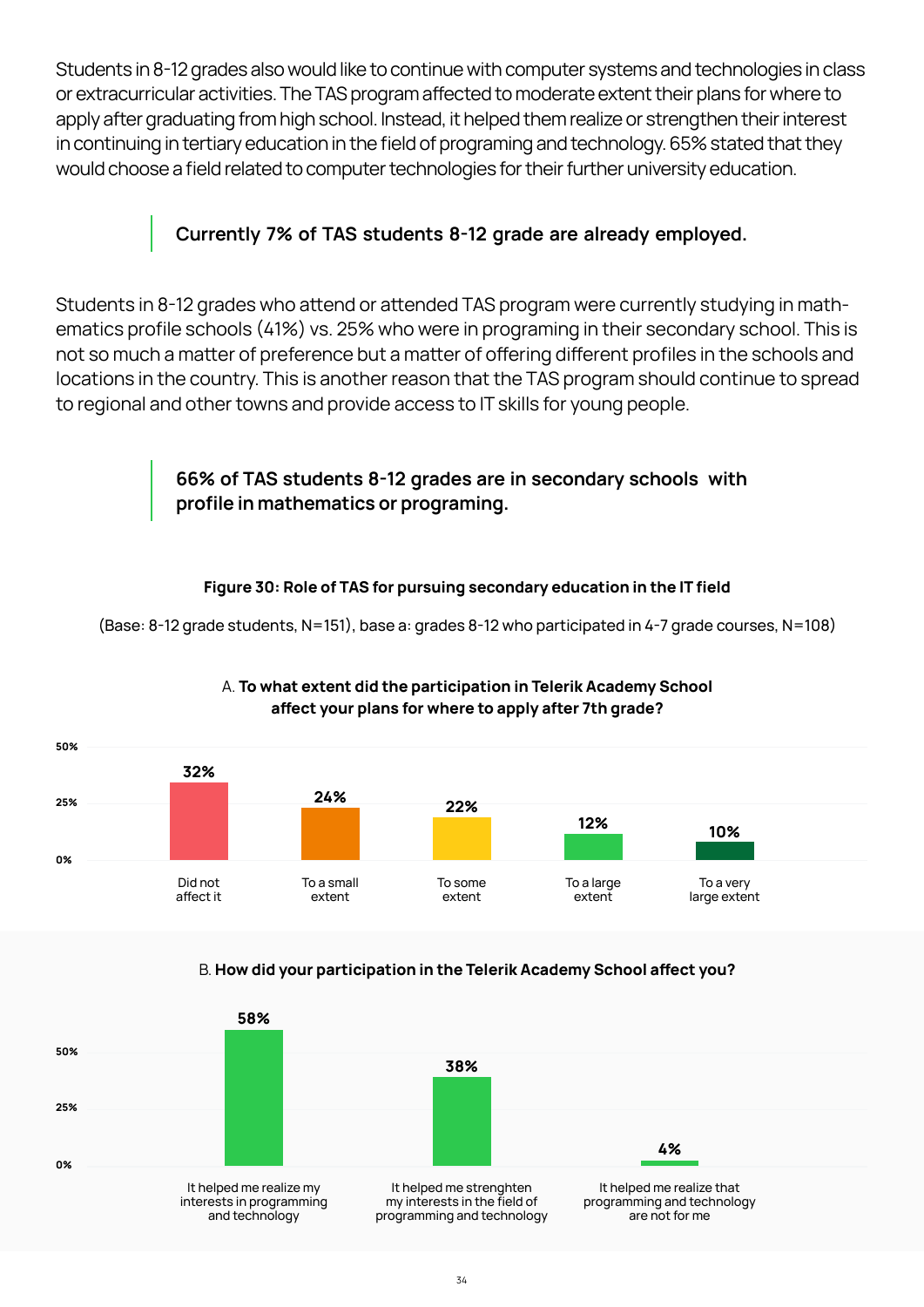Students in 8-12 grades also would like to continue with computer systems and technologies in class or extracurricular activities. The TAS program affected to moderate extent their plans for where to apply after graduating from high school. Instead, it helped them realize or strengthen their interest in continuing in tertiary education in the field of programing and technology. 65% stated that they would choose a field related to computer technologies for their further university education.

> **Currently 7% of TAS students 8-12 grade are already employed.**

Students in 8-12 grades who attend or attended TAS program were currently studying in mathematics profile schools (41%) vs. 25% who were in programing in their secondary school. This is not so much a matter of preference but a matter of offering different profiles in the schools and locations in the country. This is another reason that the TAS program should continue to spread to regional and other towns and provide access to IT skills for young people.

> **66% of TAS students 8-12 grades are in secondary schools with profile in mathematics or programing.**

**Figure 30: Role of TAS for pursuing secondary education in the IT field**

(Base: 8-12 grade students, N=151), base a: grades 8-12 who participated in 4-7 grade courses, N=108)

A. **To what extent did the participation in Telerik Academy School affect your plans for where to apply after 7th grade?**

| Response | % |
|---|---|
| Did not affect it | 32% |
| To a small extent | 24% |
| To some extent | 22% |
| To a large extent | 12% |
| To a very large extent | 10% |

B. **How did your participation in the Telerik Academy School affect you?**

| Response | % |
|---|---|
| It helped me realize my interests in programming and technology | 58% |
| It helped me strenghten my interests in the field of programming and technology | 38% |
| It helped me realize that programming and technology are not for me | 4% |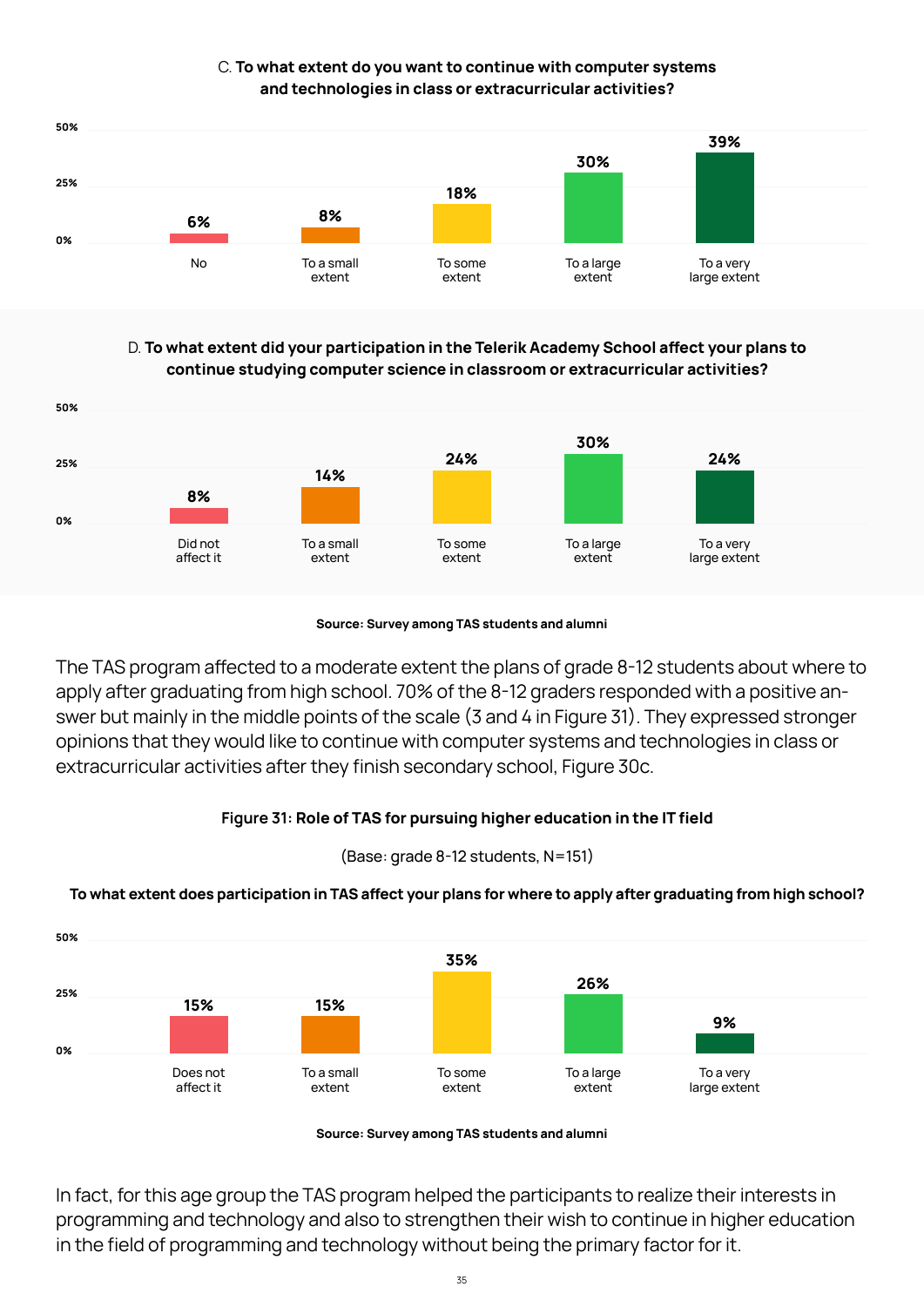**C. To what extent do you want to continue with computer systems and technologies in class or extracurricular activities?**

| No | To a small extent | To some extent | To a large extent | To a very large extent |
|---|---|---|---|---|
| 6% | 8% | 18% | 30% | 39% |

**D. To what extent did your participation in the Telerik Academy School affect your plans to continue studying computer science in classroom or extracurricular activities?**

| Did not affect it | To a small extent | To some extent | To a large extent | To a very large extent |
|---|---|---|---|---|
| 8% | 14% | 24% | 30% | 24% |

**Source: Survey among TAS students and alumni**

The TAS program affected to a moderate extent the plans of grade 8-12 students about where to apply after graduating from high school. 70% of the 8-12 graders responded with a positive answer but mainly in the middle points of the scale (3 and 4 in Figure 31). They expressed stronger opinions that they would like to continue with computer systems and technologies in class or extracurricular activities after they finish secondary school, Figure 30c.

**Figure 31: Role of TAS for pursuing higher education in the IT field**

(Base: grade 8-12 students, N=151)

**To what extent does participation in TAS affect your plans for where to apply after graduating from high school?**

| Does not affect it | To a small extent | To some extent | To a large extent | To a very large extent |
|---|---|---|---|---|
| 15% | 15% | 35% | 26% | 9% |

**Source: Survey among TAS students and alumni**

In fact, for this age group the TAS program helped the participants to realize their interests in programming and technology and also to strengthen their wish to continue in higher education in the field of programming and technology without being the primary factor for it.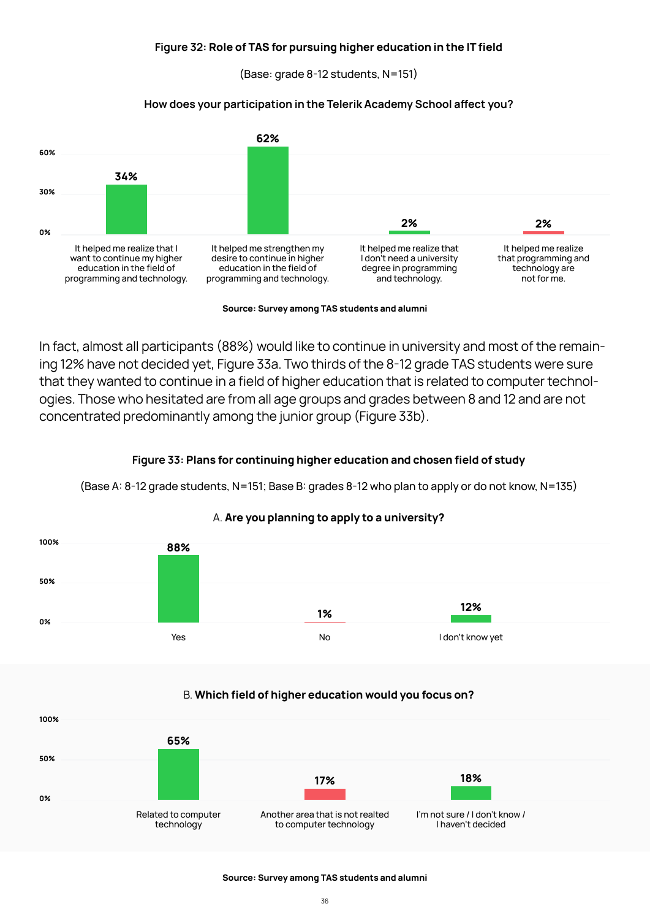**Figure 32: Role of TAS for pursuing higher education in the IT field**

(Base: grade 8-12 students, N=151)

**How does your participation in the Telerik Academy School affect you?**

| Response | % |
|---|---|
| It helped me realize that I want to continue my higher education in the field of programming and technology. | 34% |
| It helped me strengthen my desire to continue in higher education in the field of programming and technology. | 62% |
| It helped me realize that I don't need a university degree in programming and technology. | 2% |
| It helped me realize that programming and technology are not for me. | 2% |

**Source: Survey among TAS students and alumni**

In fact, almost all participants (88%) would like to continue in university and most of the remaining 12% have not decided yet, Figure 33a. Two thirds of the 8-12 grade TAS students were sure that they wanted to continue in a field of higher education that is related to computer technologies. Those who hesitated are from all age groups and grades between 8 and 12 and are not concentrated predominantly among the junior group (Figure 33b).

**Figure 33: Plans for continuing higher education and chosen field of study**

(Base A: 8-12 grade students, N=151; Base B: grades 8-12 who plan to apply or do not know, N=135)

A. **Are you planning to apply to a university?**

| Response | % |
|---|---|
| Yes | 88% |
| No | 1% |
| I don't know yet | 12% |

B. **Which field of higher education would you focus on?**

| Response | % |
|---|---|
| Related to computer technology | 65% |
| Another area that is not realted to computer technology | 17% |
| I'm not sure / I don't know / I haven't decided | 18% |

**Source: Survey among TAS students and alumni**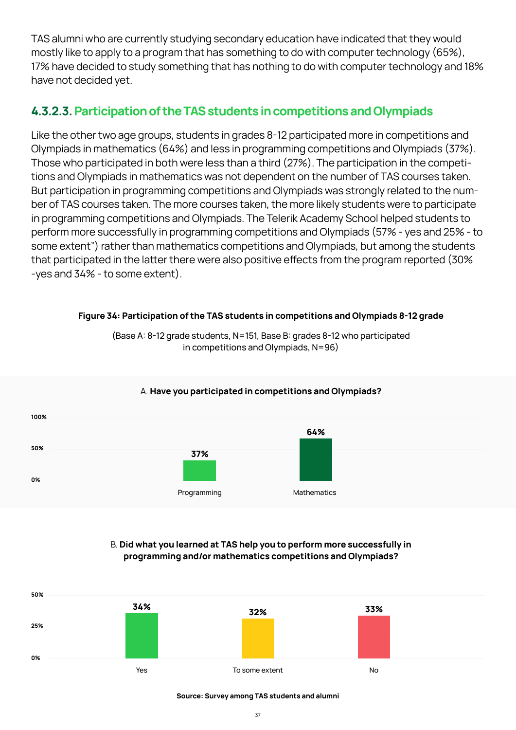TAS alumni who are currently studying secondary education have indicated that they would mostly like to apply to a program that has something to do with computer technology (65%), 17% have decided to study something that has nothing to do with computer technology and 18% have not decided yet.

### 4.3.2.3. Participation of the TAS students in competitions and Olympiads

Like the other two age groups, students in grades 8-12 participated more in competitions and Olympiads in mathematics (64%) and less in programming competitions and Olympiads (37%). Those who participated in both were less than a third (27%). The participation in the competitions and Olympiads in mathematics was not dependent on the number of TAS courses taken. But participation in programming competitions and Olympiads was strongly related to the number of TAS courses taken. The more courses taken, the more likely students were to participate in programming competitions and Olympiads. The Telerik Academy School helped students to perform more successfully in programming competitions and Olympiads (57% - yes and 25% - to some extent") rather than mathematics competitions and Olympiads, but among the students that participated in the latter there were also positive effects from the program reported (30% -yes and 34% - to some extent).

**Figure 34: Participation of the TAS students in competitions and Olympiads 8-12 grade**

(Base A: 8-12 grade students, N=151, Base B: grades 8-12 who participated in competitions and Olympiads, N=96)

A. **Have you participated in competitions and Olympiads?**

| | Programming | Mathematics |
|---|---|---|
| % | 37% | 64% |

B. **Did what you learned at TAS help you to perform more successfully in programming and/or mathematics competitions and Olympiads?**

| | Yes | To some extent | No |
|---|---|---|---|
| % | 34% | 32% | 33% |

**Source: Survey among TAS students and alumni**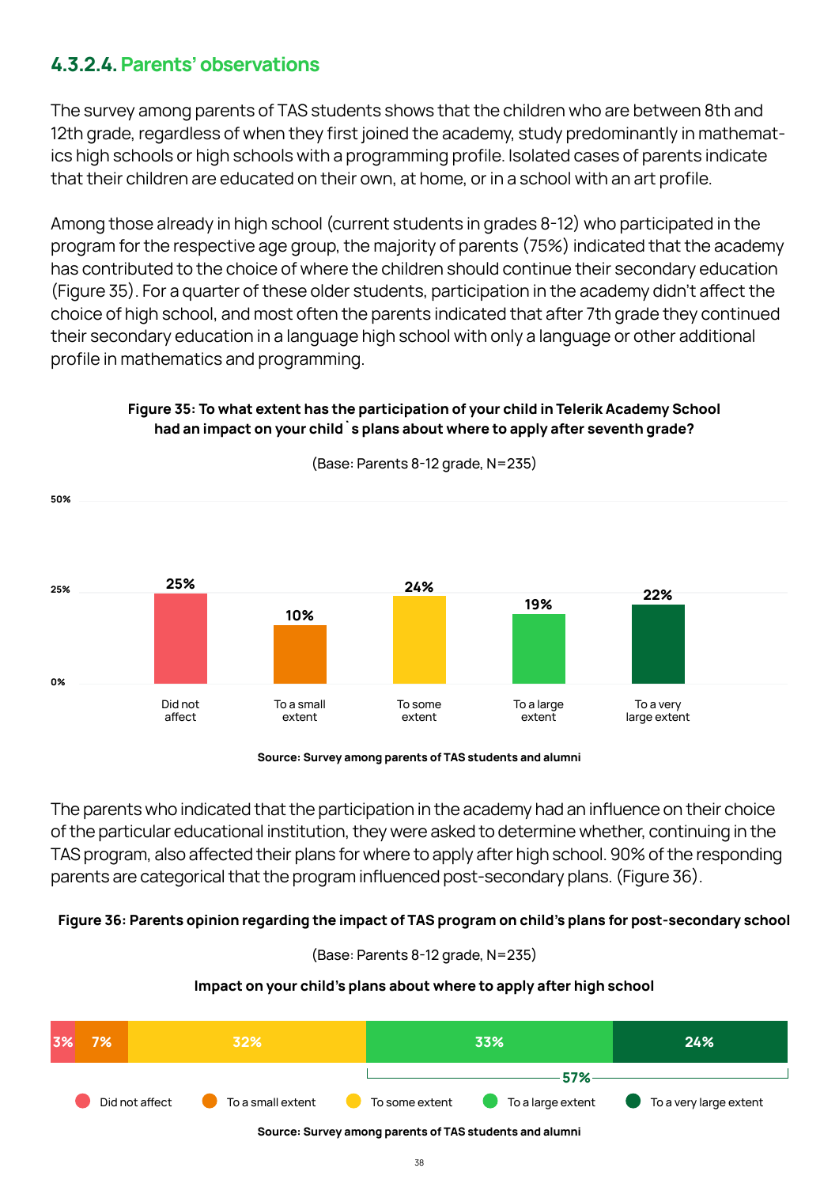### 4.3.2.4. Parents' observations

The survey among parents of TAS students shows that the children who are between 8th and 12th grade, regardless of when they first joined the academy, study predominantly in mathematics high schools or high schools with a programming profile. Isolated cases of parents indicate that their children are educated on their own, at home, or in a school with an art profile.

Among those already in high school (current students in grades 8-12) who participated in the program for the respective age group, the majority of parents (75%) indicated that the academy has contributed to the choice of where the children should continue their secondary education (Figure 35). For a quarter of these older students, participation in the academy didn't affect the choice of high school, and most often the parents indicated that after 7th grade they continued their secondary education in a language high school with only a language or other additional profile in mathematics and programming.

**Figure 35: To what extent has the participation of your child in Telerik Academy School had an impact on your child`s plans about where to apply after seventh grade?**

(Base: Parents 8-12 grade, N=235)

| Did not affect | To a small extent | To some extent | To a large extent | To a very large extent |
|---|---|---|---|---|
| 25% | 10% | 24% | 19% | 22% |

**Source: Survey among parents of TAS students and alumni**

The parents who indicated that the participation in the academy had an influence on their choice of the particular educational institution, they were asked to determine whether, continuing in the TAS program, also affected their plans for where to apply after high school. 90% of the responding parents are categorical that the program influenced post-secondary plans. (Figure 36).

**Figure 36: Parents opinion regarding the impact of TAS program on child's plans for post-secondary school**

(Base: Parents 8-12 grade, N=235)

**Impact on your child's plans about where to apply after high school**

| Did not affect | To a small extent | To some extent | To a large extent | To a very large extent |
|---|---|---|---|---|
| 3% | 7% | 32% | 33% | 24% |

To a large extent + To a very large extent: 57%

**Source: Survey among parents of TAS students and alumni**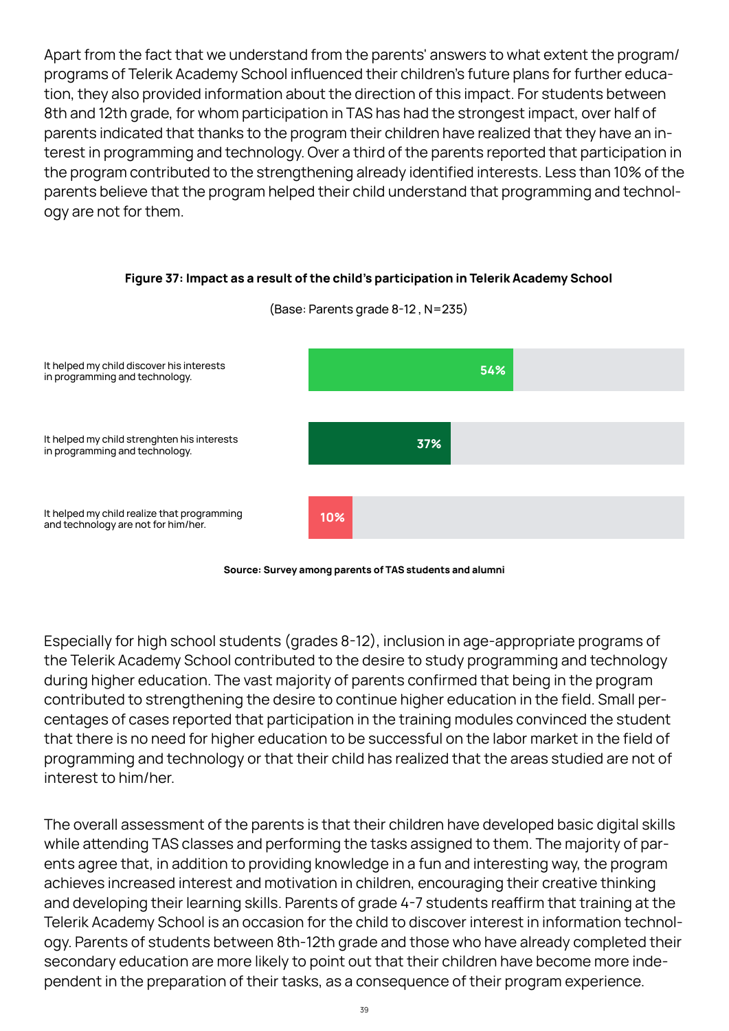Apart from the fact that we understand from the parents' answers to what extent the program/programs of Telerik Academy School influenced their children's future plans for further education, they also provided information about the direction of this impact. For students between 8th and 12th grade, for whom participation in TAS has had the strongest impact, over half of parents indicated that thanks to the program their children have realized that they have an interest in programming and technology. Over a third of the parents reported that participation in the program contributed to the strengthening already identified interests. Less than 10% of the parents believe that the program helped their child understand that programming and technology are not for them.

**Figure 37: Impact as a result of the child's participation in Telerik Academy School**

(Base: Parents grade 8-12 , N=235)

| Statement | % |
| --- | --- |
| It helped my child discover his interests in programming and technology. | 54% |
| It helped my child strenghten his interests in programming and technology. | 37% |
| It helped my child realize that programming and technology are not for him/her. | 10% |

**Source: Survey among parents of TAS students and alumni**

Especially for high school students (grades 8-12), inclusion in age-appropriate programs of the Telerik Academy School contributed to the desire to study programming and technology during higher education. The vast majority of parents confirmed that being in the program contributed to strengthening the desire to continue higher education in the field. Small percentages of cases reported that participation in the training modules convinced the student that there is no need for higher education to be successful on the labor market in the field of programming and technology or that their child has realized that the areas studied are not of interest to him/her.

The overall assessment of the parents is that their children have developed basic digital skills while attending TAS classes and performing the tasks assigned to them. The majority of parents agree that, in addition to providing knowledge in a fun and interesting way, the program achieves increased interest and motivation in children, encouraging their creative thinking and developing their learning skills. Parents of grade 4-7 students reaffirm that training at the Telerik Academy School is an occasion for the child to discover interest in information technology. Parents of students between 8th-12th grade and those who have already completed their secondary education are more likely to point out that their children have become more independent in the preparation of their tasks, as a consequence of their program experience.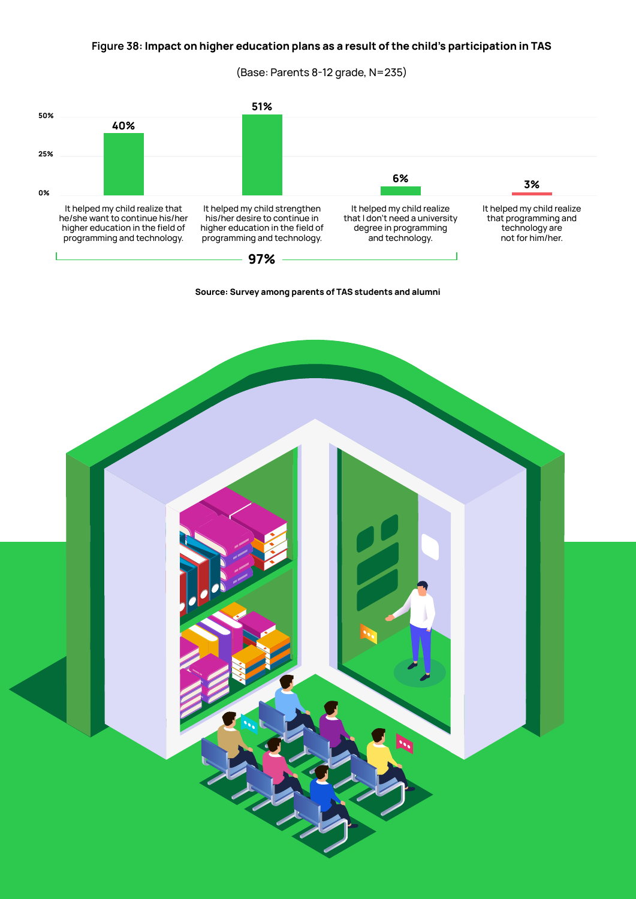**Figure 38: Impact on higher education plans as a result of the child's participation in TAS**

(Base: Parents 8-12 grade, N=235)

| Response | % |
|---|---|
| It helped my child realize that he/she want to continue his/her higher education in the field of programming and technology. | 40% |
| It helped my child strengthen his/her desire to continue in higher education in the field of programming and technology. | 51% |
| It helped my child realize that I don't need a university degree in programming and technology. | 6% |
| It helped my child realize that programming and technology are not for him/her. | 3% |

97% (first three responses combined)

**Source: Survey among parents of TAS students and alumni**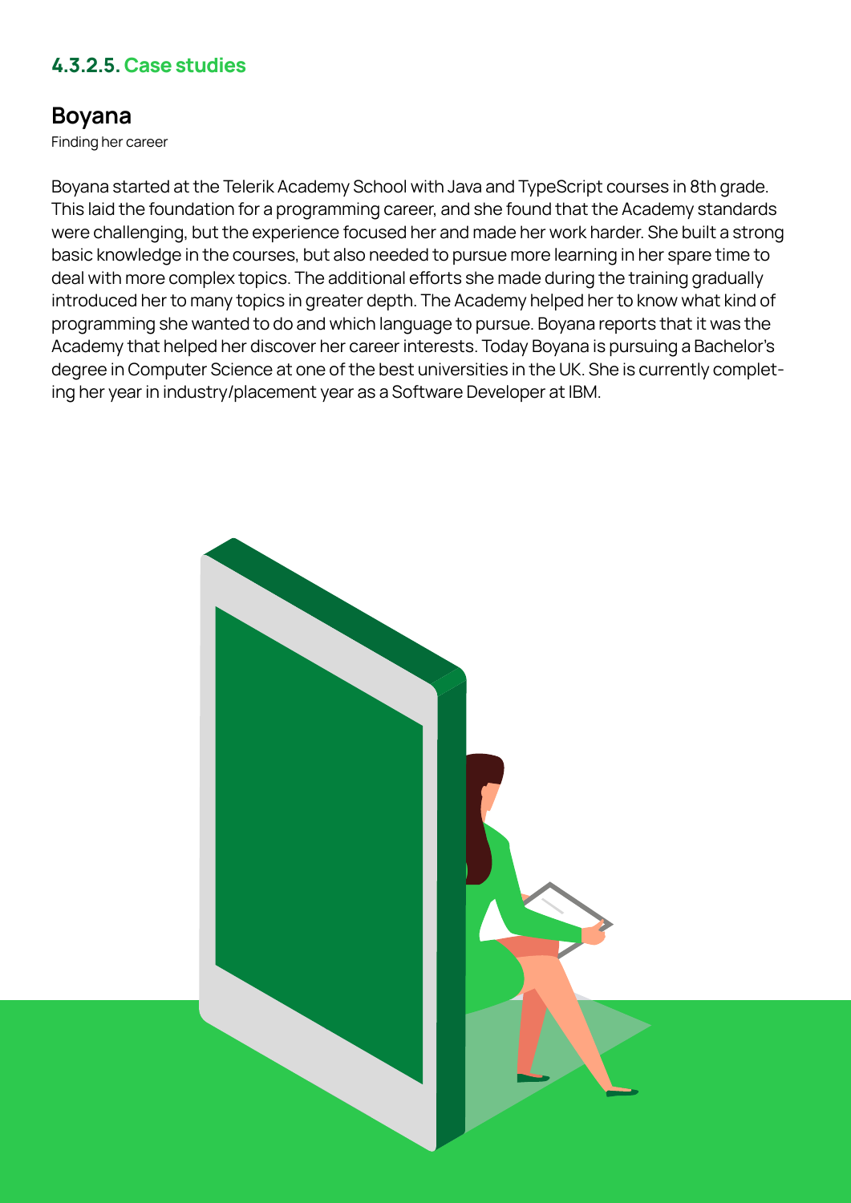#### 4.3.2.5. Case studies

## Boyana

Finding her career

Boyana started at the Telerik Academy School with Java and TypeScript courses in 8th grade. This laid the foundation for a programming career, and she found that the Academy standards were challenging, but the experience focused her and made her work harder. She built a strong basic knowledge in the courses, but also needed to pursue more learning in her spare time to deal with more complex topics. The additional efforts she made during the training gradually introduced her to many topics in greater depth. The Academy helped her to know what kind of programming she wanted to do and which language to pursue. Boyana reports that it was the Academy that helped her discover her career interests. Today Boyana is pursuing a Bachelor's degree in Computer Science at one of the best universities in the UK. She is currently completing her year in industry/placement year as a Software Developer at IBM.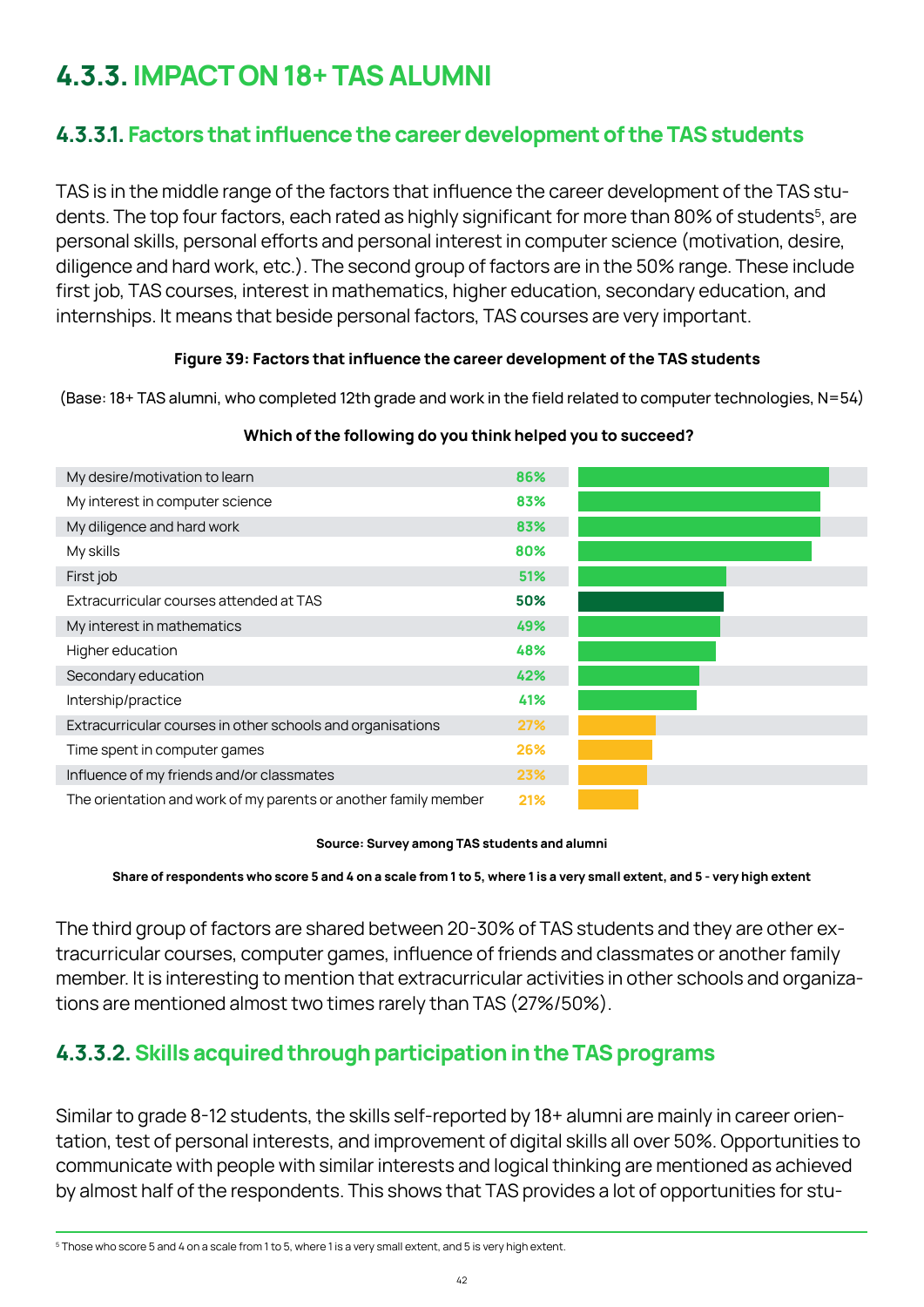# 4.3.3. IMPACT ON 18+ TAS ALUMNI

## 4.3.3.1. Factors that influence the career development of the TAS students

TAS is in the middle range of the factors that influence the career development of the TAS students. The top four factors, each rated as highly significant for more than 80% of students[5], are personal skills, personal efforts and personal interest in computer science (motivation, desire, diligence and hard work, etc.). The second group of factors are in the 50% range. These include first job, TAS courses, interest in mathematics, higher education, secondary education, and internships. It means that beside personal factors, TAS courses are very important.

**Figure 39: Factors that influence the career development of the TAS students**

(Base: 18+ TAS alumni, who completed 12th grade and work in the field related to computer technologies, N=54)

**Which of the following do you think helped you to succeed?**

| Factor | Share |
|---|---|
| My desire/motivation to learn | 86% |
| My interest in computer science | 83% |
| My diligence and hard work | 83% |
| My skills | 80% |
| First job | 51% |
| Extracurricular courses attended at TAS | 50% |
| My interest in mathematics | 49% |
| Higher education | 48% |
| Secondary education | 42% |
| Intership/practice | 41% |
| Extracurricular courses in other schools and organisations | 27% |
| Time spent in computer games | 26% |
| Influence of my friends and/or classmates | 23% |
| The orientation and work of my parents or another family member | 21% |

**Source: Survey among TAS students and alumni**

**Share of respondents who score 5 and 4 on a scale from 1 to 5, where 1 is a very small extent, and 5 - very high extent**

The third group of factors are shared between 20-30% of TAS students and they are other extracurricular courses, computer games, influence of friends and classmates or another family member. It is interesting to mention that extracurricular activities in other schools and organizations are mentioned almost two times rarely than TAS (27%/50%).

## 4.3.3.2. Skills acquired through participation in the TAS programs

Similar to grade 8-12 students, the skills self-reported by 18+ alumni are mainly in career orientation, test of personal interests, and improvement of digital skills all over 50%. Opportunities to communicate with people with similar interests and logical thinking are mentioned as achieved by almost half of the respondents. This shows that TAS provides a lot of opportunities for stu-

[5] Those who score 5 and 4 on a scale from 1 to 5, where 1 is a very small extent, and 5 is very high extent.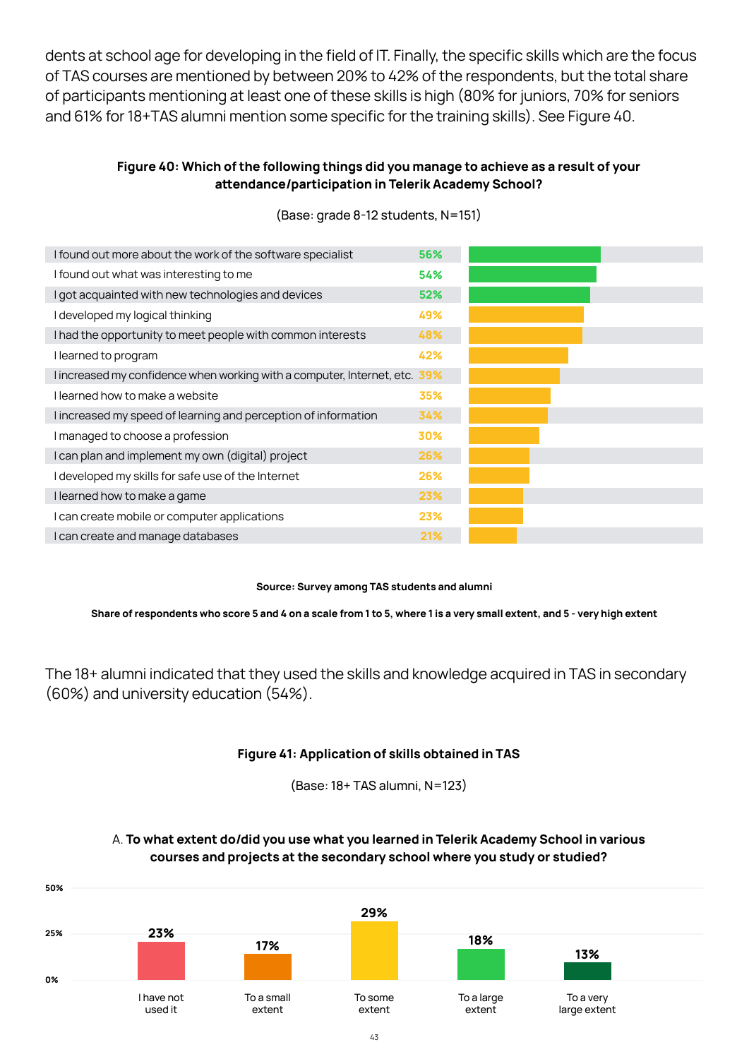dents at school age for developing in the field of IT. Finally, the specific skills which are the focus of TAS courses are mentioned by between 20% to 42% of the respondents, but the total share of participants mentioning at least one of these skills is high (80% for juniors, 70% for seniors and 61% for 18+TAS alumni mention some specific for the training skills). See Figure 40.

**Figure 40: Which of the following things did you manage to achieve as a result of your attendance/participation in Telerik Academy School?**

(Base: grade 8-12 students, N=151)

| Statement | Share |
|---|---|
| I found out more about the work of the software specialist | 56% |
| I found out what was interesting to me | 54% |
| I got acquainted with new technologies and devices | 52% |
| I developed my logical thinking | 49% |
| I had the opportunity to meet people with common interests | 48% |
| I learned to program | 42% |
| I increased my confidence when working with a computer, Internet, etc. | 39% |
| I learned how to make a website | 35% |
| I increased my speed of learning and perception of information | 34% |
| I managed to choose a profession | 30% |
| I can plan and implement my own (digital) project | 26% |
| I developed my skills for safe use of the Internet | 26% |
| I learned how to make a game | 23% |
| I can create mobile or computer applications | 23% |
| I can create and manage databases | 21% |

**Source: Survey among TAS students and alumni**

**Share of respondents who score 5 and 4 on a scale from 1 to 5, where 1 is a very small extent, and 5 - very high extent**

The 18+ alumni indicated that they used the skills and knowledge acquired in TAS in secondary (60%) and university education (54%).

**Figure 41: Application of skills obtained in TAS**

(Base: 18+ TAS alumni, N=123)

A. **To what extent do/did you use what you learned in Telerik Academy School in various courses and projects at the secondary school where you study or studied?**

| I have not used it | To a small extent | To some extent | To a large extent | To a very large extent |
|---|---|---|---|---|
| 23% | 17% | 29% | 18% | 13% |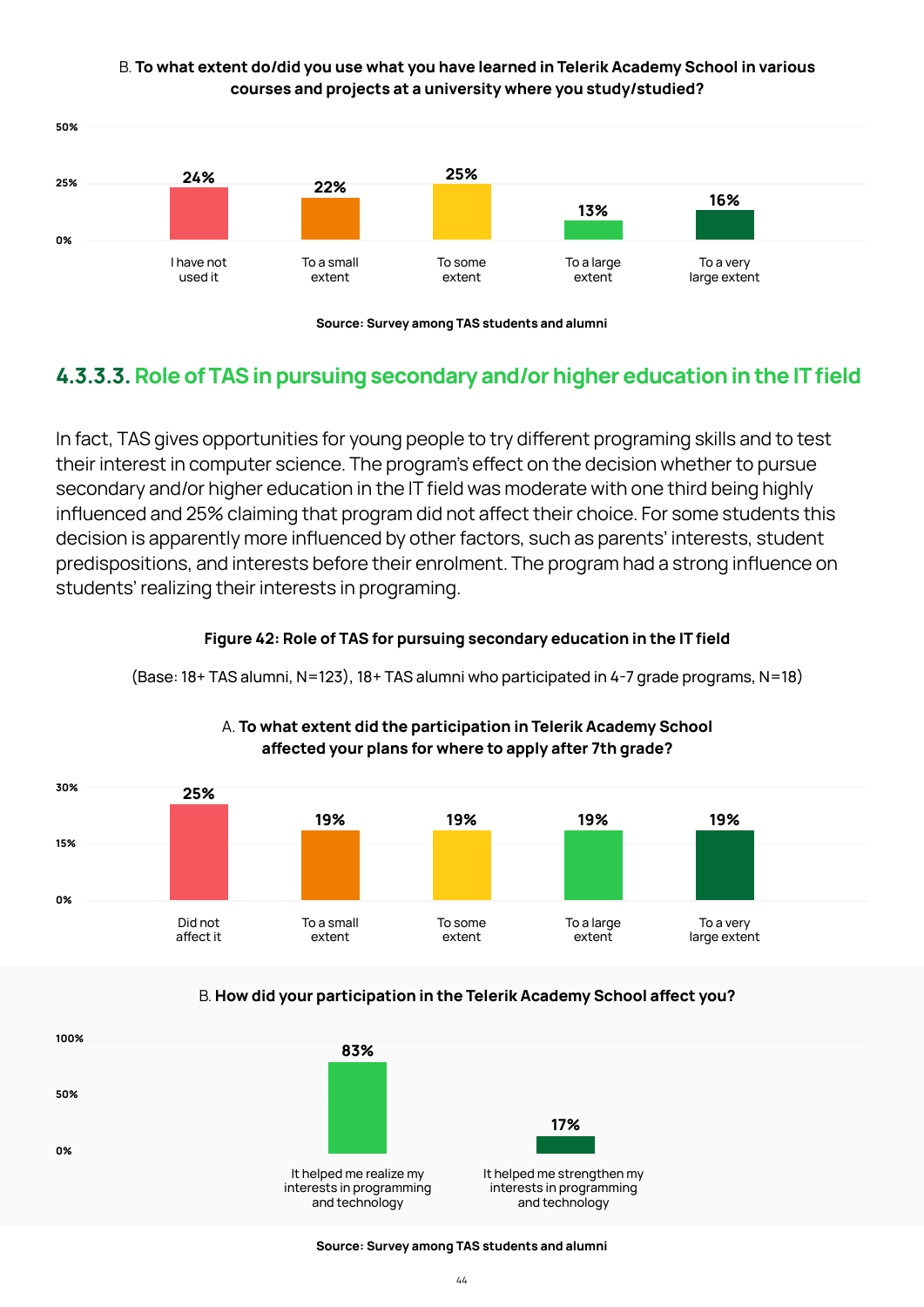B. **To what extent do/did you use what you have learned in Telerik Academy School in various courses and projects at a university where you study/studied?**

| I have not used it | To a small extent | To some extent | To a large extent | To a very large extent |
|---|---|---|---|---|
| 24% | 22% | 25% | 13% | 16% |

**Source: Survey among TAS students and alumni**

### 4.3.3.3. Role of TAS in pursuing secondary and/or higher education in the IT field

In fact, TAS gives opportunities for young people to try different programing skills and to test their interest in computer science. The program's effect on the decision whether to pursue secondary and/or higher education in the IT field was moderate with one third being highly influenced and 25% claiming that program did not affect their choice. For some students this decision is apparently more influenced by other factors, such as parents' interests, student predispositions, and interests before their enrolment. The program had a strong influence on students' realizing their interests in programing.

**Figure 42: Role of TAS for pursuing secondary education in the IT field**

(Base: 18+ TAS alumni, N=123), 18+ TAS alumni who participated in 4-7 grade programs, N=18)

A. **To what extent did the participation in Telerik Academy School affected your plans for where to apply after 7th grade?**

| Did not affect it | To a small extent | To some extent | To a large extent | To a very large extent |
|---|---|---|---|---|
| 25% | 19% | 19% | 19% | 19% |

B. **How did your participation in the Telerik Academy School affect you?**

| It helped me realize my interests in programming and technology | It helped me strengthen my interests in programming and technology |
|---|---|
| 83% | 17% |

**Source: Survey among TAS students and alumni**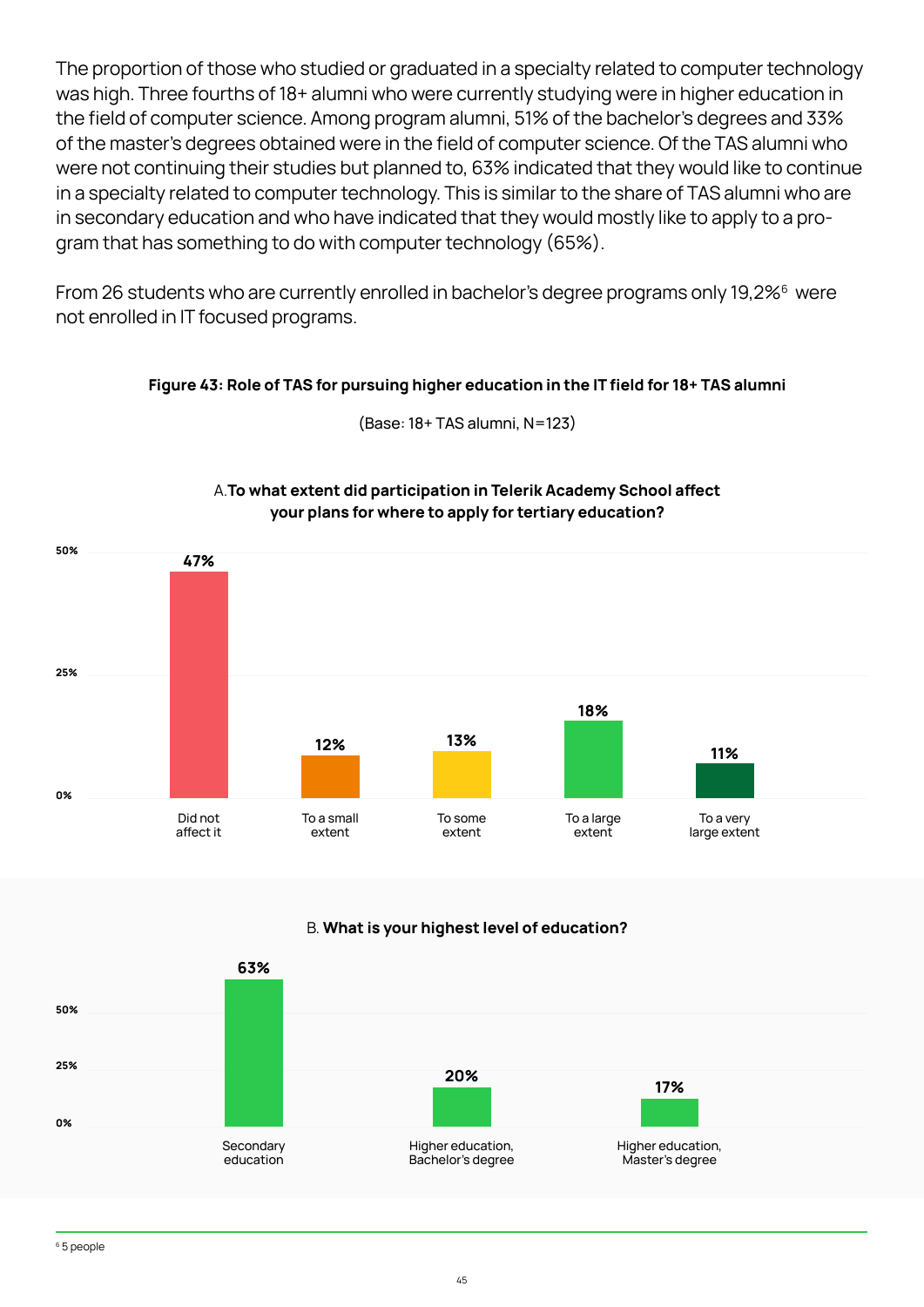The proportion of those who studied or graduated in a specialty related to computer technology was high. Three fourths of 18+ alumni who were currently studying were in higher education in the field of computer science. Among program alumni, 51% of the bachelor's degrees and 33% of the master's degrees obtained were in the field of computer science. Of the TAS alumni who were not continuing their studies but planned to, 63% indicated that they would like to continue in a specialty related to computer technology. This is similar to the share of TAS alumni who are in secondary education and who have indicated that they would mostly like to apply to a program that has something to do with computer technology (65%).

From 26 students who are currently enrolled in bachelor's degree programs only 19,2%[6] were not enrolled in IT focused programs.

**Figure 43: Role of TAS for pursuing higher education in the IT field for 18+ TAS alumni**

(Base: 18+ TAS alumni, N=123)

A. **To what extent did participation in Telerik Academy School affect your plans for where to apply for tertiary education?**

| Response | % |
| --- | --- |
| Did not affect it | 47% |
| To a small extent | 12% |
| To some extent | 13% |
| To a large extent | 18% |
| To a very large extent | 11% |

B. **What is your highest level of education?**

| Response | % |
| --- | --- |
| Secondary education | 63% |
| Higher education, Bachelor's degree | 20% |
| Higher education, Master's degree | 17% |

[6] 5 people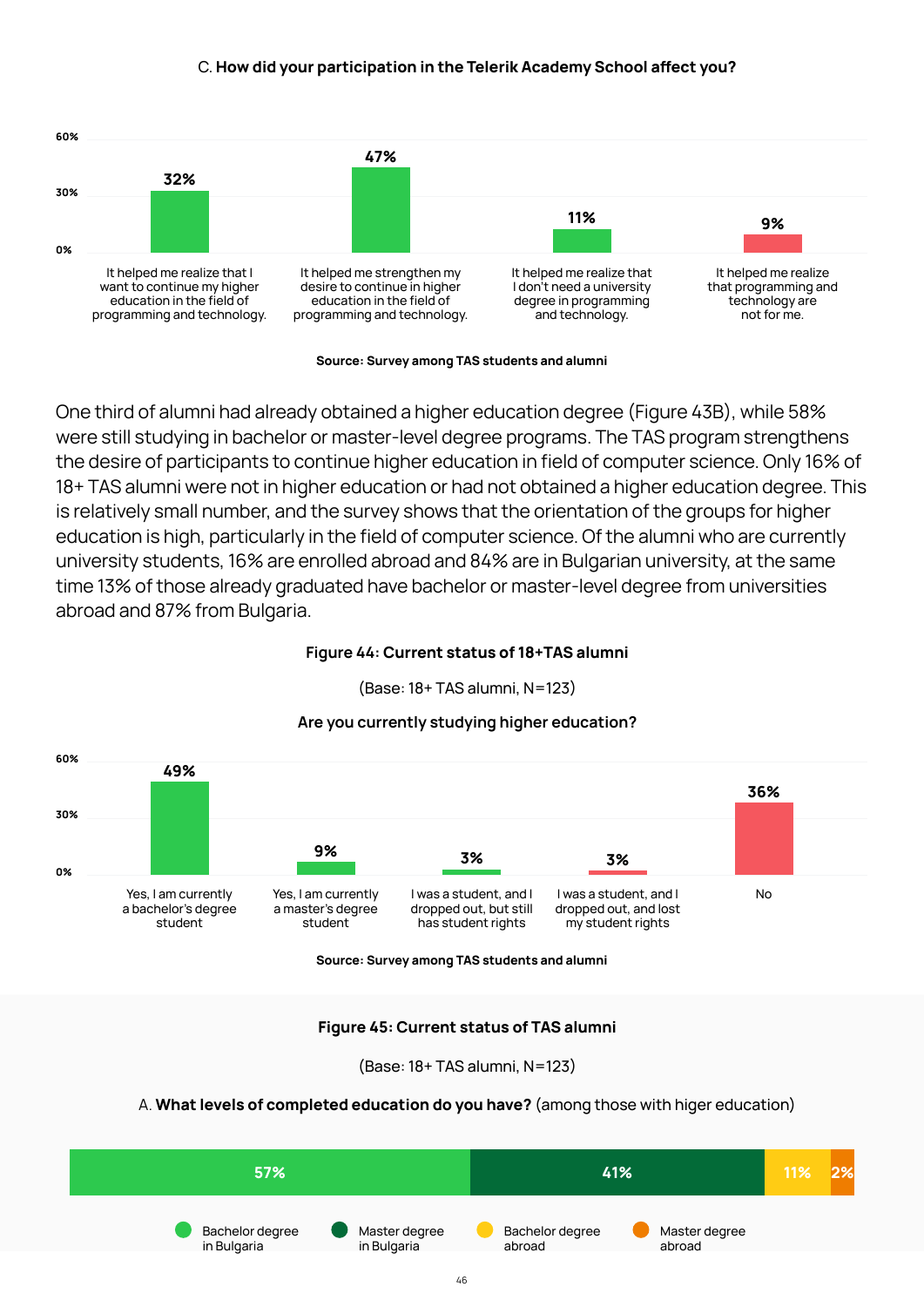C. **How did your participation in the Telerik Academy School affect you?**

| Response | % |
|---|---|
| It helped me realize that I want to continue my higher education in the field of programming and technology. | 32% |
| It helped me strengthen my desire to continue in higher education in the field of programming and technology. | 47% |
| It helped me realize that I don't need a university degree in programming and technology. | 11% |
| It helped me realize that programming and technology are not for me. | 9% |

**Source: Survey among TAS students and alumni**

One third of alumni had already obtained a higher education degree (Figure 43B), while 58% were still studying in bachelor or master-level degree programs. The TAS program strengthens the desire of participants to continue higher education in field of computer science. Only 16% of 18+ TAS alumni were not in higher education or had not obtained a higher education degree. This is relatively small number, and the survey shows that the orientation of the groups for higher education is high, particularly in the field of computer science. Of the alumni who are currently university students, 16% are enrolled abroad and 84% are in Bulgarian university, at the same time 13% of those already graduated have bachelor or master-level degree from universities abroad and 87% from Bulgaria.

**Figure 44: Current status of 18+TAS alumni**

(Base: 18+ TAS alumni, N=123)

**Are you currently studying higher education?**

| Response | % |
|---|---|
| Yes, I am currently a bachelor's degree student | 49% |
| Yes, I am currently a master's degree student | 9% |
| I was a student, and I dropped out, but still has student rights | 3% |
| I was a student, and I dropped out, and lost my student rights | 3% |
| No | 36% |

**Source: Survey among TAS students and alumni**

**Figure 45: Current status of TAS alumni**

(Base: 18+ TAS alumni, N=123)

A. **What levels of completed education do you have?** (among those with higer education)

| Bachelor degree in Bulgaria | Master degree in Bulgaria | Bachelor degree abroad | Master degree abroad |
|---|---|---|---|
| 57% | 41% | 11% | 2% |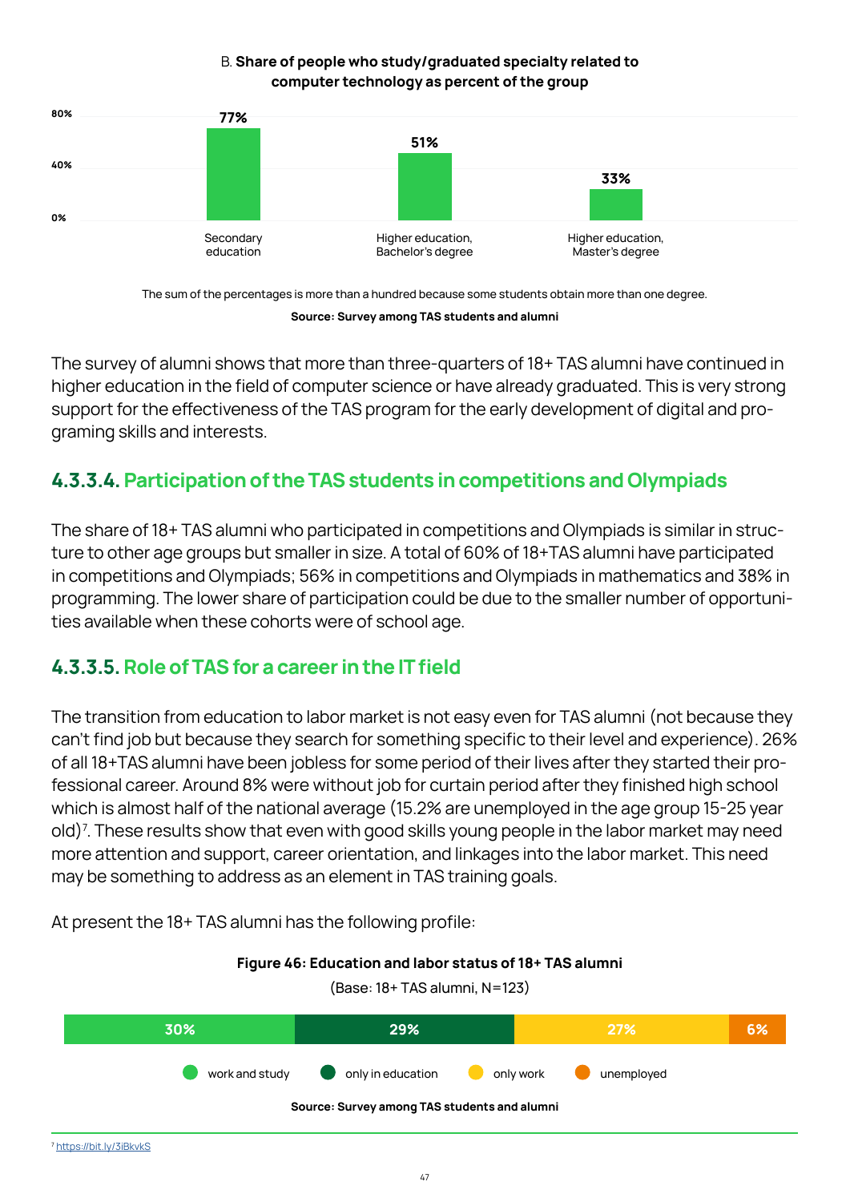B. **Share of people who study/graduated specialty related to computer technology as percent of the group**

| Level | Share |
|---|---|
| Secondary education | 77% |
| Higher education, Bachelor's degree | 51% |
| Higher education, Master's degree | 33% |

The sum of the percentages is more than a hundred because some students obtain more than one degree.

**Source: Survey among TAS students and alumni**

The survey of alumni shows that more than three-quarters of 18+ TAS alumni have continued in higher education in the field of computer science or have already graduated. This is very strong support for the effectiveness of the TAS program for the early development of digital and programing skills and interests.

### 4.3.3.4. Participation of the TAS students in competitions and Olympiads

The share of 18+ TAS alumni who participated in competitions and Olympiads is similar in structure to other age groups but smaller in size. A total of 60% of 18+TAS alumni have participated in competitions and Olympiads; 56% in competitions and Olympiads in mathematics and 38% in programming. The lower share of participation could be due to the smaller number of opportunities available when these cohorts were of school age.

### 4.3.3.5. Role of TAS for a career in the IT field

The transition from education to labor market is not easy even for TAS alumni (not because they can't find job but because they search for something specific to their level and experience). 26% of all 18+TAS alumni have been jobless for some period of their lives after they started their professional career. Around 8% were without job for curtain period after they finished high school which is almost half of the national average (15.2% are unemployed in the age group 15-25 year old)[7]. These results show that even with good skills young people in the labor market may need more attention and support, career orientation, and linkages into the labor market. This need may be something to address as an element in TAS training goals.

At present the 18+ TAS alumni has the following profile:

**Figure 46: Education and labor status of 18+ TAS alumni**

(Base: 18+ TAS alumni, N=123)

| Status | Share |
|---|---|
| work and study | 30% |
| only in education | 29% |
| only work | 27% |
| unemployed | 6% |

**Source: Survey among TAS students and alumni**

[7] https://bit.ly/3iBkvkS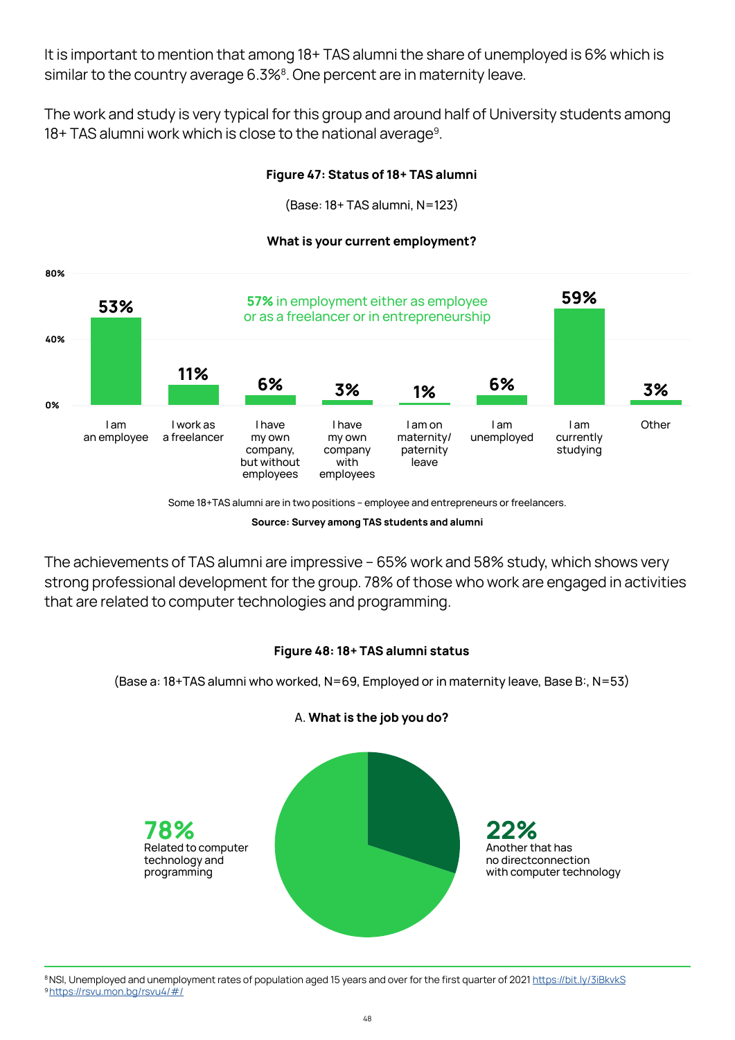It is important to mention that among 18+ TAS alumni the share of unemployed is 6% which is similar to the country average 6.3%[8]. One percent are in maternity leave.

The work and study is very typical for this group and around half of University students among 18+ TAS alumni work which is close to the national average[9].

**Figure 47: Status of 18+ TAS alumni**

(Base: 18+ TAS alumni, N=123)

**What is your current employment?**

**57%** in employment either as employee or as a freelancer or in entrepreneurship

| Status | Share |
|---|---|
| I am an employee | 53% |
| I work as a freelancer | 11% |
| I have my own company, but without employees | 6% |
| I have my own company with employees | 3% |
| I am on maternity/ paternity leave | 1% |
| I am unemployed | 6% |
| I am currently studying | 59% |
| Other | 3% |

Some 18+TAS alumni are in two positions – employee and entrepreneurs or freelancers.

**Source: Survey among TAS students and alumni**

The achievements of TAS alumni are impressive – 65% work and 58% study, which shows very strong professional development for the group. 78% of those who work are engaged in activities that are related to computer technologies and programming.

**Figure 48: 18+ TAS alumni status**

(Base a: 18+TAS alumni who worked, N=69, Employed or in maternity leave, Base B:, N=53)

A. **What is the job you do?**

| Job | Share |
|---|---|
| Related to computer technology and programming | 78% |
| Another that has no directconnection with computer technology | 22% |

[8] NSI, Unemployed and unemployment rates of population aged 15 years and over for the first quarter of 2021 https://bit.ly/3iBkvkS
[9] https://rsvu.mon.bg/rsvu4/#/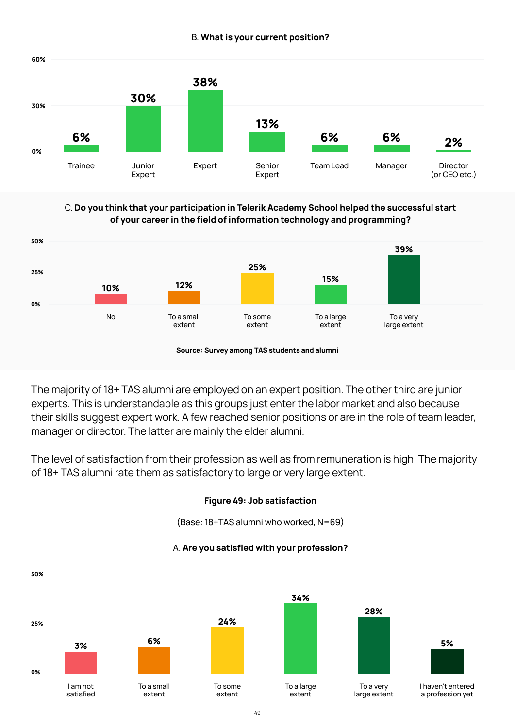B. **What is your current position?**

| Position | % |
|---|---|
| Trainee | 6% |
| Junior Expert | 30% |
| Expert | 38% |
| Senior Expert | 13% |
| Team Lead | 6% |
| Manager | 6% |
| Director (or CEO etc.) | 2% |

C. **Do you think that your participation in Telerik Academy School helped the successful start of your career in the field of information technology and programming?**

| Answer | % |
|---|---|
| No | 10% |
| To a small extent | 12% |
| To some extent | 25% |
| To a large extent | 15% |
| To a very large extent | 39% |

**Source: Survey among TAS students and alumni**

The majority of 18+ TAS alumni are employed on an expert position. The other third are junior experts. This is understandable as this groups just enter the labor market and also because their skills suggest expert work. A few reached senior positions or are in the role of team leader, manager or director. The latter are mainly the elder alumni.

The level of satisfaction from their profession as well as from remuneration is high. The majority of 18+ TAS alumni rate them as satisfactory to large or very large extent.

**Figure 49: Job satisfaction**

(Base: 18+TAS alumni who worked, N=69)

A. **Are you satisfied with your profession?**

| Answer | % |
|---|---|
| I am not satisfied | 3% |
| To a small extent | 6% |
| To some extent | 24% |
| To a large extent | 34% |
| To a very large extent | 28% |
| I haven't entered a profession yet | 5% |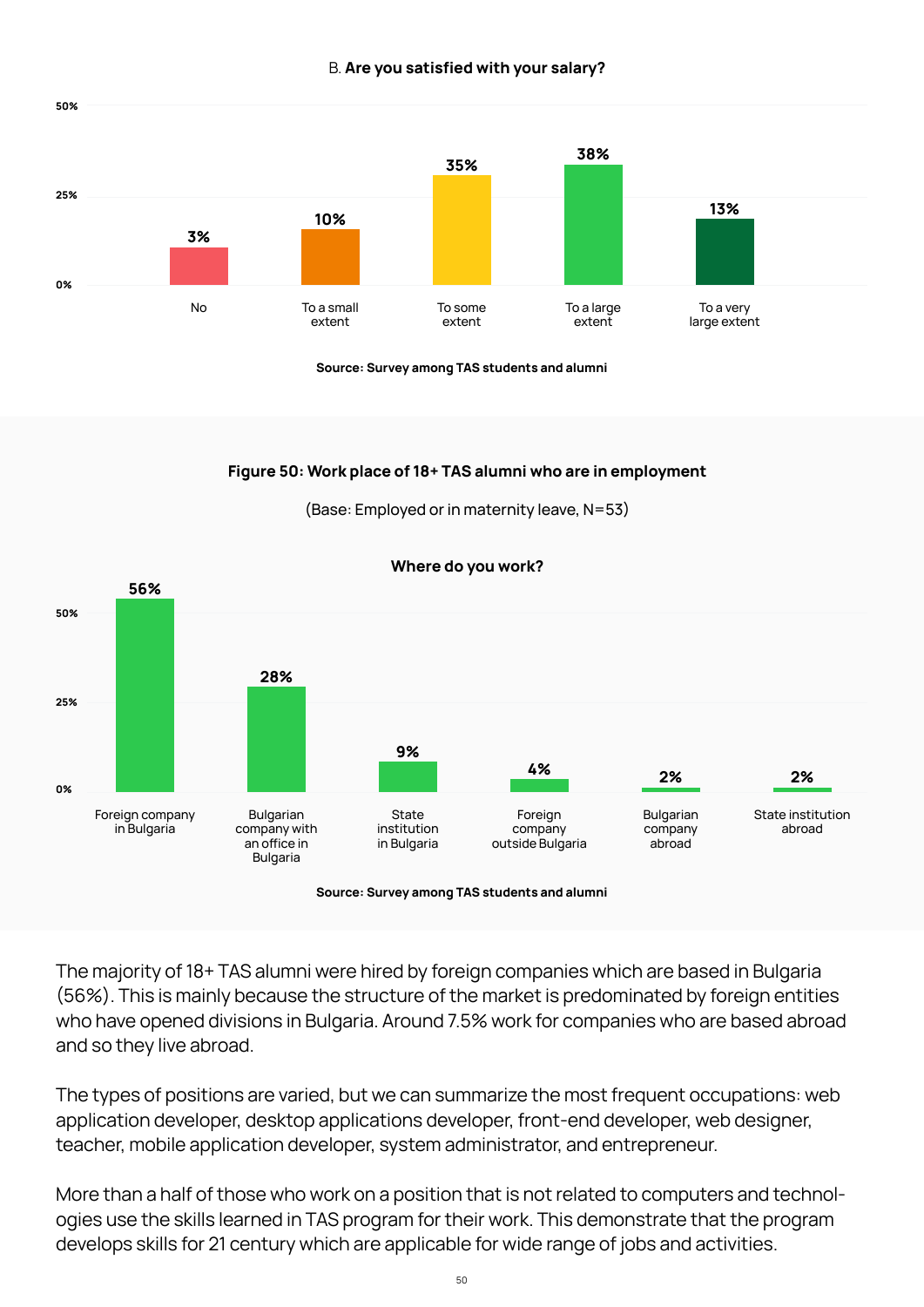B. **Are you satisfied with your salary?**

| Response | % |
| --- | --- |
| No | 3% |
| To a small extent | 10% |
| To some extent | 35% |
| To a large extent | 38% |
| To a very large extent | 13% |

**Source: Survey among TAS students and alumni**

**Figure 50: Work place of 18+ TAS alumni who are in employment**

(Base: Employed or in maternity leave, N=53)

**Where do you work?**

| Work place | % |
| --- | --- |
| Foreign company in Bulgaria | 56% |
| Bulgarian company with an office in Bulgaria | 28% |
| State institution in Bulgaria | 9% |
| Foreign company outside Bulgaria | 4% |
| Bulgarian company abroad | 2% |
| State institution abroad | 2% |

**Source: Survey among TAS students and alumni**

The majority of 18+ TAS alumni were hired by foreign companies which are based in Bulgaria (56%). This is mainly because the structure of the market is predominated by foreign entities who have opened divisions in Bulgaria. Around 7.5% work for companies who are based abroad and so they live abroad.

The types of positions are varied, but we can summarize the most frequent occupations: web application developer, desktop applications developer, front-end developer, web designer, teacher, mobile application developer, system administrator, and entrepreneur.

More than a half of those who work on a position that is not related to computers and technologies use the skills learned in TAS program for their work. This demonstrate that the program develops skills for 21 century which are applicable for wide range of jobs and activities.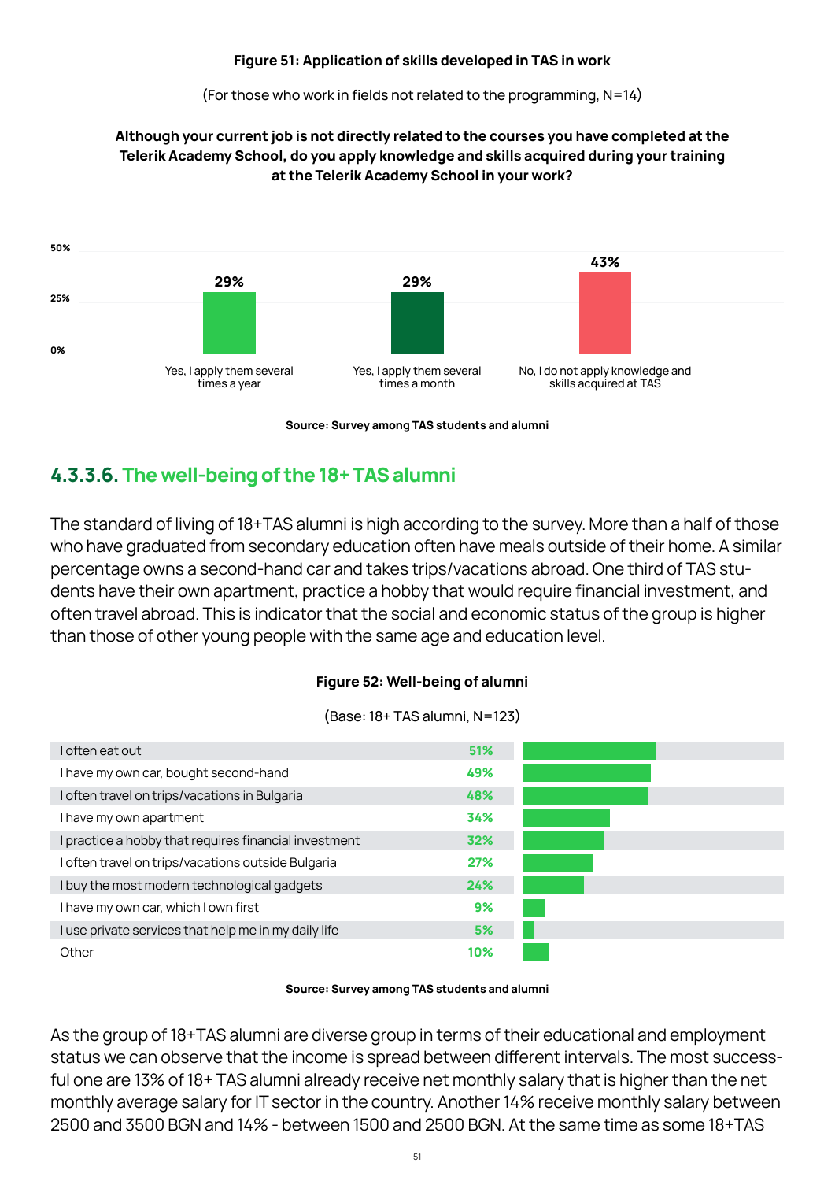**Figure 51: Application of skills developed in TAS in work**

(For those who work in fields not related to the programming, N=14)

**Although your current job is not directly related to the courses you have completed at the Telerik Academy School, do you apply knowledge and skills acquired during your training at the Telerik Academy School in your work?**

| Response | % |
|---|---|
| Yes, I apply them several times a year | 29% |
| Yes, I apply them several times a month | 29% |
| No, I do not apply knowledge and skills acquired at TAS | 43% |

**Source: Survey among TAS students and alumni**

### 4.3.3.6. The well-being of the 18+ TAS alumni

The standard of living of 18+TAS alumni is high according to the survey. More than a half of those who have graduated from secondary education often have meals outside of their home. A similar percentage owns a second-hand car and takes trips/vacations abroad. One third of TAS students have their own apartment, practice a hobby that would require financial investment, and often travel abroad. This is indicator that the social and economic status of the group is higher than those of other young people with the same age and education level.

**Figure 52: Well-being of alumni**

(Base: 18+ TAS alumni, N=123)

| Item | % |
|---|---|
| I often eat out | 51% |
| I have my own car, bought second-hand | 49% |
| I often travel on trips/vacations in Bulgaria | 48% |
| I have my own apartment | 34% |
| I practice a hobby that requires financial investment | 32% |
| I often travel on trips/vacations outside Bulgaria | 27% |
| I buy the most modern technological gadgets | 24% |
| I have my own car, which I own first | 9% |
| I use private services that help me in my daily life | 5% |
| Other | 10% |

**Source: Survey among TAS students and alumni**

As the group of 18+TAS alumni are diverse group in terms of their educational and employment status we can observe that the income is spread between different intervals. The most successful one are 13% of 18+ TAS alumni already receive net monthly salary that is higher than the net monthly average salary for IT sector in the country. Another 14% receive monthly salary between 2500 and 3500 BGN and 14% - between 1500 and 2500 BGN. At the same time as some 18+TAS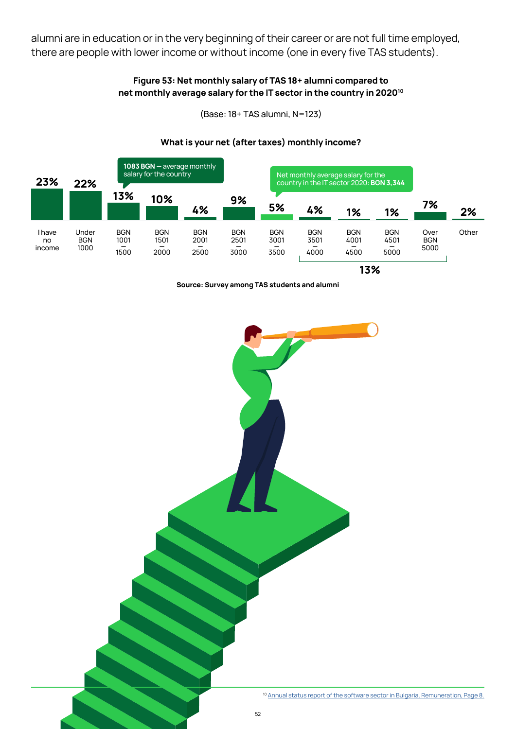alumni are in education or in the very beginning of their career or are not full time employed, there are people with lower income or without income (one in every five TAS students).

**Figure 53: Net monthly salary of TAS 18+ alumni compared to net monthly average salary for the IT sector in the country in 2020[10]**

(Base: 18+ TAS alumni, N=123)

**What is your net (after taxes) monthly income?**

| I have no income | Under BGN 1000 | BGN 1001 – 1500 | BGN 1501 – 2000 | BGN 2001 – 2500 | BGN 2501 – 3000 | BGN 3001 – 3500 | BGN 3501 – 4000 | BGN 4001 – 4500 | BGN 4501 – 5000 | Over BGN 5000 | Other |
|---|---|---|---|---|---|---|---|---|---|---|---|
| 23% | 22% | 13% | 10% | 4% | 9% | 5% | 4% | 1% | 1% | 7% | 2% |

**1083 BGN** — average monthly salary for the country

Net monthly average salary for the country in the IT sector 2020: **BGN 3,344**

BGN 3501 – over BGN 5000: **13%**

**Source: Survey among TAS students and alumni**

[10] Annual status report of the software sector in Bulgaria, Remuneration, Page 8.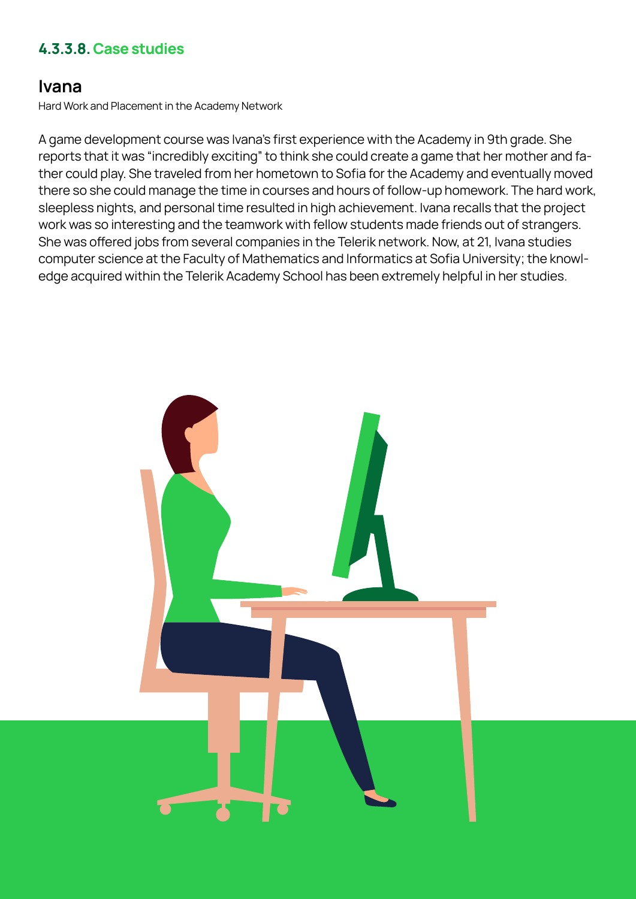#### 4.3.3.8. Case studies

## Ivana

Hard Work and Placement in the Academy Network

A game development course was Ivana's first experience with the Academy in 9th grade. She reports that it was "incredibly exciting" to think she could create a game that her mother and father could play. She traveled from her hometown to Sofia for the Academy and eventually moved there so she could manage the time in courses and hours of follow-up homework. The hard work, sleepless nights, and personal time resulted in high achievement. Ivana recalls that the project work was so interesting and the teamwork with fellow students made friends out of strangers. She was offered jobs from several companies in the Telerik network. Now, at 21, Ivana studies computer science at the Faculty of Mathematics and Informatics at Sofia University; the knowledge acquired within the Telerik Academy School has been extremely helpful in her studies.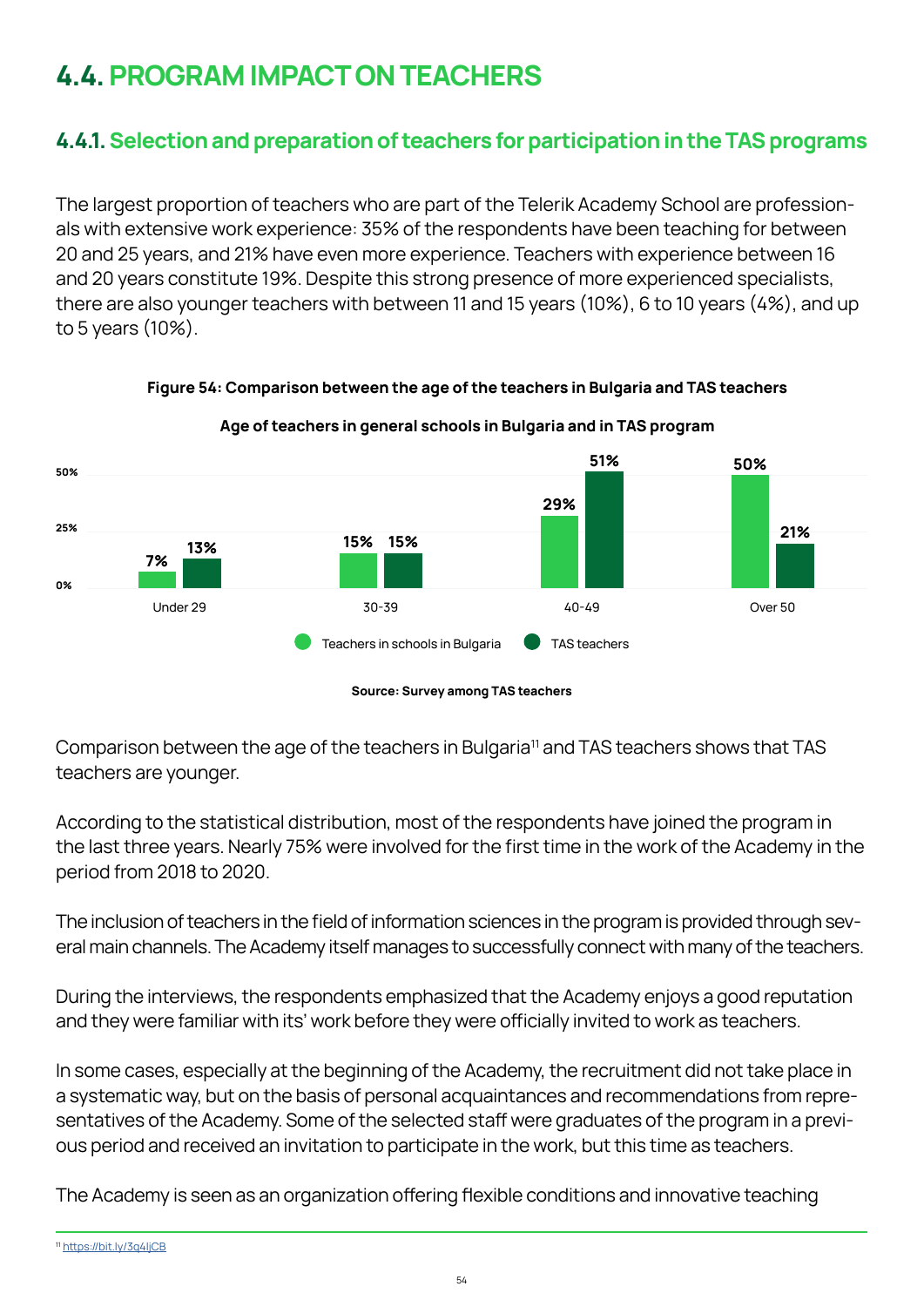# 4.4. PROGRAM IMPACT ON TEACHERS

## 4.4.1. Selection and preparation of teachers for participation in the TAS programs

The largest proportion of teachers who are part of the Telerik Academy School are professionals with extensive work experience: 35% of the respondents have been teaching for between 20 and 25 years, and 21% have even more experience. Teachers with experience between 16 and 20 years constitute 19%. Despite this strong presence of more experienced specialists, there are also younger teachers with between 11 and 15 years (10%), 6 to 10 years (4%), and up to 5 years (10%).

**Figure 54: Comparison between the age of the teachers in Bulgaria and TAS teachers**

**Age of teachers in general schools in Bulgaria and in TAS program**

| | Under 29 | 30-39 | 40-49 | Over 50 |
|---|---|---|---|---|
| Teachers in schools in Bulgaria | 7% | 15% | 29% | 50% |
| TAS teachers | 13% | 15% | 51% | 21% |

**Source: Survey among TAS teachers**

Comparison between the age of the teachers in Bulgaria[11] and TAS teachers shows that TAS teachers are younger.

According to the statistical distribution, most of the respondents have joined the program in the last three years. Nearly 75% were involved for the first time in the work of the Academy in the period from 2018 to 2020.

The inclusion of teachers in the field of information sciences in the program is provided through several main channels. The Academy itself manages to successfully connect with many of the teachers.

During the interviews, the respondents emphasized that the Academy enjoys a good reputation and they were familiar with its' work before they were officially invited to work as teachers.

In some cases, especially at the beginning of the Academy, the recruitment did not take place in a systematic way, but on the basis of personal acquaintances and recommendations from representatives of the Academy. Some of the selected staff were graduates of the program in a previous period and received an invitation to participate in the work, but this time as teachers.

The Academy is seen as an organization offering flexible conditions and innovative teaching

[11] https://bit.ly/3q4ljCB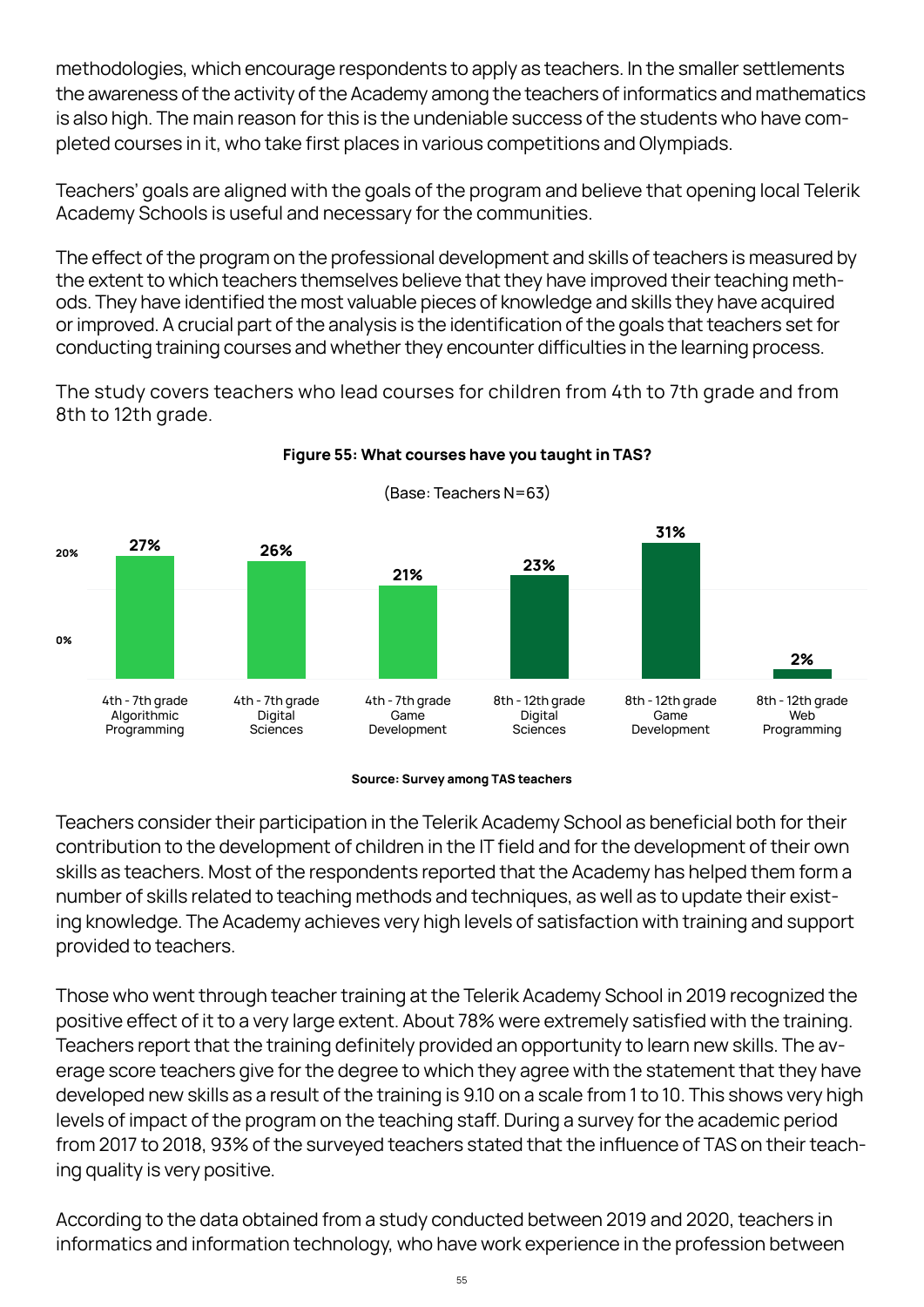methodologies, which encourage respondents to apply as teachers. In the smaller settlements the awareness of the activity of the Academy among the teachers of informatics and mathematics is also high. The main reason for this is the undeniable success of the students who have completed courses in it, who take first places in various competitions and Olympiads.

Teachers' goals are aligned with the goals of the program and believe that opening local Telerik Academy Schools is useful and necessary for the communities.

The effect of the program on the professional development and skills of teachers is measured by the extent to which teachers themselves believe that they have improved their teaching methods. They have identified the most valuable pieces of knowledge and skills they have acquired or improved. A crucial part of the analysis is the identification of the goals that teachers set for conducting training courses and whether they encounter difficulties in the learning process.

The study covers teachers who lead courses for children from 4th to 7th grade and from 8th to 12th grade.

**Figure 55: What courses have you taught in TAS?**

(Base: Teachers N=63)

| Course | % |
|---|---|
| 4th - 7th grade Algorithmic Programming | 27% |
| 4th - 7th grade Digital Sciences | 26% |
| 4th - 7th grade Game Development | 21% |
| 8th - 12th grade Digital Sciences | 23% |
| 8th - 12th grade Game Development | 31% |
| 8th - 12th grade Web Programming | 2% |

**Source: Survey among TAS teachers**

Teachers consider their participation in the Telerik Academy School as beneficial both for their contribution to the development of children in the IT field and for the development of their own skills as teachers. Most of the respondents reported that the Academy has helped them form a number of skills related to teaching methods and techniques, as well as to update their existing knowledge. The Academy achieves very high levels of satisfaction with training and support provided to teachers.

Those who went through teacher training at the Telerik Academy School in 2019 recognized the positive effect of it to a very large extent. About 78% were extremely satisfied with the training. Teachers report that the training definitely provided an opportunity to learn new skills. The average score teachers give for the degree to which they agree with the statement that they have developed new skills as a result of the training is 9.10 on a scale from 1 to 10. This shows very high levels of impact of the program on the teaching staff. During a survey for the academic period from 2017 to 2018, 93% of the surveyed teachers stated that the influence of TAS on their teaching quality is very positive.

According to the data obtained from a study conducted between 2019 and 2020, teachers in informatics and information technology, who have work experience in the profession between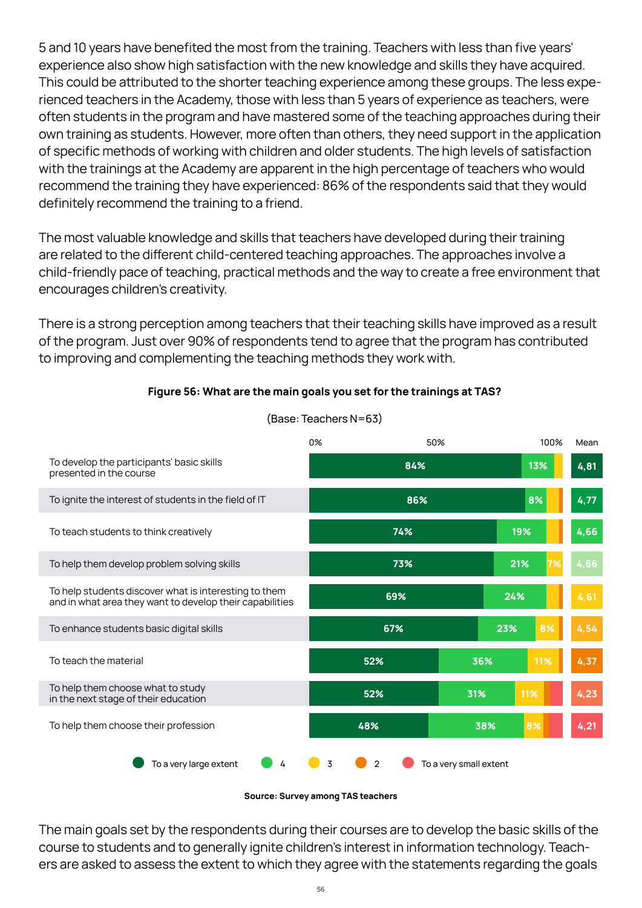5 and 10 years have benefited the most from the training. Teachers with less than five years' experience also show high satisfaction with the new knowledge and skills they have acquired. This could be attributed to the shorter teaching experience among these groups. The less experienced teachers in the Academy, those with less than 5 years of experience as teachers, were often students in the program and have mastered some of the teaching approaches during their own training as students. However, more often than others, they need support in the application of specific methods of working with children and older students. The high levels of satisfaction with the trainings at the Academy are apparent in the high percentage of teachers who would recommend the training they have experienced: 86% of the respondents said that they would definitely recommend the training to a friend.

The most valuable knowledge and skills that teachers have developed during their training are related to the different child-centered teaching approaches. The approaches involve a child-friendly pace of teaching, practical methods and the way to create a free environment that encourages children's creativity.

There is a strong perception among teachers that their teaching skills have improved as a result of the program. Just over 90% of respondents tend to agree that the program has contributed to improving and complementing the teaching methods they work with.

**Figure 56: What are the main goals you set for the trainings at TAS?**

(Base: Teachers N=63)

| Goal | To a very large extent | 4 | 3 | 2 | To a very small extent | Mean |
|---|---|---|---|---|---|---|
| To develop the participants' basic skills presented in the course | 84% | 13% | | | | 4,81 |
| To ignite the interest of students in the field of IT | 86% | 8% | | | | 4,77 |
| To teach students to think creatively | 74% | 19% | | | | 4,66 |
| To help them develop problem solving skills | 73% | 21% | 7% | | | 4,66 |
| To help students discover what is interesting to them and in what area they want to develop their capabilities | 69% | 24% | | | | 4,61 |
| To enhance students basic digital skills | 67% | 23% | 8% | | | 4,54 |
| To teach the material | 52% | 36% | 11% | | | 4,37 |
| To help them choose what to study in the next stage of their education | 52% | 31% | 11% | | | 4,23 |
| To help them choose their profession | 48% | 38% | 8% | | | 4,21 |

Source: Survey among TAS teachers

The main goals set by the respondents during their courses are to develop the basic skills of the course to students and to generally ignite children's interest in information technology. Teachers are asked to assess the extent to which they agree with the statements regarding the goals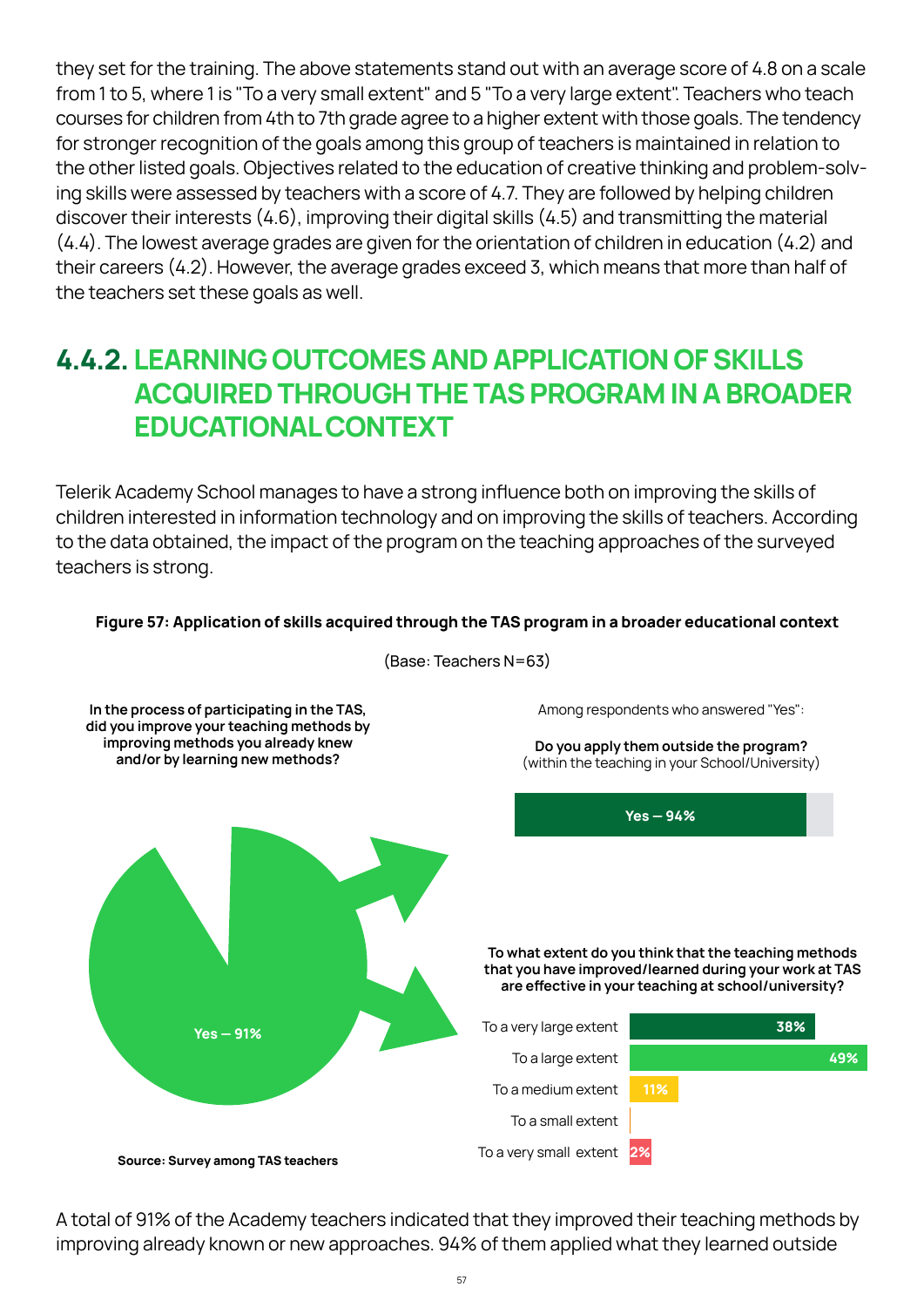they set for the training. The above statements stand out with an average score of 4.8 on a scale from 1 to 5, where 1 is "To a very small extent" and 5 "To a very large extent". Teachers who teach courses for children from 4th to 7th grade agree to a higher extent with those goals. The tendency for stronger recognition of the goals among this group of teachers is maintained in relation to the other listed goals. Objectives related to the education of creative thinking and problem-solving skills were assessed by teachers with a score of 4.7. They are followed by helping children discover their interests (4.6), improving their digital skills (4.5) and transmitting the material (4.4). The lowest average grades are given for the orientation of children in education (4.2) and their careers (4.2). However, the average grades exceed 3, which means that more than half of the teachers set these goals as well.

## 4.4.2. LEARNING OUTCOMES AND APPLICATION OF SKILLS ACQUIRED THROUGH THE TAS PROGRAM IN A BROADER EDUCATIONAL CONTEXT

Telerik Academy School manages to have a strong influence both on improving the skills of children interested in information technology and on improving the skills of teachers. According to the data obtained, the impact of the program on the teaching approaches of the surveyed teachers is strong.

**Figure 57: Application of skills acquired through the TAS program in a broader educational context**

(Base: Teachers N=63)

**In the process of participating in the TAS, did you improve your teaching methods by improving methods you already knew and/or by learning new methods?**

Yes – 91%

Among respondents who answered "Yes":

**Do you apply them outside the program?** (within the teaching in your School/University)

Yes – 94%

**To what extent do you think that the teaching methods that you have improved/learned during your work at TAS are effective in your teaching at school/university?**

| Extent | % |
|---|---|
| To a very large extent | 38% |
| To a large extent | 49% |
| To a medium extent | 11% |
| To a small extent | |
| To a very small extent | 2% |

**Source: Survey among TAS teachers**

A total of 91% of the Academy teachers indicated that they improved their teaching methods by improving already known or new approaches. 94% of them applied what they learned outside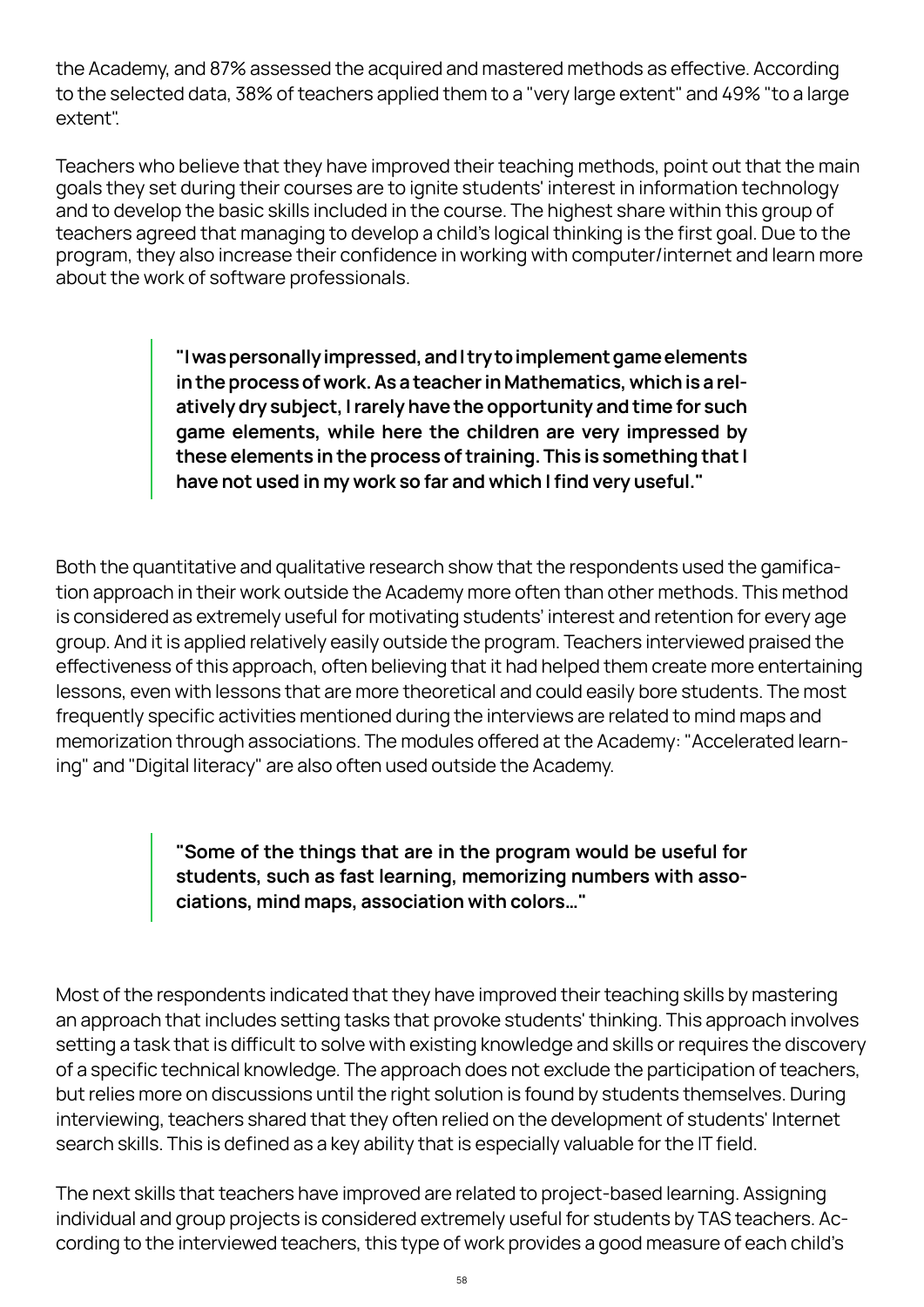the Academy, and 87% assessed the acquired and mastered methods as effective. According to the selected data, 38% of teachers applied them to a "very large extent" and 49% "to a large extent".

Teachers who believe that they have improved their teaching methods, point out that the main goals they set during their courses are to ignite students' interest in information technology and to develop the basic skills included in the course. The highest share within this group of teachers agreed that managing to develop a child's logical thinking is the first goal. Due to the program, they also increase their confidence in working with computer/internet and learn more about the work of software professionals.

> **"I was personally impressed, and I try to implement game elements in the process of work. As a teacher in Mathematics, which is a relatively dry subject, I rarely have the opportunity and time for such game elements, while here the children are very impressed by these elements in the process of training. This is something that I have not used in my work so far and which I find very useful."**

Both the quantitative and qualitative research show that the respondents used the gamification approach in their work outside the Academy more often than other methods. This method is considered as extremely useful for motivating students' interest and retention for every age group. And it is applied relatively easily outside the program. Teachers interviewed praised the effectiveness of this approach, often believing that it had helped them create more entertaining lessons, even with lessons that are more theoretical and could easily bore students. The most frequently specific activities mentioned during the interviews are related to mind maps and memorization through associations. The modules offered at the Academy: "Accelerated learning" and "Digital literacy" are also often used outside the Academy.

> **"Some of the things that are in the program would be useful for students, such as fast learning, memorizing numbers with associations, mind maps, association with colors…"**

Most of the respondents indicated that they have improved their teaching skills by mastering an approach that includes setting tasks that provoke students' thinking. This approach involves setting a task that is difficult to solve with existing knowledge and skills or requires the discovery of a specific technical knowledge. The approach does not exclude the participation of teachers, but relies more on discussions until the right solution is found by students themselves. During interviewing, teachers shared that they often relied on the development of students' Internet search skills. This is defined as a key ability that is especially valuable for the IT field.

The next skills that teachers have improved are related to project-based learning. Assigning individual and group projects is considered extremely useful for students by TAS teachers. According to the interviewed teachers, this type of work provides a good measure of each child's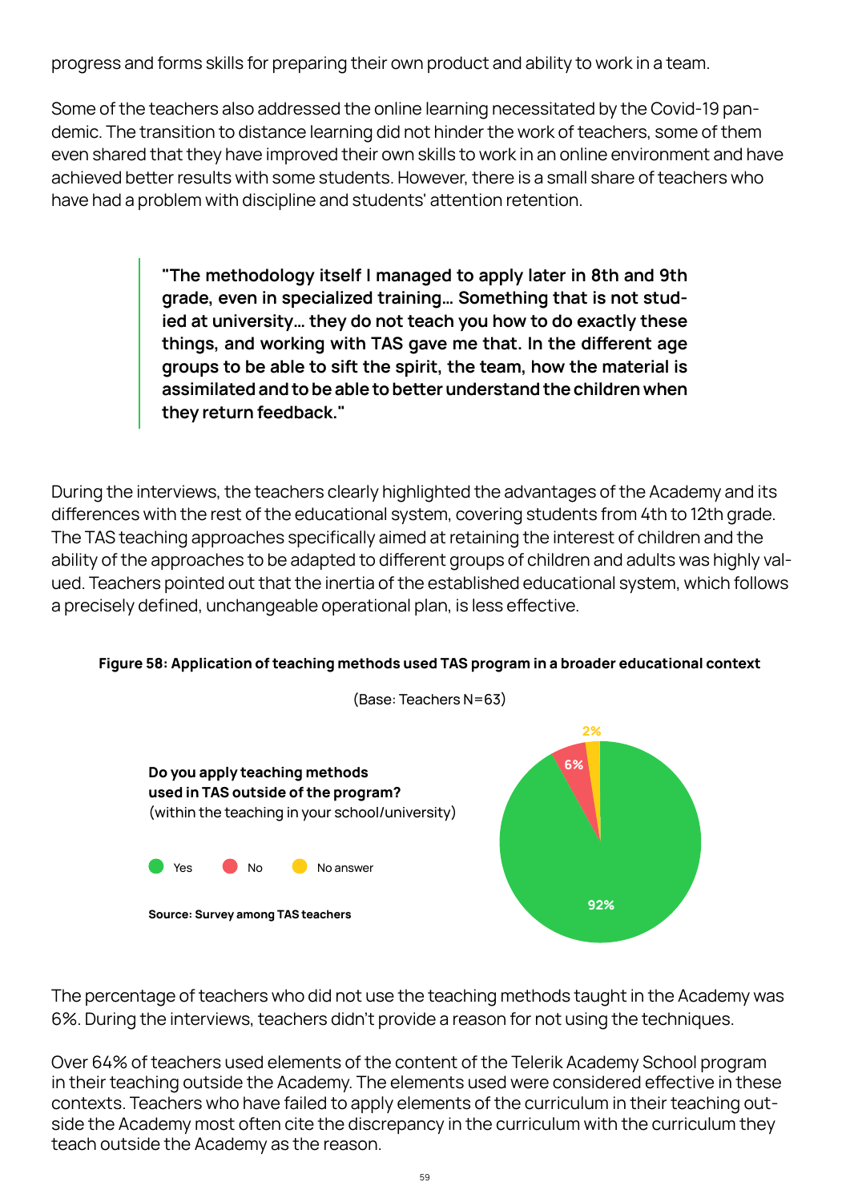progress and forms skills for preparing their own product and ability to work in a team.

Some of the teachers also addressed the online learning necessitated by the Covid-19 pandemic. The transition to distance learning did not hinder the work of teachers, some of them even shared that they have improved their own skills to work in an online environment and have achieved better results with some students. However, there is a small share of teachers who have had a problem with discipline and students' attention retention.

> **"The methodology itself I managed to apply later in 8th and 9th grade, even in specialized training… Something that is not studied at university… they do not teach you how to do exactly these things, and working with TAS gave me that. In the different age groups to be able to sift the spirit, the team, how the material is assimilated and to be able to better understand the children when they return feedback."**

During the interviews, the teachers clearly highlighted the advantages of the Academy and its differences with the rest of the educational system, covering students from 4th to 12th grade. The TAS teaching approaches specifically aimed at retaining the interest of children and the ability of the approaches to be adapted to different groups of children and adults was highly valued. Teachers pointed out that the inertia of the established educational system, which follows a precisely defined, unchangeable operational plan, is less effective.

**Figure 58: Application of teaching methods used TAS program in a broader educational context**

(Base: Teachers N=63)

**Do you apply teaching methods used in TAS outside of the program?** (within the teaching in your school/university)

| Answer | Share |
|---|---|
| Yes | 92% |
| No | 6% |
| No answer | 2% |

**Source: Survey among TAS teachers**

The percentage of teachers who did not use the teaching methods taught in the Academy was 6%. During the interviews, teachers didn't provide a reason for not using the techniques.

Over 64% of teachers used elements of the content of the Telerik Academy School program in their teaching outside the Academy. The elements used were considered effective in these contexts. Teachers who have failed to apply elements of the curriculum in their teaching outside the Academy most often cite the discrepancy in the curriculum with the curriculum they teach outside the Academy as the reason.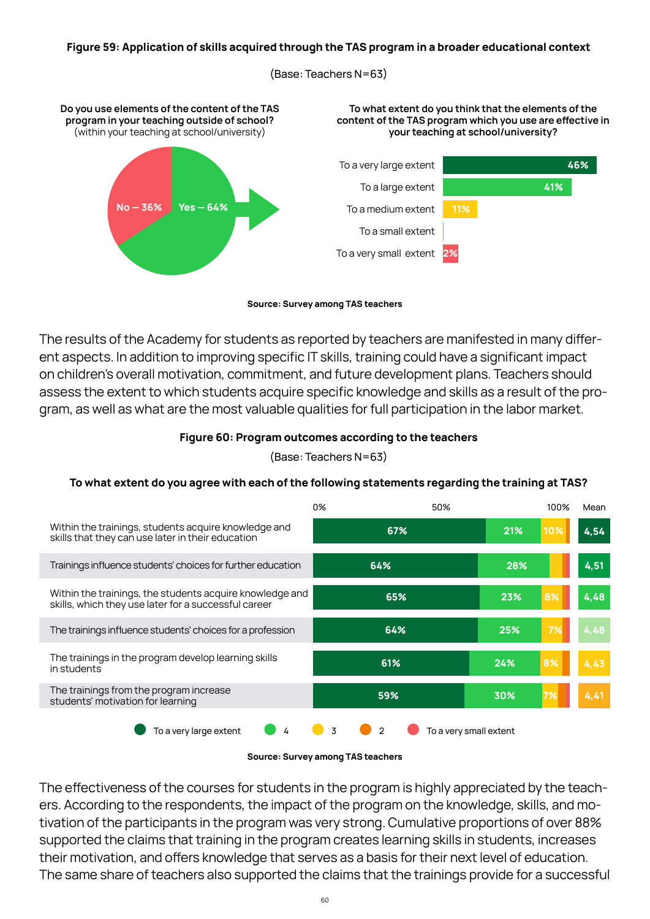**Figure 59: Application of skills acquired through the TAS program in a broader educational context**

(Base: Teachers N=63)

**Do you use elements of the content of the TAS program in your teaching outside of school?** (within your teaching at school/university)

| Answer | Share |
|---|---|
| Yes | 64% |
| No | 36% |

**To what extent do you think that the elements of the content of the TAS program which you use are effective in your teaching at school/university?**

| Extent | Share |
|---|---|
| To a very large extent | 46% |
| To a large extent | 41% |
| To a medium extent | 11% |
| To a small extent | |
| To a very small extent | 2% |

**Source: Survey among TAS teachers**

The results of the Academy for students as reported by teachers are manifested in many different aspects. In addition to improving specific IT skills, training could have a significant impact on children's overall motivation, commitment, and future development plans. Teachers should assess the extent to which students acquire specific knowledge and skills as a result of the program, as well as what are the most valuable qualities for full participation in the labor market.

**Figure 60: Program outcomes according to the teachers**

(Base: Teachers N=63)

**To what extent do you agree with each of the following statements regarding the training at TAS?**

| Statement | To a very large extent | 4 | 3 | 2 | To a very small extent | Mean |
|---|---|---|---|---|---|---|
| Within the trainings, students acquire knowledge and skills that they can use later in their education | 67% | 21% | 10% | | | 4,54 |
| Trainings influence students' choices for further education | 64% | 28% | | | | 4,51 |
| Within the trainings, the students acquire knowledge and skills, which they use later for a successful career | 65% | 23% | 8% | | | 4,48 |
| The trainings influence students' choices for a profession | 64% | 25% | 7% | | | 4,48 |
| The trainings in the program develop learning skills in students | 61% | 24% | 8% | | | 4,43 |
| The trainings from the program increase students' motivation for learning | 59% | 30% | 7% | | | 4,41 |

**Source: Survey among TAS teachers**

The effectiveness of the courses for students in the program is highly appreciated by the teachers. According to the respondents, the impact of the program on the knowledge, skills, and motivation of the participants in the program was very strong. Cumulative proportions of over 88% supported the claims that training in the program creates learning skills in students, increases their motivation, and offers knowledge that serves as a basis for their next level of education. The same share of teachers also supported the claims that the trainings provide for a successful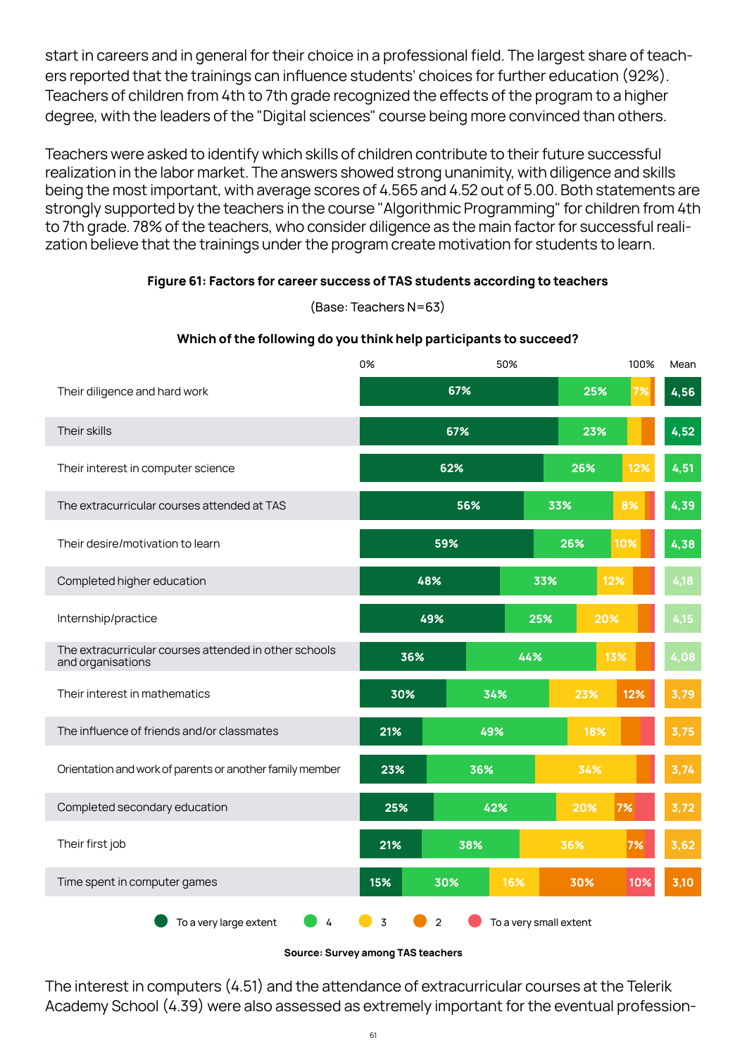start in careers and in general for their choice in a professional field. The largest share of teachers reported that the trainings can influence students' choices for further education (92%). Teachers of children from 4th to 7th grade recognized the effects of the program to a higher degree, with the leaders of the "Digital sciences" course being more convinced than others.

Teachers were asked to identify which skills of children contribute to their future successful realization in the labor market. The answers showed strong unanimity, with diligence and skills being the most important, with average scores of 4.565 and 4.52 out of 5.00. Both statements are strongly supported by the teachers in the course "Algorithmic Programming" for children from 4th to 7th grade. 78% of the teachers, who consider diligence as the main factor for successful realization believe that the trainings under the program create motivation for students to learn.

**Figure 61: Factors for career success of TAS students according to teachers**

(Base: Teachers N=63)

**Which of the following do you think help participants to succeed?**

| | To a very large extent | 4 | 3 | 2 | To a very small extent | Mean |
|---|---|---|---|---|---|---|
| Their diligence and hard work | 67% | 25% | 7% | | | 4,56 |
| Their skills | 67% | 23% | | | | 4,52 |
| Their interest in computer science | 62% | 26% | 12% | | | 4,51 |
| The extracurricular courses attended at TAS | 56% | 33% | 8% | | | 4,39 |
| Their desire/motivation to learn | 59% | 26% | 10% | | | 4,38 |
| Completed higher education | 48% | 33% | 12% | | | 4,18 |
| Internship/practice | 49% | 25% | 20% | | | 4,15 |
| The extracurricular courses attended in other schools and organisations | 36% | 44% | 13% | | | 4,08 |
| Their interest in mathematics | 30% | 34% | 23% | 12% | | 3,79 |
| The influence of friends and/or classmates | 21% | 49% | 18% | | | 3,75 |
| Orientation and work of parents or another family member | 23% | 36% | 34% | | | 3,74 |
| Completed secondary education | 25% | 42% | 20% | 7% | | 3,72 |
| Their first job | 21% | 38% | 36% | 7% | | 3,62 |
| Time spent in computer games | 15% | 30% | 16% | 30% | 10% | 3,10 |

**Source: Survey among TAS teachers**

The interest in computers (4.51) and the attendance of extracurricular courses at the Telerik Academy School (4.39) were also assessed as extremely important for the eventual profession-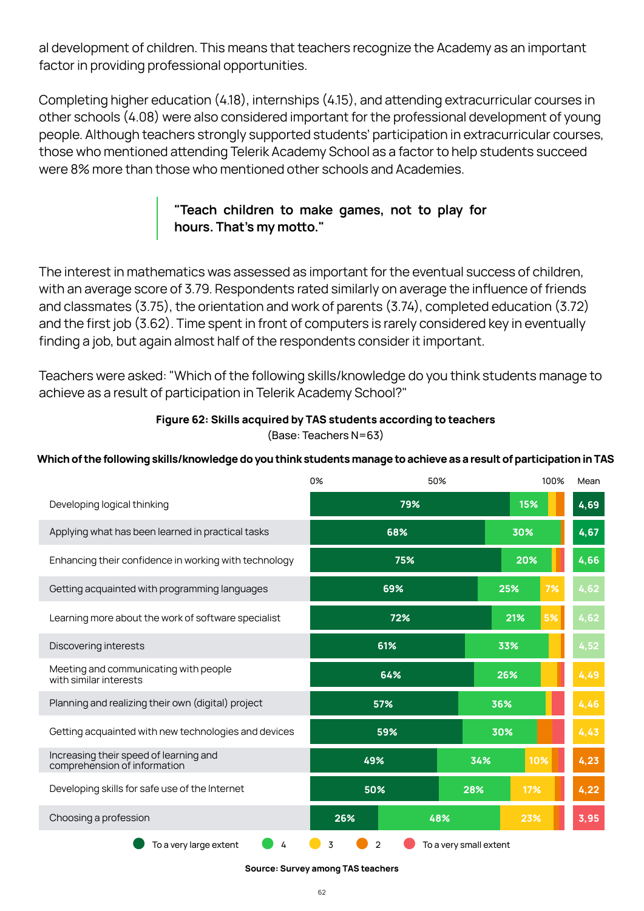al development of children. This means that teachers recognize the Academy as an important factor in providing professional opportunities.

Completing higher education (4.18), internships (4.15), and attending extracurricular courses in other schools (4.08) were also considered important for the professional development of young people. Although teachers strongly supported students' participation in extracurricular courses, those who mentioned attending Telerik Academy School as a factor to help students succeed were 8% more than those who mentioned other schools and Academies.

> **"Teach children to make games, not to play for hours. That's my motto."**

The interest in mathematics was assessed as important for the eventual success of children, with an average score of 3.79. Respondents rated similarly on average the influence of friends and classmates (3.75), the orientation and work of parents (3.74), completed education (3.72) and the first job (3.62). Time spent in front of computers is rarely considered key in eventually finding a job, but again almost half of the respondents consider it important.

Teachers were asked: "Which of the following skills/knowledge do you think students manage to achieve as a result of participation in Telerik Academy School?"

**Figure 62: Skills acquired by TAS students according to teachers**
(Base: Teachers N=63)

**Which of the following skills/knowledge do you think students manage to achieve as a result of participation in TAS**

| | To a very large extent | 4 | 3 | Mean |
|---|---|---|---|---|
| Developing logical thinking | 79% | 15% | | 4,69 |
| Applying what has been learned in practical tasks | 68% | 30% | | 4,67 |
| Enhancing their confidence in working with technology | 75% | 20% | | 4,66 |
| Getting acquainted with programming languages | 69% | 25% | 7% | 4,62 |
| Learning more about the work of software specialist | 72% | 21% | 5% | 4,62 |
| Discovering interests | 61% | 33% | | 4,52 |
| Meeting and communicating with people with similar interests | 64% | 26% | | 4,49 |
| Planning and realizing their own (digital) project | 57% | 36% | | 4,46 |
| Getting acquainted with new technologies and devices | 59% | 30% | | 4,43 |
| Increasing their speed of learning and comprehension of information | 49% | 34% | 10% | 4,23 |
| Developing skills for safe use of the Internet | 50% | 28% | 17% | 4,22 |
| Choosing a profession | 26% | 48% | 23% | 3,95 |

Legend: To a very large extent; 4; 3; 2; To a very small extent

Source: Survey among TAS teachers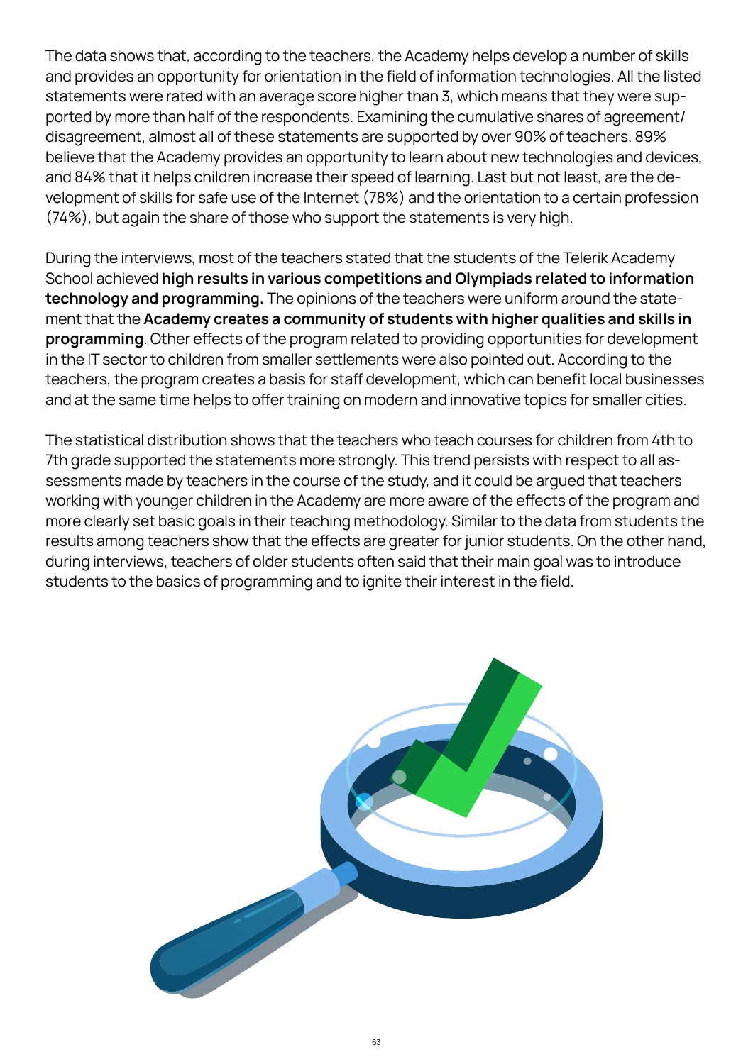The data shows that, according to the teachers, the Academy helps develop a number of skills and provides an opportunity for orientation in the field of information technologies. All the listed statements were rated with an average score higher than 3, which means that they were supported by more than half of the respondents. Examining the cumulative shares of agreement/disagreement, almost all of these statements are supported by over 90% of teachers. 89% believe that the Academy provides an opportunity to learn about new technologies and devices, and 84% that it helps children increase their speed of learning. Last but not least, are the development of skills for safe use of the Internet (78%) and the orientation to a certain profession (74%), but again the share of those who support the statements is very high.

During the interviews, most of the teachers stated that the students of the Telerik Academy School achieved **high results in various competitions and Olympiads related to information technology and programming.** The opinions of the teachers were uniform around the statement that the **Academy creates a community of students with higher qualities and skills in programming**. Other effects of the program related to providing opportunities for development in the IT sector to children from smaller settlements were also pointed out. According to the teachers, the program creates a basis for staff development, which can benefit local businesses and at the same time helps to offer training on modern and innovative topics for smaller cities.

The statistical distribution shows that the teachers who teach courses for children from 4th to 7th grade supported the statements more strongly. This trend persists with respect to all assessments made by teachers in the course of the study, and it could be argued that teachers working with younger children in the Academy are more aware of the effects of the program and more clearly set basic goals in their teaching methodology. Similar to the data from students the results among teachers show that the effects are greater for junior students. On the other hand, during interviews, teachers of older students often said that their main goal was to introduce students to the basics of programming and to ignite their interest in the field.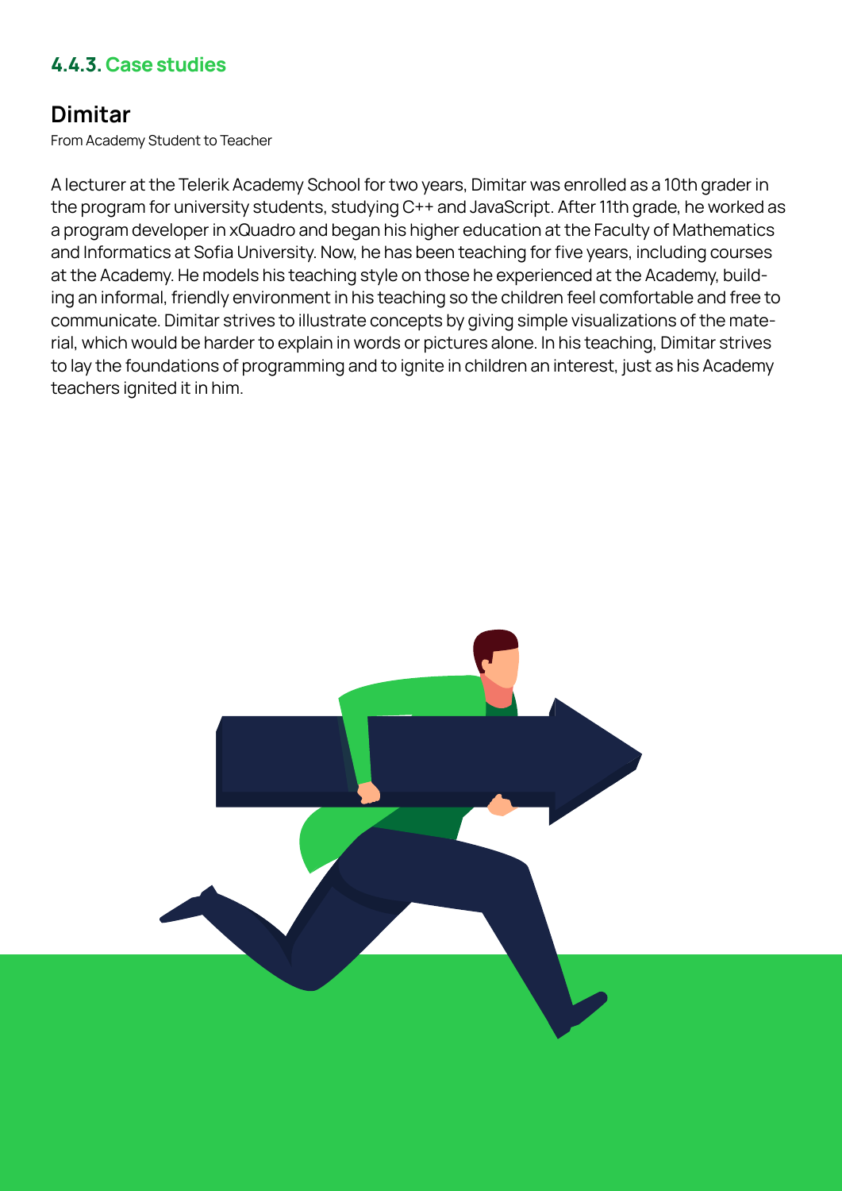### 4.4.3. Case studies

## Dimitar

From Academy Student to Teacher

A lecturer at the Telerik Academy School for two years, Dimitar was enrolled as a 10th grader in the program for university students, studying C++ and JavaScript. After 11th grade, he worked as a program developer in xQuadro and began his higher education at the Faculty of Mathematics and Informatics at Sofia University. Now, he has been teaching for five years, including courses at the Academy. He models his teaching style on those he experienced at the Academy, building an informal, friendly environment in his teaching so the children feel comfortable and free to communicate. Dimitar strives to illustrate concepts by giving simple visualizations of the material, which would be harder to explain in words or pictures alone. In his teaching, Dimitar strives to lay the foundations of programming and to ignite in children an interest, just as his Academy teachers ignited it in him.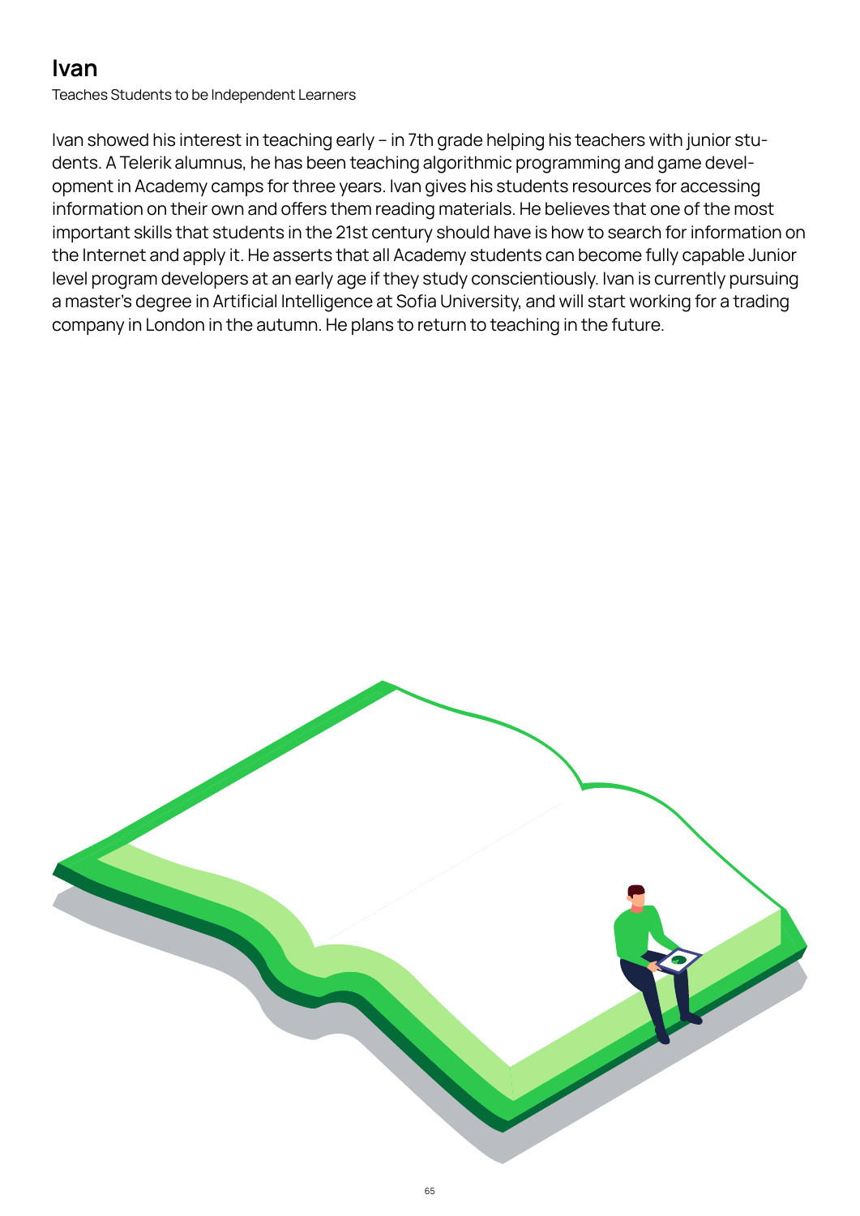## Ivan

Teaches Students to be Independent Learners

Ivan showed his interest in teaching early – in 7th grade helping his teachers with junior students. A Telerik alumnus, he has been teaching algorithmic programming and game development in Academy camps for three years. Ivan gives his students resources for accessing information on their own and offers them reading materials. He believes that one of the most important skills that students in the 21st century should have is how to search for information on the Internet and apply it. He asserts that all Academy students can become fully capable Junior level program developers at an early age if they study conscientiously. Ivan is currently pursuing a master's degree in Artificial Intelligence at Sofia University, and will start working for a trading company in London in the autumn. He plans to return to teaching in the future.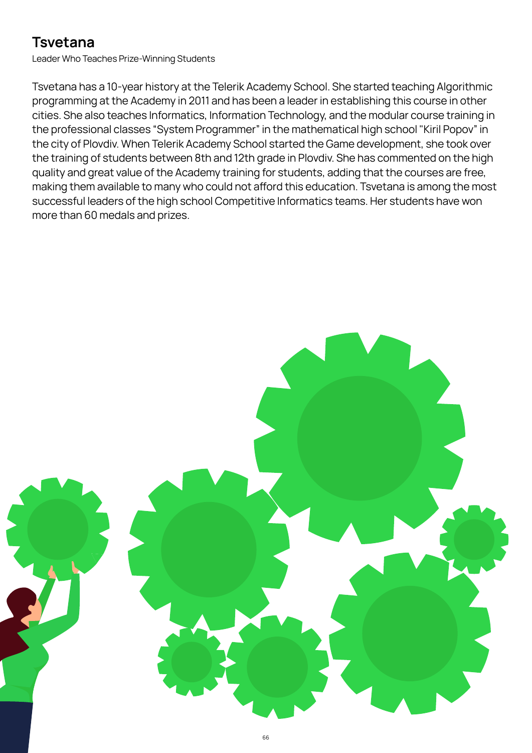## Tsvetana

Leader Who Teaches Prize-Winning Students

Tsvetana has a 10-year history at the Telerik Academy School. She started teaching Algorithmic programming at the Academy in 2011 and has been a leader in establishing this course in other cities. She also teaches Informatics, Information Technology, and the modular course training in the professional classes "System Programmer" in the mathematical high school "Kiril Popov" in the city of Plovdiv. When Telerik Academy School started the Game development, she took over the training of students between 8th and 12th grade in Plovdiv. She has commented on the high quality and great value of the Academy training for students, adding that the courses are free, making them available to many who could not afford this education. Tsvetana is among the most successful leaders of the high school Competitive Informatics teams. Her students have won more than 60 medals and prizes.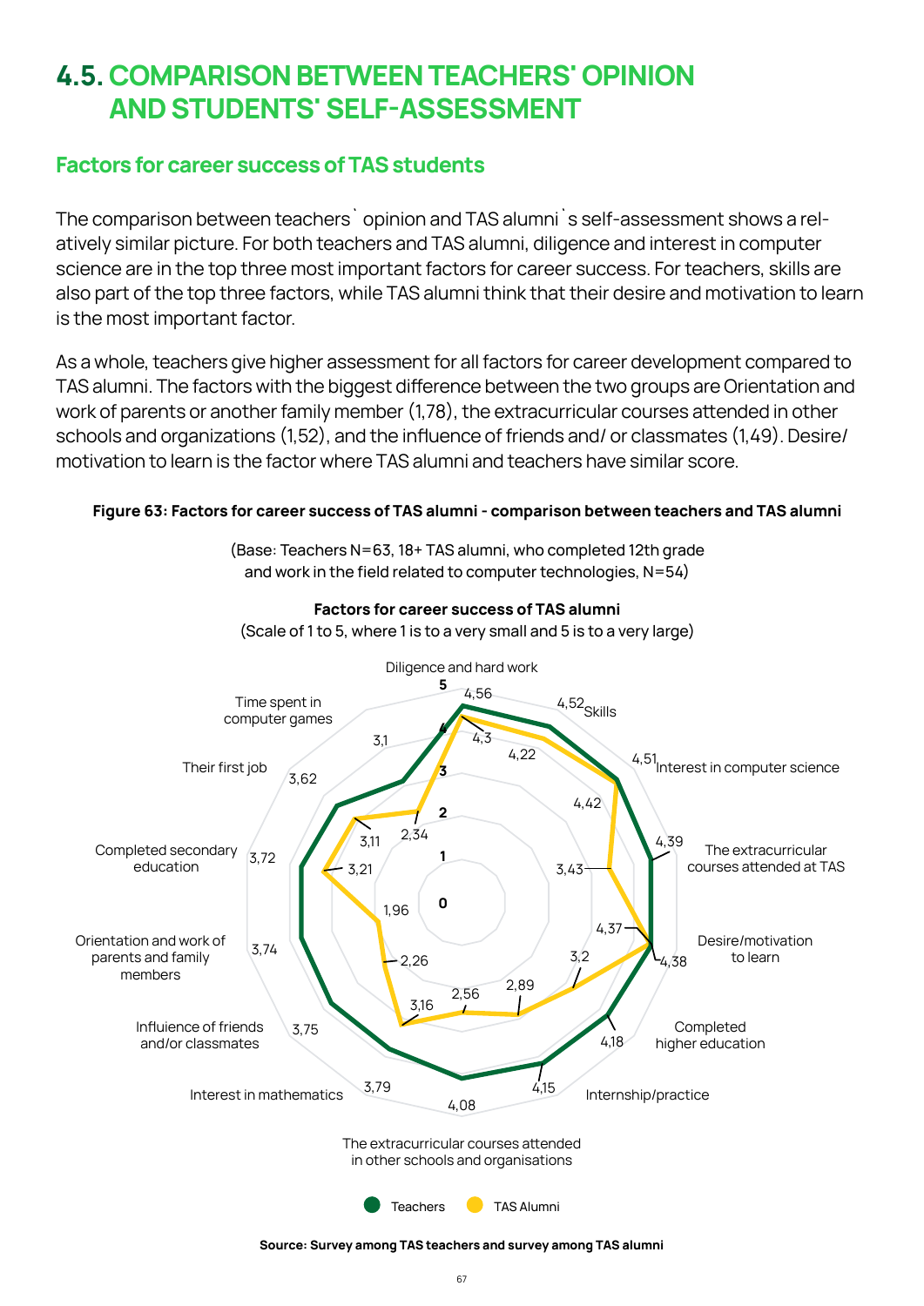# 4.5. COMPARISON BETWEEN TEACHERS' OPINION AND STUDENTS' SELF-ASSESSMENT

## Factors for career success of TAS students

The comparison between teachers` opinion and TAS alumni`s self-assessment shows a relatively similar picture. For both teachers and TAS alumni, diligence and interest in computer science are in the top three most important factors for career success. For teachers, skills are also part of the top three factors, while TAS alumni think that their desire and motivation to learn is the most important factor.

As a whole, teachers give higher assessment for all factors for career development compared to TAS alumni. The factors with the biggest difference between the two groups are Orientation and work of parents or another family member (1,78), the extracurricular courses attended in other schools and organizations (1,52), and the influence of friends and/ or classmates (1,49). Desire/ motivation to learn is the factor where TAS alumni and teachers have similar score.

**Figure 63: Factors for career success of TAS alumni - comparison between teachers and TAS alumni**

(Base: Teachers N=63, 18+ TAS alumni, who completed 12th grade and work in the field related to computer technologies, N=54)

**Factors for career success of TAS alumni**
(Scale of 1 to 5, where 1 is to a very small and 5 is to a very large)

| Factor | Teachers | TAS Alumni |
|---|---|---|
| Diligence and hard work | 4,56 | 4,3 |
| Skills | 4,52 | 4,22 |
| Interest in computer science | 4,51 | 4,42 |
| The extracurricular courses attended at TAS | 4,39 | 3,43 |
| Desire/motivation to learn | 4,38 | 4,37 |
| Completed higher education | 4,18 | 3,2 |
| Internship/practice | 4,15 | 2,89 |
| The extracurricular courses attended in other schools and organisations | 4,08 | 2,56 |
| Interest in mathematics | 3,79 | 3,16 |
| Influence of friends and/or classmates | 3,75 | 2,26 |
| Orientation and work of parents and family members | 3,74 | 1,96 |
| Completed secondary education | 3,72 | 3,21 |
| Their first job | 3,62 | 3,11 |
| Time spent in computer games | 3,1 | 2,34 |

Source: Survey among TAS teachers and survey among TAS alumni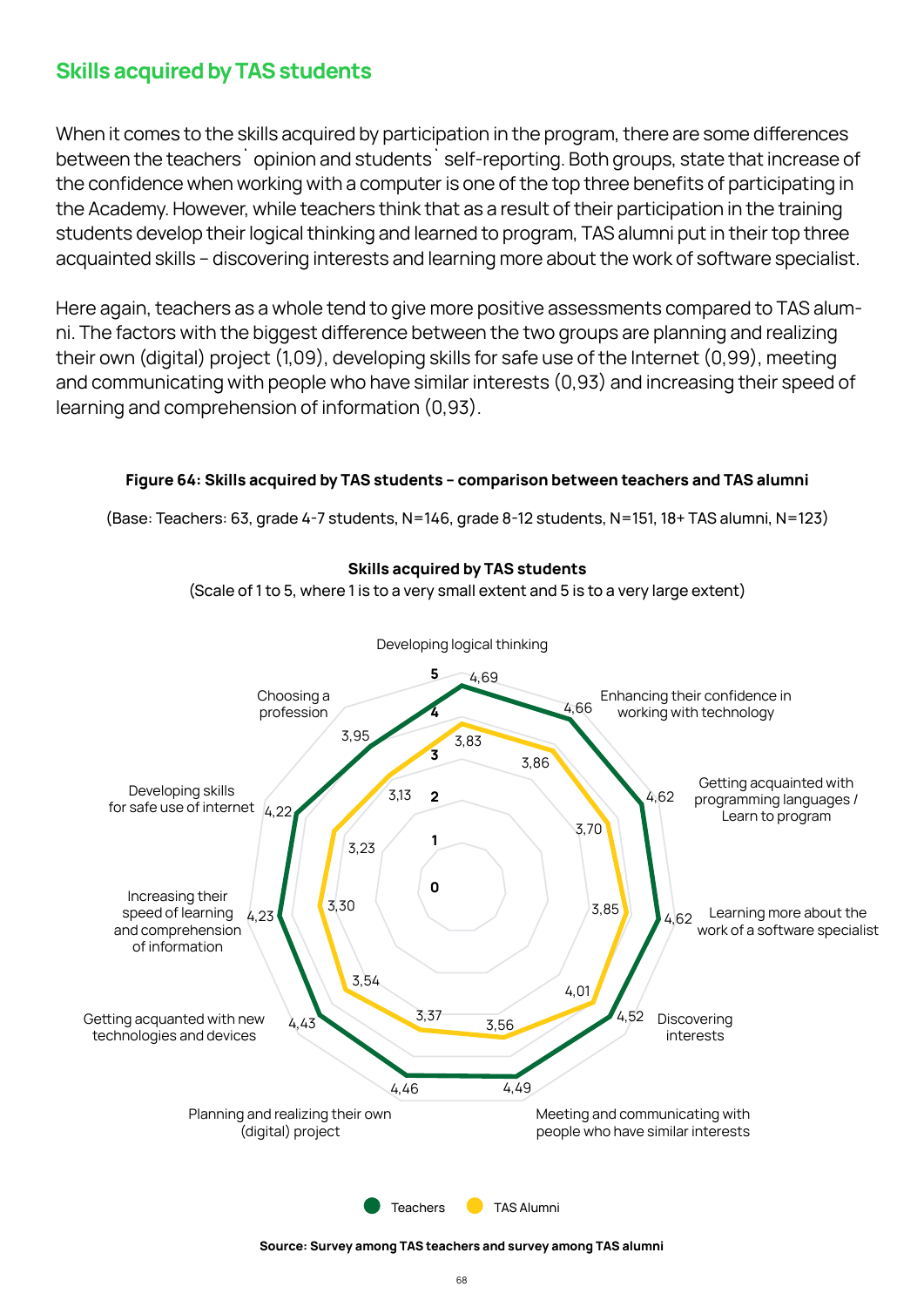## Skills acquired by TAS students

When it comes to the skills acquired by participation in the program, there are some differences between the teachers` opinion and students` self-reporting. Both groups, state that increase of the confidence when working with a computer is one of the top three benefits of participating in the Academy. However, while teachers think that as a result of their participation in the training students develop their logical thinking and learned to program, TAS alumni put in their top three acquainted skills – discovering interests and learning more about the work of software specialist.

Here again, teachers as a whole tend to give more positive assessments compared to TAS alumni. The factors with the biggest difference between the two groups are planning and realizing their own (digital) project (1,09), developing skills for safe use of the Internet (0,99), meeting and communicating with people who have similar interests (0,93) and increasing their speed of learning and comprehension of information (0,93).

**Figure 64: Skills acquired by TAS students – comparison between teachers and TAS alumni**

(Base: Teachers: 63, grade 4-7 students, N=146, grade 8-12 students, N=151, 18+ TAS alumni, N=123)

**Skills acquired by TAS students**
(Scale of 1 to 5, where 1 is to a very small extent and 5 is to a very large extent)

| Skill | Teachers | TAS Alumni |
|---|---|---|
| Developing logical thinking | 4,69 | 3,83 |
| Enhancing their confidence in working with technology | 4,66 | 3,86 |
| Getting acquainted with programming languages / Learn to program | 4,62 | 3,70 |
| Learning more about the work of a software specialist | 4,62 | 3,85 |
| Discovering interests | 4,52 | 4,01 |
| Meeting and communicating with people who have similar interests | 4,49 | 3,56 |
| Planning and realizing their own (digital) project | 4,46 | 3,37 |
| Getting acquanted with new technologies and devices | 4,43 | 3,54 |
| Increasing their speed of learning and comprehension of information | 4,23 | 3,30 |
| Developing skills for safe use of internet | 4,22 | 3,23 |
| Choosing a profession | 3,95 | 3,13 |

Source: Survey among TAS teachers and survey among TAS alumni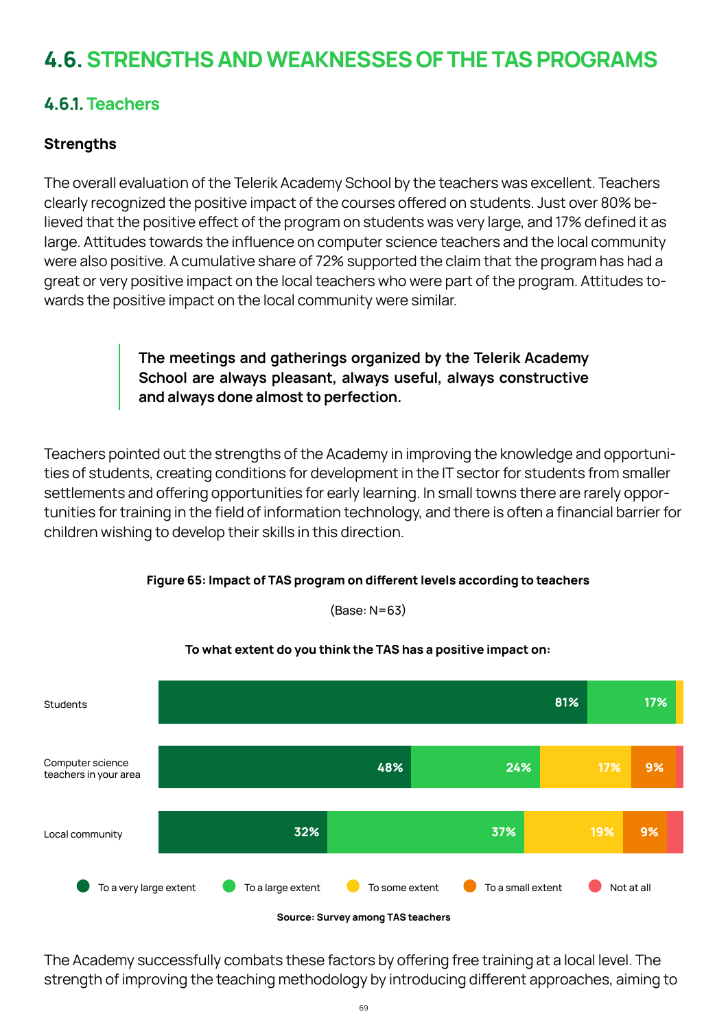## 4.6. STRENGTHS AND WEAKNESSES OF THE TAS PROGRAMS

### 4.6.1. Teachers

**Strengths**

The overall evaluation of the Telerik Academy School by the teachers was excellent. Teachers clearly recognized the positive impact of the courses offered on students. Just over 80% believed that the positive effect of the program on students was very large, and 17% defined it as large. Attitudes towards the influence on computer science teachers and the local community were also positive. A cumulative share of 72% supported the claim that the program has had a great or very positive impact on the local teachers who were part of the program. Attitudes towards the positive impact on the local community were similar.

> **The meetings and gatherings organized by the Telerik Academy School are always pleasant, always useful, always constructive and always done almost to perfection.**

Teachers pointed out the strengths of the Academy in improving the knowledge and opportunities of students, creating conditions for development in the IT sector for students from smaller settlements and offering opportunities for early learning. In small towns there are rarely opportunities for training in the field of information technology, and there is often a financial barrier for children wishing to develop their skills in this direction.

**Figure 65: Impact of TAS program on different levels according to teachers**

(Base: N=63)

**To what extent do you think the TAS has a positive impact on:**

| | To a very large extent | To a large extent | To some extent | To a small extent | Not at all |
|---|---|---|---|---|---|
| Students | 81% | 17% | | | |
| Computer science teachers in your area | 48% | 24% | 17% | 9% | |
| Local community | 32% | 37% | 19% | 9% | |

**Source: Survey among TAS teachers**

The Academy successfully combats these factors by offering free training at a local level. The strength of improving the teaching methodology by introducing different approaches, aiming to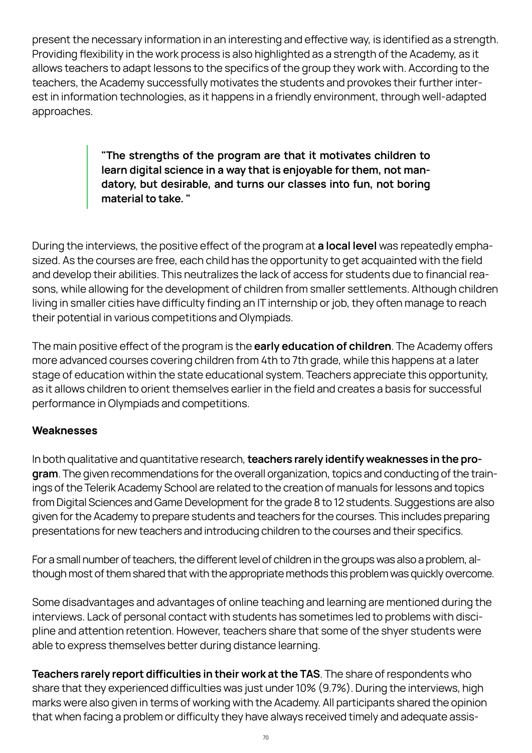present the necessary information in an interesting and effective way, is identified as a strength. Providing flexibility in the work process is also highlighted as a strength of the Academy, as it allows teachers to adapt lessons to the specifics of the group they work with. According to the teachers, the Academy successfully motivates the students and provokes their further interest in information technologies, as it happens in a friendly environment, through well-adapted approaches.

> **"The strengths of the program are that it motivates children to learn digital science in a way that is enjoyable for them, not mandatory, but desirable, and turns our classes into fun, not boring material to take. "**

During the interviews, the positive effect of the program at **a local level** was repeatedly emphasized. As the courses are free, each child has the opportunity to get acquainted with the field and develop their abilities. This neutralizes the lack of access for students due to financial reasons, while allowing for the development of children from smaller settlements. Although children living in smaller cities have difficulty finding an IT internship or job, they often manage to reach their potential in various competitions and Olympiads.

The main positive effect of the program is the **early education of children**. The Academy offers more advanced courses covering children from 4th to 7th grade, while this happens at a later stage of education within the state educational system. Teachers appreciate this opportunity, as it allows children to orient themselves earlier in the field and creates a basis for successful performance in Olympiads and competitions.

**Weaknesses**

In both qualitative and quantitative research, **teachers rarely identify weaknesses in the program**. The given recommendations for the overall organization, topics and conducting of the trainings of the Telerik Academy School are related to the creation of manuals for lessons and topics from Digital Sciences and Game Development for the grade 8 to 12 students. Suggestions are also given for the Academy to prepare students and teachers for the courses. This includes preparing presentations for new teachers and introducing children to the courses and their specifics.

For a small number of teachers, the different level of children in the groups was also a problem, although most of them shared that with the appropriate methods this problem was quickly overcome.

Some disadvantages and advantages of online teaching and learning are mentioned during the interviews. Lack of personal contact with students has sometimes led to problems with discipline and attention retention. However, teachers share that some of the shyer students were able to express themselves better during distance learning.

**Teachers rarely report difficulties in their work at the TAS**. The share of respondents who share that they experienced difficulties was just under 10% (9.7%). During the interviews, high marks were also given in terms of working with the Academy. All participants shared the opinion that when facing a problem or difficulty they have always received timely and adequate assis-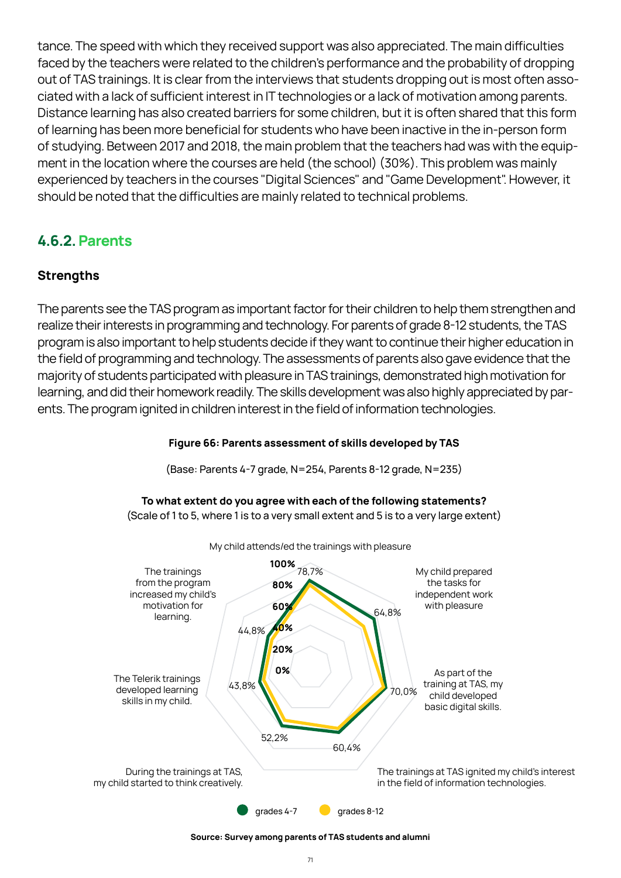tance. The speed with which they received support was also appreciated. The main difficulties faced by the teachers were related to the children's performance and the probability of dropping out of TAS trainings. It is clear from the interviews that students dropping out is most often associated with a lack of sufficient interest in IT technologies or a lack of motivation among parents. Distance learning has also created barriers for some children, but it is often shared that this form of learning has been more beneficial for students who have been inactive in the in-person form of studying. Between 2017 and 2018, the main problem that the teachers had was with the equipment in the location where the courses are held (the school) (30%). This problem was mainly experienced by teachers in the courses "Digital Sciences" and "Game Development". However, it should be noted that the difficulties are mainly related to technical problems.

## 4.6.2. Parents

### Strengths

The parents see the TAS program as important factor for their children to help them strengthen and realize their interests in programming and technology. For parents of grade 8-12 students, the TAS program is also important to help students decide if they want to continue their higher education in the field of programming and technology. The assessments of parents also gave evidence that the majority of students participated with pleasure in TAS trainings, demonstrated high motivation for learning, and did their homework readily. The skills development was also highly appreciated by parents. The program ignited in children interest in the field of information technologies.

**Figure 66: Parents assessment of skills developed by TAS**

(Base: Parents 4-7 grade, N=254, Parents 8-12 grade, N=235)

**To what extent do you agree with each of the following statements?**
(Scale of 1 to 5, where 1 is to a very small extent and 5 is to a very large extent)

| Statement | grades 4-7 |
|---|---|
| My child attends/ed the trainings with pleasure | 78,7% |
| My child prepared the tasks for independent work with pleasure | 64,8% |
| As part of the training at TAS, my child developed basic digital skills. | 70,0% |
| The trainings at TAS ignited my child's interest in the field of information technologies. | 60,4% |
| During the trainings at TAS, my child started to think creatively. | 52,2% |
| The Telerik trainings developed learning skills in my child. | 43,8% |
| The trainings from the program increased my child's motivation for learning. | 44,8% |

Legend: grades 4-7, grades 8-12

**Source: Survey among parents of TAS students and alumni**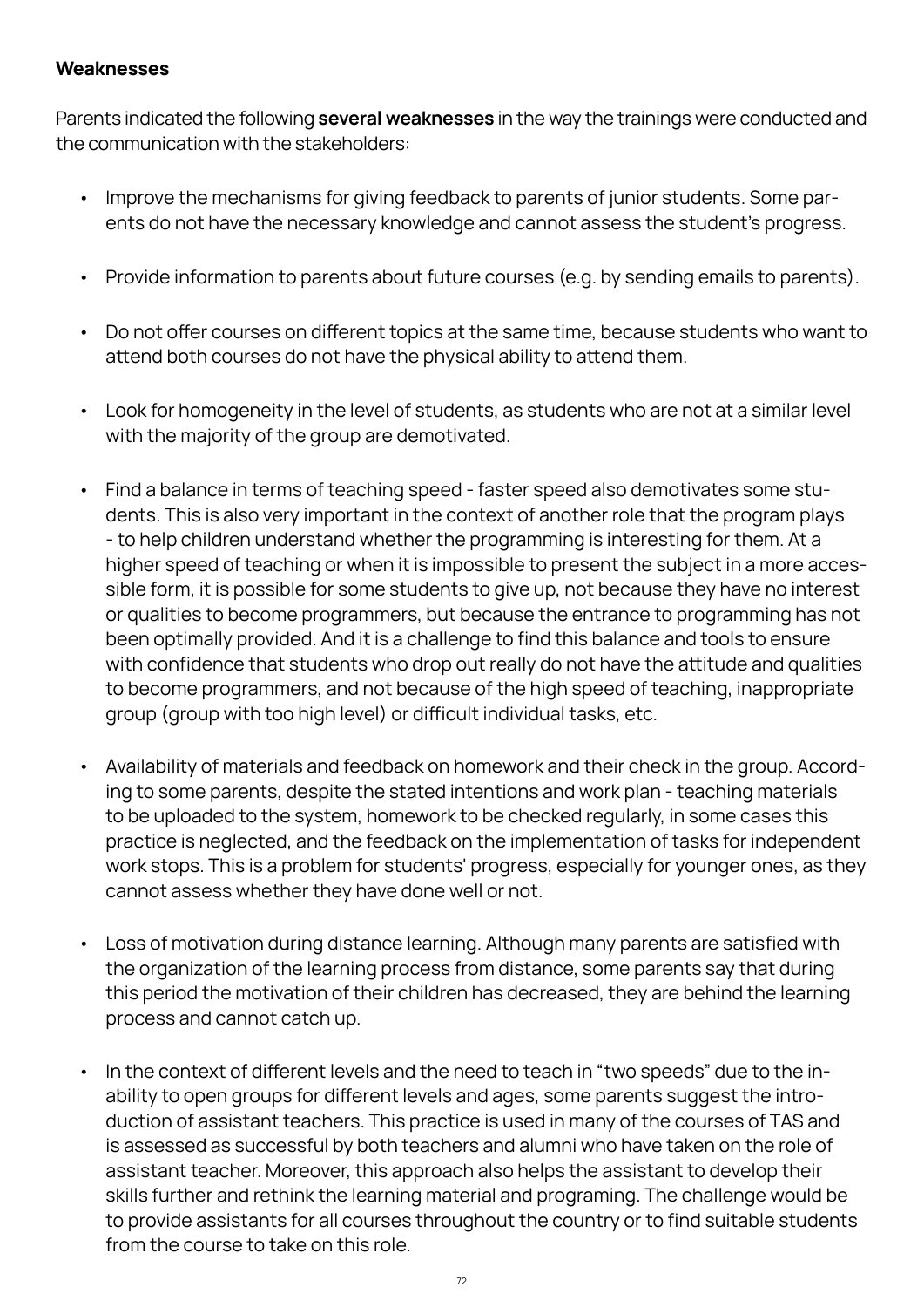### Weaknesses

Parents indicated the following **several weaknesses** in the way the trainings were conducted and the communication with the stakeholders:

- Improve the mechanisms for giving feedback to parents of junior students. Some parents do not have the necessary knowledge and cannot assess the student's progress.
- Provide information to parents about future courses (e.g. by sending emails to parents).
- Do not offer courses on different topics at the same time, because students who want to attend both courses do not have the physical ability to attend them.
- Look for homogeneity in the level of students, as students who are not at a similar level with the majority of the group are demotivated.
- Find a balance in terms of teaching speed - faster speed also demotivates some students. This is also very important in the context of another role that the program plays - to help children understand whether the programming is interesting for them. At a higher speed of teaching or when it is impossible to present the subject in a more accessible form, it is possible for some students to give up, not because they have no interest or qualities to become programmers, but because the entrance to programming has not been optimally provided. And it is a challenge to find this balance and tools to ensure with confidence that students who drop out really do not have the attitude and qualities to become programmers, and not because of the high speed of teaching, inappropriate group (group with too high level) or difficult individual tasks, etc.
- Availability of materials and feedback on homework and their check in the group. According to some parents, despite the stated intentions and work plan - teaching materials to be uploaded to the system, homework to be checked regularly, in some cases this practice is neglected, and the feedback on the implementation of tasks for independent work stops. This is a problem for students' progress, especially for younger ones, as they cannot assess whether they have done well or not.
- Loss of motivation during distance learning. Although many parents are satisfied with the organization of the learning process from distance, some parents say that during this period the motivation of their children has decreased, they are behind the learning process and cannot catch up.
- In the context of different levels and the need to teach in "two speeds" due to the inability to open groups for different levels and ages, some parents suggest the introduction of assistant teachers. This practice is used in many of the courses of TAS and is assessed as successful by both teachers and alumni who have taken on the role of assistant teacher. Moreover, this approach also helps the assistant to develop their skills further and rethink the learning material and programing. The challenge would be to provide assistants for all courses throughout the country or to find suitable students from the course to take on this role.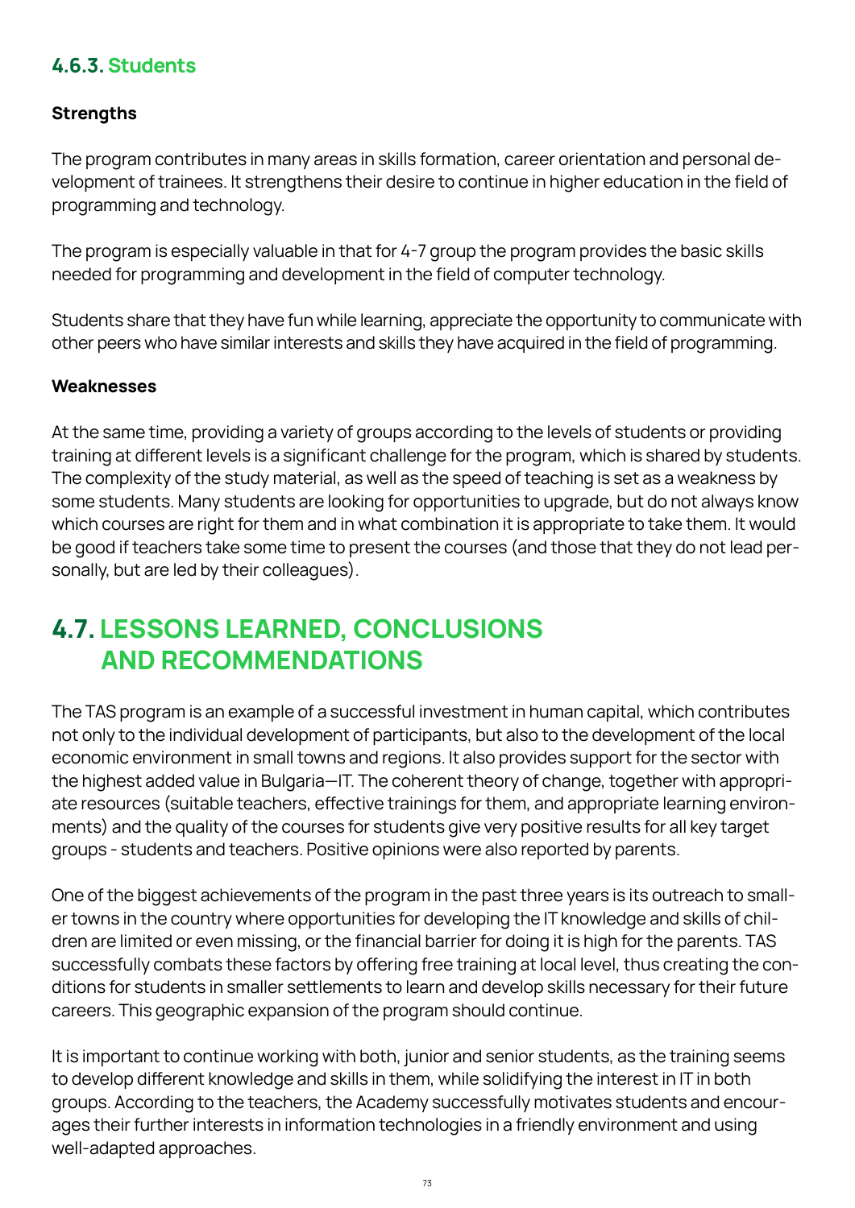### 4.6.3. Students

**Strengths**

The program contributes in many areas in skills formation, career orientation and personal development of trainees. It strengthens their desire to continue in higher education in the field of programming and technology.

The program is especially valuable in that for 4-7 group the program provides the basic skills needed for programming and development in the field of computer technology.

Students share that they have fun while learning, appreciate the opportunity to communicate with other peers who have similar interests and skills they have acquired in the field of programming.

**Weaknesses**

At the same time, providing a variety of groups according to the levels of students or providing training at different levels is a significant challenge for the program, which is shared by students. The complexity of the study material, as well as the speed of teaching is set as a weakness by some students. Many students are looking for opportunities to upgrade, but do not always know which courses are right for them and in what combination it is appropriate to take them. It would be good if teachers take some time to present the courses (and those that they do not lead personally, but are led by their colleagues).

## 4.7. LESSONS LEARNED, CONCLUSIONS AND RECOMMENDATIONS

The TAS program is an example of a successful investment in human capital, which contributes not only to the individual development of participants, but also to the development of the local economic environment in small towns and regions. It also provides support for the sector with the highest added value in Bulgaria—IT. The coherent theory of change, together with appropriate resources (suitable teachers, effective trainings for them, and appropriate learning environments) and the quality of the courses for students give very positive results for all key target groups - students and teachers. Positive opinions were also reported by parents.

One of the biggest achievements of the program in the past three years is its outreach to smaller towns in the country where opportunities for developing the IT knowledge and skills of children are limited or even missing, or the financial barrier for doing it is high for the parents. TAS successfully combats these factors by offering free training at local level, thus creating the conditions for students in smaller settlements to learn and develop skills necessary for their future careers. This geographic expansion of the program should continue.

It is important to continue working with both, junior and senior students, as the training seems to develop different knowledge and skills in them, while solidifying the interest in IT in both groups. According to the teachers, the Academy successfully motivates students and encourages their further interests in information technologies in a friendly environment and using well-adapted approaches.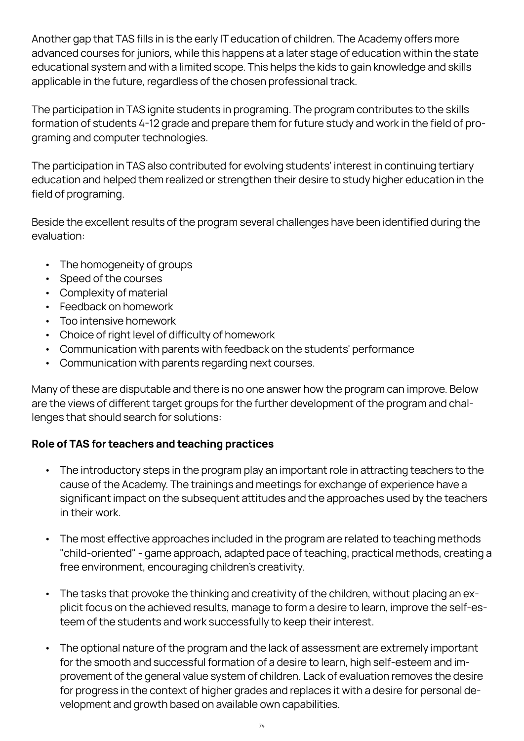Another gap that TAS fills in is the early IT education of children. The Academy offers more advanced courses for juniors, while this happens at a later stage of education within the state educational system and with a limited scope. This helps the kids to gain knowledge and skills applicable in the future, regardless of the chosen professional track.

The participation in TAS ignite students in programing. The program contributes to the skills formation of students 4-12 grade and prepare them for future study and work in the field of programing and computer technologies.

The participation in TAS also contributed for evolving students' interest in continuing tertiary education and helped them realized or strengthen their desire to study higher education in the field of programing.

Beside the excellent results of the program several challenges have been identified during the evaluation:

- The homogeneity of groups
- Speed of the courses
- Complexity of material
- Feedback on homework
- Too intensive homework
- Choice of right level of difficulty of homework
- Communication with parents with feedback on the students' performance
- Communication with parents regarding next courses.

Many of these are disputable and there is no one answer how the program can improve. Below are the views of different target groups for the further development of the program and challenges that should search for solutions:

**Role of TAS for teachers and teaching practices**

- The introductory steps in the program play an important role in attracting teachers to the cause of the Academy. The trainings and meetings for exchange of experience have a significant impact on the subsequent attitudes and the approaches used by the teachers in their work.
- The most effective approaches included in the program are related to teaching methods "child-oriented" - game approach, adapted pace of teaching, practical methods, creating a free environment, encouraging children's creativity.
- The tasks that provoke the thinking and creativity of the children, without placing an explicit focus on the achieved results, manage to form a desire to learn, improve the self-esteem of the students and work successfully to keep their interest.
- The optional nature of the program and the lack of assessment are extremely important for the smooth and successful formation of a desire to learn, high self-esteem and improvement of the general value system of children. Lack of evaluation removes the desire for progress in the context of higher grades and replaces it with a desire for personal development and growth based on available own capabilities.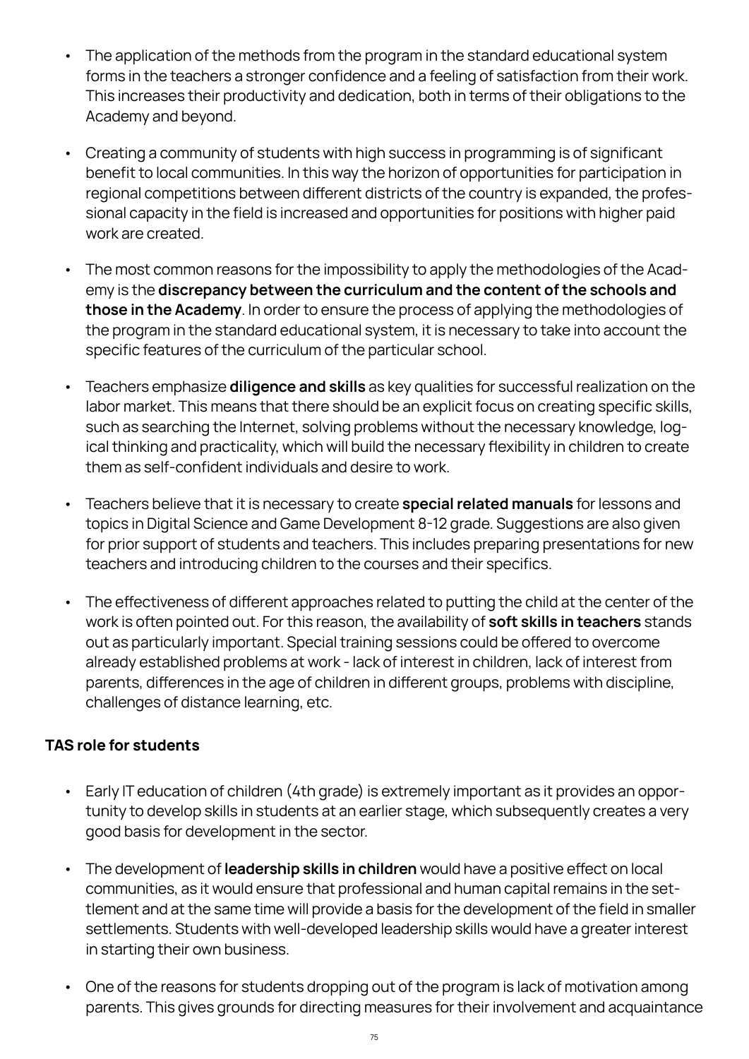- The application of the methods from the program in the standard educational system forms in the teachers a stronger confidence and a feeling of satisfaction from their work. This increases their productivity and dedication, both in terms of their obligations to the Academy and beyond.
- Creating a community of students with high success in programming is of significant benefit to local communities. In this way the horizon of opportunities for participation in regional competitions between different districts of the country is expanded, the professional capacity in the field is increased and opportunities for positions with higher paid work are created.
- The most common reasons for the impossibility to apply the methodologies of the Academy is the **discrepancy between the curriculum and the content of the schools and those in the Academy**. In order to ensure the process of applying the methodologies of the program in the standard educational system, it is necessary to take into account the specific features of the curriculum of the particular school.
- Teachers emphasize **diligence and skills** as key qualities for successful realization on the labor market. This means that there should be an explicit focus on creating specific skills, such as searching the Internet, solving problems without the necessary knowledge, logical thinking and practicality, which will build the necessary flexibility in children to create them as self-confident individuals and desire to work.
- Teachers believe that it is necessary to create **special related manuals** for lessons and topics in Digital Science and Game Development 8-12 grade. Suggestions are also given for prior support of students and teachers. This includes preparing presentations for new teachers and introducing children to the courses and their specifics.
- The effectiveness of different approaches related to putting the child at the center of the work is often pointed out. For this reason, the availability of **soft skills in teachers** stands out as particularly important. Special training sessions could be offered to overcome already established problems at work - lack of interest in children, lack of interest from parents, differences in the age of children in different groups, problems with discipline, challenges of distance learning, etc.

**TAS role for students**

- Early IT education of children (4th grade) is extremely important as it provides an opportunity to develop skills in students at an earlier stage, which subsequently creates a very good basis for development in the sector.
- The development of **leadership skills in children** would have a positive effect on local communities, as it would ensure that professional and human capital remains in the settlement and at the same time will provide a basis for the development of the field in smaller settlements. Students with well-developed leadership skills would have a greater interest in starting their own business.
- One of the reasons for students dropping out of the program is lack of motivation among parents. This gives grounds for directing measures for their involvement and acquaintance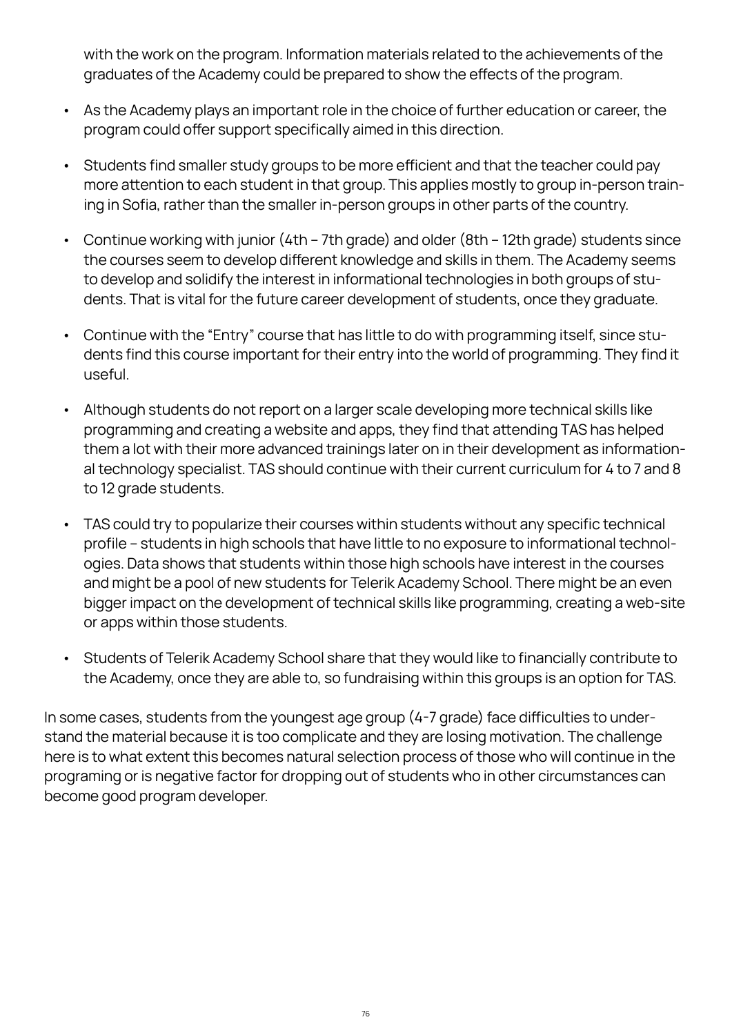with the work on the program. Information materials related to the achievements of the graduates of the Academy could be prepared to show the effects of the program.

- As the Academy plays an important role in the choice of further education or career, the program could offer support specifically aimed in this direction.
- Students find smaller study groups to be more efficient and that the teacher could pay more attention to each student in that group. This applies mostly to group in-person training in Sofia, rather than the smaller in-person groups in other parts of the country.
- Continue working with junior (4th – 7th grade) and older (8th – 12th grade) students since the courses seem to develop different knowledge and skills in them. The Academy seems to develop and solidify the interest in informational technologies in both groups of students. That is vital for the future career development of students, once they graduate.
- Continue with the "Entry" course that has little to do with programming itself, since students find this course important for their entry into the world of programming. They find it useful.
- Although students do not report on a larger scale developing more technical skills like programming and creating a website and apps, they find that attending TAS has helped them a lot with their more advanced trainings later on in their development as informational technology specialist. TAS should continue with their current curriculum for 4 to 7 and 8 to 12 grade students.
- TAS could try to popularize their courses within students without any specific technical profile – students in high schools that have little to no exposure to informational technologies. Data shows that students within those high schools have interest in the courses and might be a pool of new students for Telerik Academy School. There might be an even bigger impact on the development of technical skills like programming, creating a web-site or apps within those students.
- Students of Telerik Academy School share that they would like to financially contribute to the Academy, once they are able to, so fundraising within this groups is an option for TAS.

In some cases, students from the youngest age group (4-7 grade) face difficulties to understand the material because it is too complicate and they are losing motivation. The challenge here is to what extent this becomes natural selection process of those who will continue in the programing or is negative factor for dropping out of students who in other circumstances can become good program developer.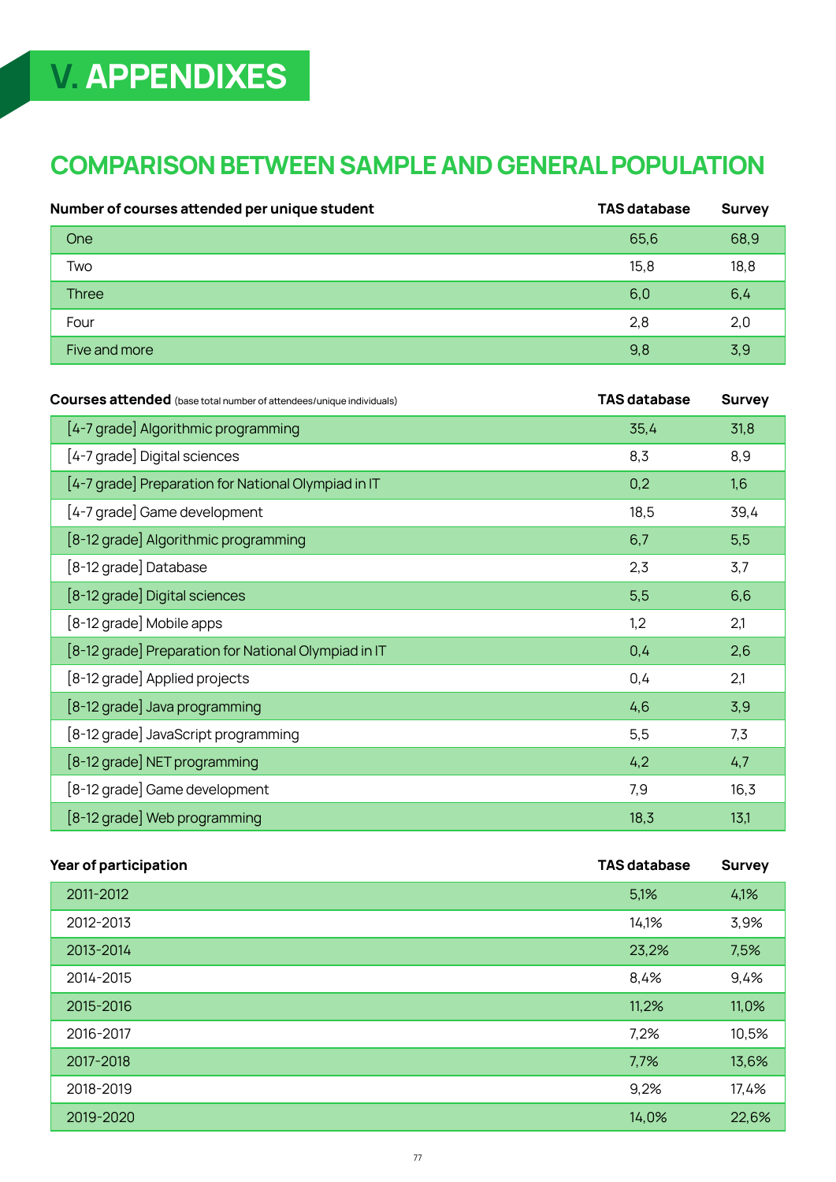# V. APPENDIXES

## COMPARISON BETWEEN SAMPLE AND GENERAL POPULATION

| Number of courses attended per unique student | TAS database | Survey |
|---|---|---|
| One | 65,6 | 68,9 |
| Two | 15,8 | 18,8 |
| Three | 6,0 | 6,4 |
| Four | 2,8 | 2,0 |
| Five and more | 9,8 | 3,9 |

| **Courses attended** (base total number of attendees/unique individuals) | TAS database | Survey |
|---|---|---|
| [4-7 grade] Algorithmic programming | 35,4 | 31,8 |
| [4-7 grade] Digital sciences | 8,3 | 8,9 |
| [4-7 grade] Preparation for National Olympiad in IT | 0,2 | 1,6 |
| [4-7 grade] Game development | 18,5 | 39,4 |
| [8-12 grade] Algorithmic programming | 6,7 | 5,5 |
| [8-12 grade] Database | 2,3 | 3,7 |
| [8-12 grade] Digital sciences | 5,5 | 6,6 |
| [8-12 grade] Mobile apps | 1,2 | 2,1 |
| [8-12 grade] Preparation for National Olympiad in IT | 0,4 | 2,6 |
| [8-12 grade] Applied projects | 0,4 | 2,1 |
| [8-12 grade] Java programming | 4,6 | 3,9 |
| [8-12 grade] JavaScript programming | 5,5 | 7,3 |
| [8-12 grade] NET programming | 4,2 | 4,7 |
| [8-12 grade] Game development | 7,9 | 16,3 |
| [8-12 grade] Web programming | 18,3 | 13,1 |

| Year of participation | TAS database | Survey |
|---|---|---|
| 2011-2012 | 5,1% | 4,1% |
| 2012-2013 | 14,1% | 3,9% |
| 2013-2014 | 23,2% | 7,5% |
| 2014-2015 | 8,4% | 9,4% |
| 2015-2016 | 11,2% | 11,0% |
| 2016-2017 | 7,2% | 10,5% |
| 2017-2018 | 7,7% | 13,6% |
| 2018-2019 | 9,2% | 17,4% |
| 2019-2020 | 14,0% | 22,6% |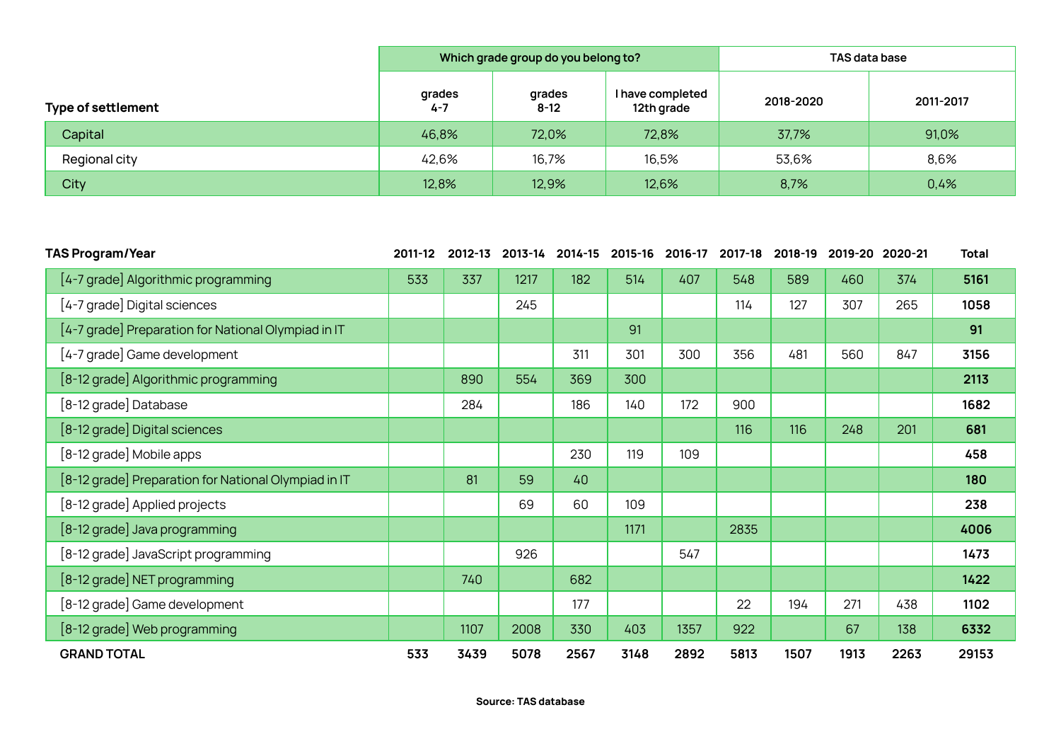| Type of settlement | Which grade group do you belong to? | | | TAS data base | |
|---|---|---|---|---|---|
| | grades 4-7 | grades 8-12 | I have completed 12th grade | 2018-2020 | 2011-2017 |
| Capital | 46,8% | 72,0% | 72,8% | 37,7% | 91,0% |
| Regional city | 42,6% | 16,7% | 16,5% | 53,6% | 8,6% |
| City | 12,8% | 12,9% | 12,6% | 8,7% | 0,4% |

| TAS Program/Year | 2011-12 | 2012-13 | 2013-14 | 2014-15 | 2015-16 | 2016-17 | 2017-18 | 2018-19 | 2019-20 | 2020-21 | Total |
|---|---|---|---|---|---|---|---|---|---|---|---|
| [4-7 grade] Algorithmic programming | 533 | 337 | 1217 | 182 | 514 | 407 | 548 | 589 | 460 | 374 | **5161** |
| [4-7 grade] Digital sciences | | | 245 | | | | 114 | 127 | 307 | 265 | **1058** |
| [4-7 grade] Preparation for National Olympiad in IT | | | | | 91 | | | | | | **91** |
| [4-7 grade] Game development | | | | 311 | 301 | 300 | 356 | 481 | 560 | 847 | **3156** |
| [8-12 grade] Algorithmic programming | | 890 | 554 | 369 | 300 | | | | | | **2113** |
| [8-12 grade] Database | | 284 | | 186 | 140 | 172 | 900 | | | | **1682** |
| [8-12 grade] Digital sciences | | | | | | | 116 | 116 | 248 | 201 | **681** |
| [8-12 grade] Mobile apps | | | | 230 | 119 | 109 | | | | | **458** |
| [8-12 grade] Preparation for National Olympiad in IT | | 81 | 59 | 40 | | | | | | | **180** |
| [8-12 grade] Applied projects | | | 69 | 60 | 109 | | | | | | **238** |
| [8-12 grade] Java programming | | | | | 1171 | | 2835 | | | | **4006** |
| [8-12 grade] JavaScript programming | | | 926 | | | 547 | | | | | **1473** |
| [8-12 grade] NET programming | | 740 | | 682 | | | | | | | **1422** |
| [8-12 grade] Game development | | | | 177 | | | 22 | 194 | 271 | 438 | **1102** |
| [8-12 grade] Web programming | | 1107 | 2008 | 330 | 403 | 1357 | 922 | | 67 | 138 | **6332** |
| **GRAND TOTAL** | **533** | **3439** | **5078** | **2567** | **3148** | **2892** | **5813** | **1507** | **1913** | **2263** | **29153** |

**Source: TAS database**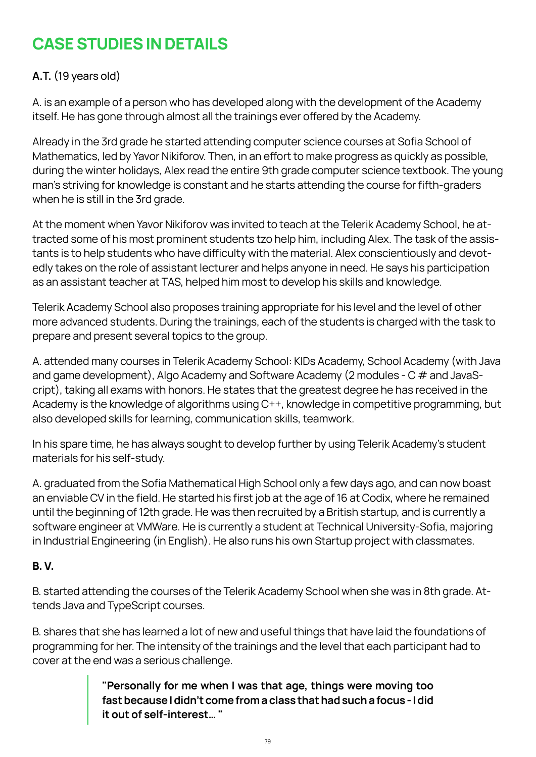# CASE STUDIES IN DETAILS

**A.T.** (19 years old)

A. is an example of a person who has developed along with the development of the Academy itself. He has gone through almost all the trainings ever offered by the Academy.

Already in the 3rd grade he started attending computer science courses at Sofia School of Mathematics, led by Yavor Nikiforov. Then, in an effort to make progress as quickly as possible, during the winter holidays, Alex read the entire 9th grade computer science textbook. The young man's striving for knowledge is constant and he starts attending the course for fifth-graders when he is still in the 3rd grade.

At the moment when Yavor Nikiforov was invited to teach at the Telerik Academy School, he attracted some of his most prominent students tzo help him, including Alex. The task of the assistants is to help students who have difficulty with the material. Alex conscientiously and devotedly takes on the role of assistant lecturer and helps anyone in need. He says his participation as an assistant teacher at TAS, helped him most to develop his skills and knowledge.

Telerik Academy School also proposes training appropriate for his level and the level of other more advanced students. During the trainings, each of the students is charged with the task to prepare and present several topics to the group.

A. attended many courses in Telerik Academy School: KIDs Academy, School Academy (with Java and game development), Algo Academy and Software Academy (2 modules - C # and JavaScript), taking all exams with honors. He states that the greatest degree he has received in the Academy is the knowledge of algorithms using C++, knowledge in competitive programming, but also developed skills for learning, communication skills, teamwork.

In his spare time, he has always sought to develop further by using Telerik Academy's student materials for his self-study.

A. graduated from the Sofia Mathematical High School only a few days ago, and can now boast an enviable CV in the field. He started his first job at the age of 16 at Codix, where he remained until the beginning of 12th grade. He was then recruited by a British startup, and is currently a software engineer at VMWare. He is currently a student at Technical University-Sofia, majoring in Industrial Engineering (in English). He also runs his own Startup project with classmates.

**B. V.**

B. started attending the courses of the Telerik Academy School when she was in 8th grade. Attends Java and TypeScript courses.

B. shares that she has learned a lot of new and useful things that have laid the foundations of programming for her. The intensity of the trainings and the level that each participant had to cover at the end was a serious challenge.

> **"Personally for me when I was that age, things were moving too fast because I didn't come from a class that had such a focus - I did it out of self-interest... "**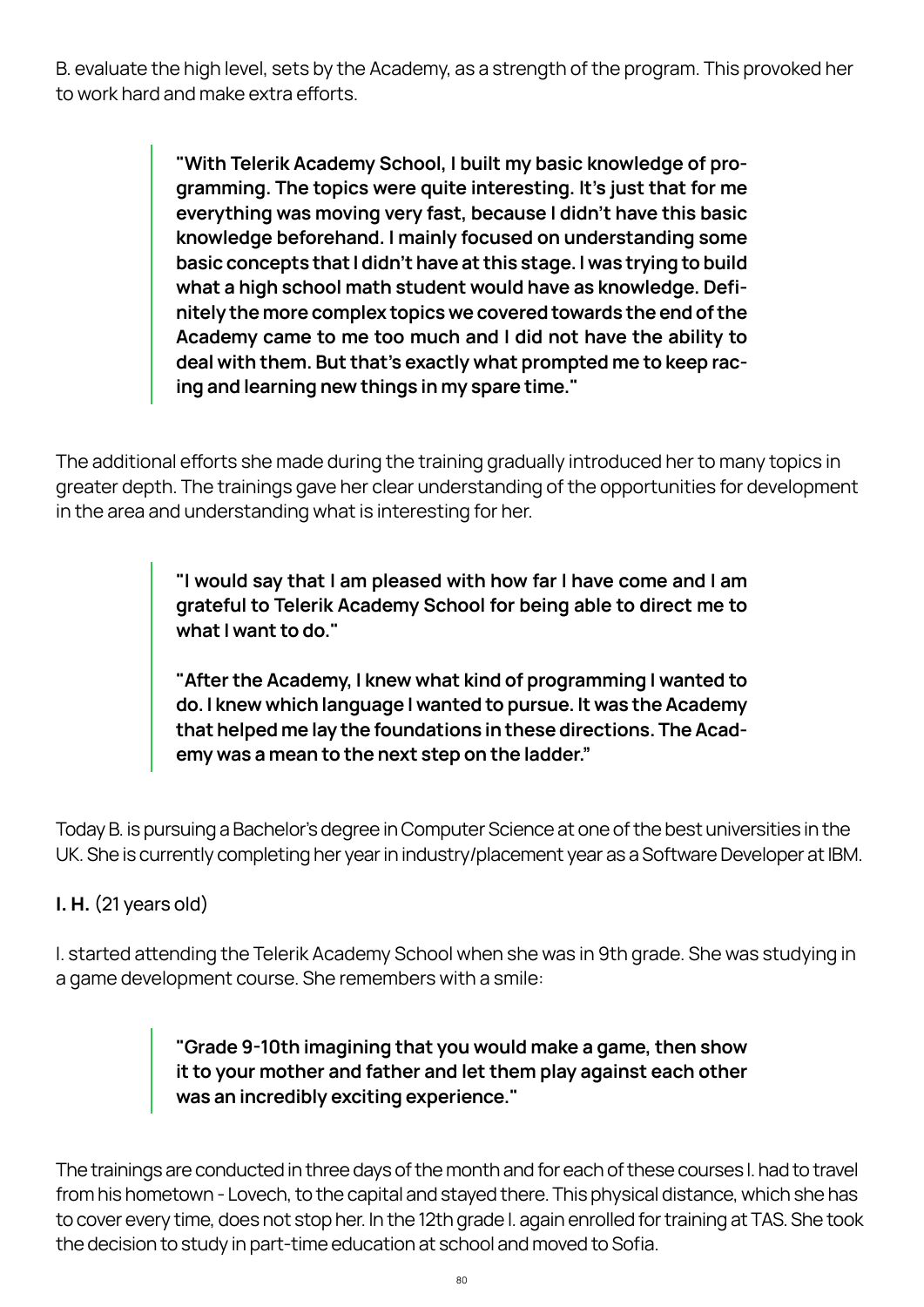B. evaluate the high level, sets by the Academy, as a strength of the program. This provoked her to work hard and make extra efforts.

> **"With Telerik Academy School, I built my basic knowledge of programming. The topics were quite interesting. It's just that for me everything was moving very fast, because I didn't have this basic knowledge beforehand. I mainly focused on understanding some basic concepts that I didn't have at this stage. I was trying to build what a high school math student would have as knowledge. Definitely the more complex topics we covered towards the end of the Academy came to me too much and I did not have the ability to deal with them. But that's exactly what prompted me to keep racing and learning new things in my spare time."**

The additional efforts she made during the training gradually introduced her to many topics in greater depth. The trainings gave her clear understanding of the opportunities for development in the area and understanding what is interesting for her.

> **"I would say that I am pleased with how far I have come and I am grateful to Telerik Academy School for being able to direct me to what I want to do."**
>
> **"After the Academy, I knew what kind of programming I wanted to do. I knew which language I wanted to pursue. It was the Academy that helped me lay the foundations in these directions. The Academy was a mean to the next step on the ladder."**

Today B. is pursuing a Bachelor's degree in Computer Science at one of the best universities in the UK. She is currently completing her year in industry/placement year as a Software Developer at IBM.

**I. H.** (21 years old)

I. started attending the Telerik Academy School when she was in 9th grade. She was studying in a game development course. She remembers with a smile:

> **"Grade 9-10th imagining that you would make a game, then show it to your mother and father and let them play against each other was an incredibly exciting experience."**

The trainings are conducted in three days of the month and for each of these courses I. had to travel from his hometown - Lovech, to the capital and stayed there. This physical distance, which she has to cover every time, does not stop her. In the 12th grade I. again enrolled for training at TAS. She took the decision to study in part-time education at school and moved to Sofia.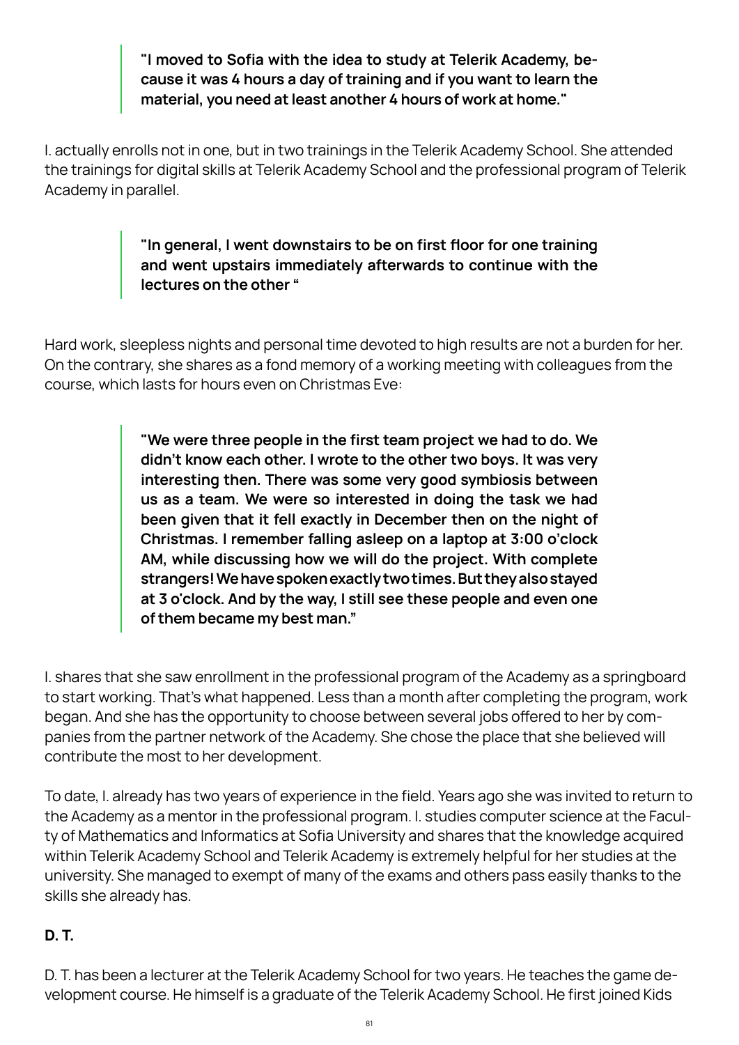> **"I moved to Sofia with the idea to study at Telerik Academy, because it was 4 hours a day of training and if you want to learn the material, you need at least another 4 hours of work at home."**

I. actually enrolls not in one, but in two trainings in the Telerik Academy School. She attended the trainings for digital skills at Telerik Academy School and the professional program of Telerik Academy in parallel.

> **"In general, I went downstairs to be on first floor for one training and went upstairs immediately afterwards to continue with the lectures on the other "**

Hard work, sleepless nights and personal time devoted to high results are not a burden for her. On the contrary, she shares as a fond memory of a working meeting with colleagues from the course, which lasts for hours even on Christmas Eve:

> **"We were three people in the first team project we had to do. We didn't know each other. I wrote to the other two boys. It was very interesting then. There was some very good symbiosis between us as a team. We were so interested in doing the task we had been given that it fell exactly in December then on the night of Christmas. I remember falling asleep on a laptop at 3:00 o'clock AM, while discussing how we will do the project. With complete strangers! We have spoken exactly two times. But they also stayed at 3 o'clock. And by the way, I still see these people and even one of them became my best man."**

I. shares that she saw enrollment in the professional program of the Academy as a springboard to start working. That's what happened. Less than a month after completing the program, work began. And she has the opportunity to choose between several jobs offered to her by companies from the partner network of the Academy. She chose the place that she believed will contribute the most to her development.

To date, I. already has two years of experience in the field. Years ago she was invited to return to the Academy as a mentor in the professional program. I. studies computer science at the Faculty of Mathematics and Informatics at Sofia University and shares that the knowledge acquired within Telerik Academy School and Telerik Academy is extremely helpful for her studies at the university. She managed to exempt of many of the exams and others pass easily thanks to the skills she already has.

**D. T.**

D. T. has been a lecturer at the Telerik Academy School for two years. He teaches the game development course. He himself is a graduate of the Telerik Academy School. He first joined Kids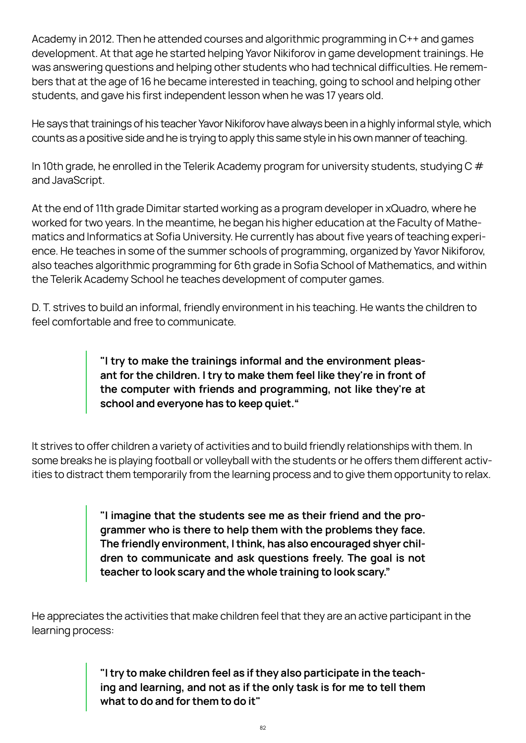Academy in 2012. Then he attended courses and algorithmic programming in C++ and games development. At that age he started helping Yavor Nikiforov in game development trainings. He was answering questions and helping other students who had technical difficulties. He remembers that at the age of 16 he became interested in teaching, going to school and helping other students, and gave his first independent lesson when he was 17 years old.

He says that trainings of his teacher Yavor Nikiforov have always been in a highly informal style, which counts as a positive side and he is trying to apply this same style in his own manner of teaching.

In 10th grade, he enrolled in the Telerik Academy program for university students, studying C # and JavaScript.

At the end of 11th grade Dimitar started working as a program developer in xQuadro, where he worked for two years. In the meantime, he began his higher education at the Faculty of Mathematics and Informatics at Sofia University. He currently has about five years of teaching experience. He teaches in some of the summer schools of programming, organized by Yavor Nikiforov, also teaches algorithmic programming for 6th grade in Sofia School of Mathematics, and within the Telerik Academy School he teaches development of computer games.

D. T. strives to build an informal, friendly environment in his teaching. He wants the children to feel comfortable and free to communicate.

> **"I try to make the trainings informal and the environment pleasant for the children. I try to make them feel like they're in front of the computer with friends and programming, not like they're at school and everyone has to keep quiet."**

It strives to offer children a variety of activities and to build friendly relationships with them. In some breaks he is playing football or volleyball with the students or he offers them different activities to distract them temporarily from the learning process and to give them opportunity to relax.

> **"I imagine that the students see me as their friend and the programmer who is there to help them with the problems they face. The friendly environment, I think, has also encouraged shyer children to communicate and ask questions freely. The goal is not teacher to look scary and the whole training to look scary."**

He appreciates the activities that make children feel that they are an active participant in the learning process:

> **"I try to make children feel as if they also participate in the teaching and learning, and not as if the only task is for me to tell them what to do and for them to do it"**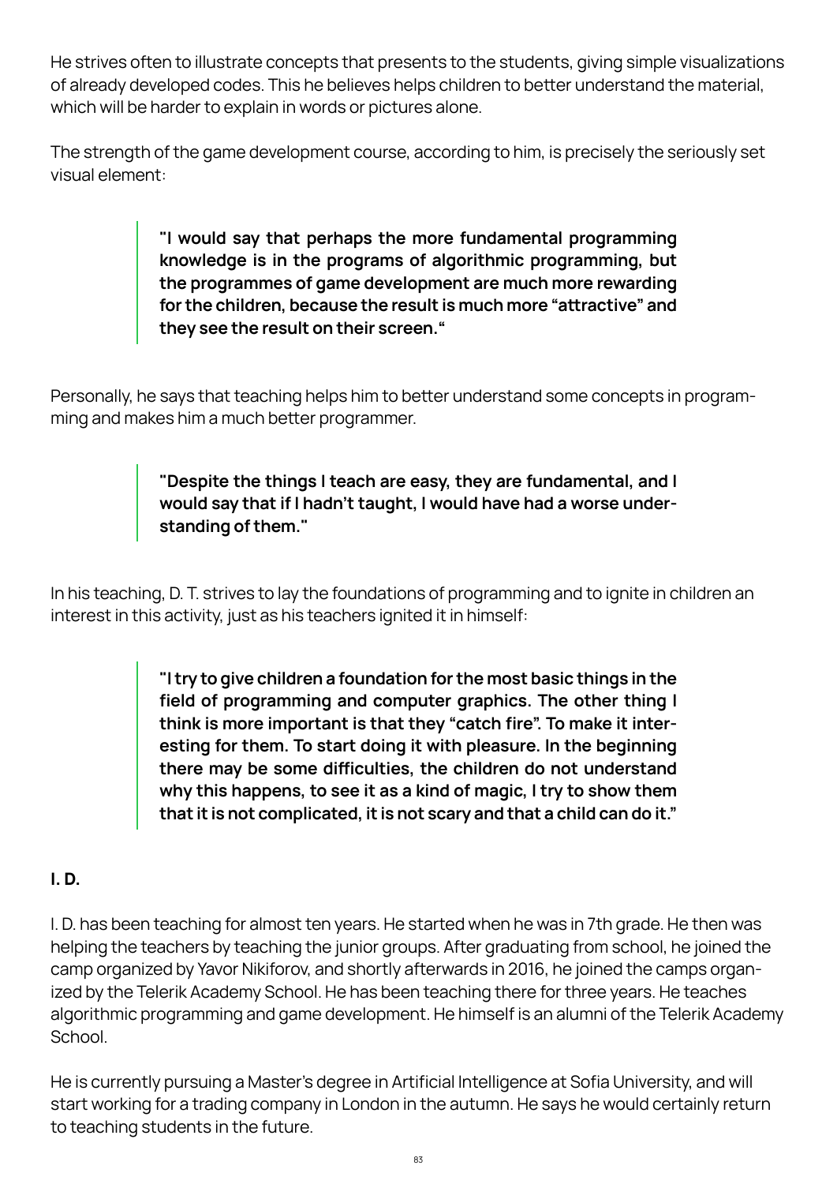He strives often to illustrate concepts that presents to the students, giving simple visualizations of already developed codes. This he believes helps children to better understand the material, which will be harder to explain in words or pictures alone.

The strength of the game development course, according to him, is precisely the seriously set visual element:

> **"I would say that perhaps the more fundamental programming knowledge is in the programs of algorithmic programming, but the programmes of game development are much more rewarding for the children, because the result is much more "attractive" and they see the result on their screen."**

Personally, he says that teaching helps him to better understand some concepts in programming and makes him a much better programmer.

> **"Despite the things I teach are easy, they are fundamental, and I would say that if I hadn't taught, I would have had a worse understanding of them."**

In his teaching, D. T. strives to lay the foundations of programming and to ignite in children an interest in this activity, just as his teachers ignited it in himself:

> **"I try to give children a foundation for the most basic things in the field of programming and computer graphics. The other thing I think is more important is that they "catch fire". To make it interesting for them. To start doing it with pleasure. In the beginning there may be some difficulties, the children do not understand why this happens, to see it as a kind of magic, I try to show them that it is not complicated, it is not scary and that a child can do it."**

### I. D.

I. D. has been teaching for almost ten years. He started when he was in 7th grade. He then was helping the teachers by teaching the junior groups. After graduating from school, he joined the camp organized by Yavor Nikiforov, and shortly afterwards in 2016, he joined the camps organized by the Telerik Academy School. He has been teaching there for three years. He teaches algorithmic programming and game development. He himself is an alumni of the Telerik Academy School.

He is currently pursuing a Master's degree in Artificial Intelligence at Sofia University, and will start working for a trading company in London in the autumn. He says he would certainly return to teaching students in the future.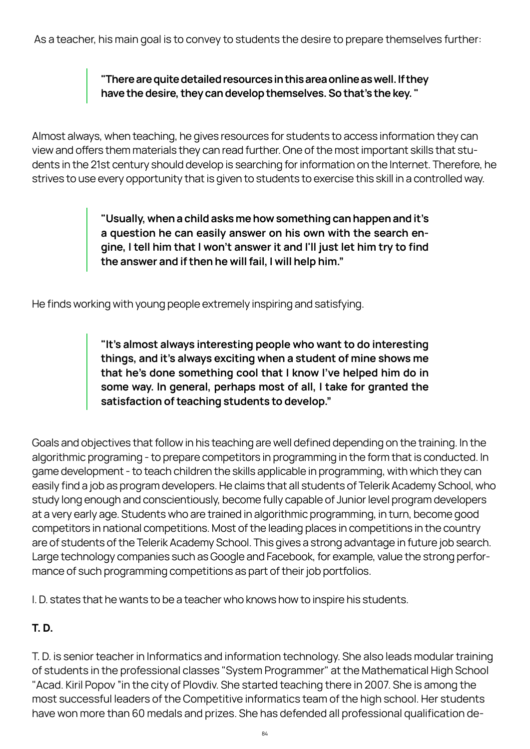As a teacher, his main goal is to convey to students the desire to prepare themselves further:

> **"There are quite detailed resources in this area online as well. If they have the desire, they can develop themselves. So that's the key. "**

Almost always, when teaching, he gives resources for students to access information they can view and offers them materials they can read further. One of the most important skills that students in the 21st century should develop is searching for information on the Internet. Therefore, he strives to use every opportunity that is given to students to exercise this skill in a controlled way.

> **"Usually, when a child asks me how something can happen and it's a question he can easily answer on his own with the search engine, I tell him that I won't answer it and I'll just let him try to find the answer and if then he will fail, I will help him."**

He finds working with young people extremely inspiring and satisfying.

> **"It's almost always interesting people who want to do interesting things, and it's always exciting when a student of mine shows me that he's done something cool that I know I've helped him do in some way. In general, perhaps most of all, I take for granted the satisfaction of teaching students to develop."**

Goals and objectives that follow in his teaching are well defined depending on the training. In the algorithmic programing - to prepare competitors in programming in the form that is conducted. In game development - to teach children the skills applicable in programming, with which they can easily find a job as program developers. He claims that all students of Telerik Academy School, who study long enough and conscientiously, become fully capable of Junior level program developers at a very early age. Students who are trained in algorithmic programming, in turn, become good competitors in national competitions. Most of the leading places in competitions in the country are of students of the Telerik Academy School. This gives a strong advantage in future job search. Large technology companies such as Google and Facebook, for example, value the strong performance of such programming competitions as part of their job portfolios.

I. D. states that he wants to be a teacher who knows how to inspire his students.

**T. D.**

T. D. is senior teacher in Informatics and information technology. She also leads modular training of students in the professional classes "System Programmer" at the Mathematical High School "Acad. Kiril Popov "in the city of Plovdiv. She started teaching there in 2007. She is among the most successful leaders of the Competitive informatics team of the high school. Her students have won more than 60 medals and prizes. She has defended all professional qualification de-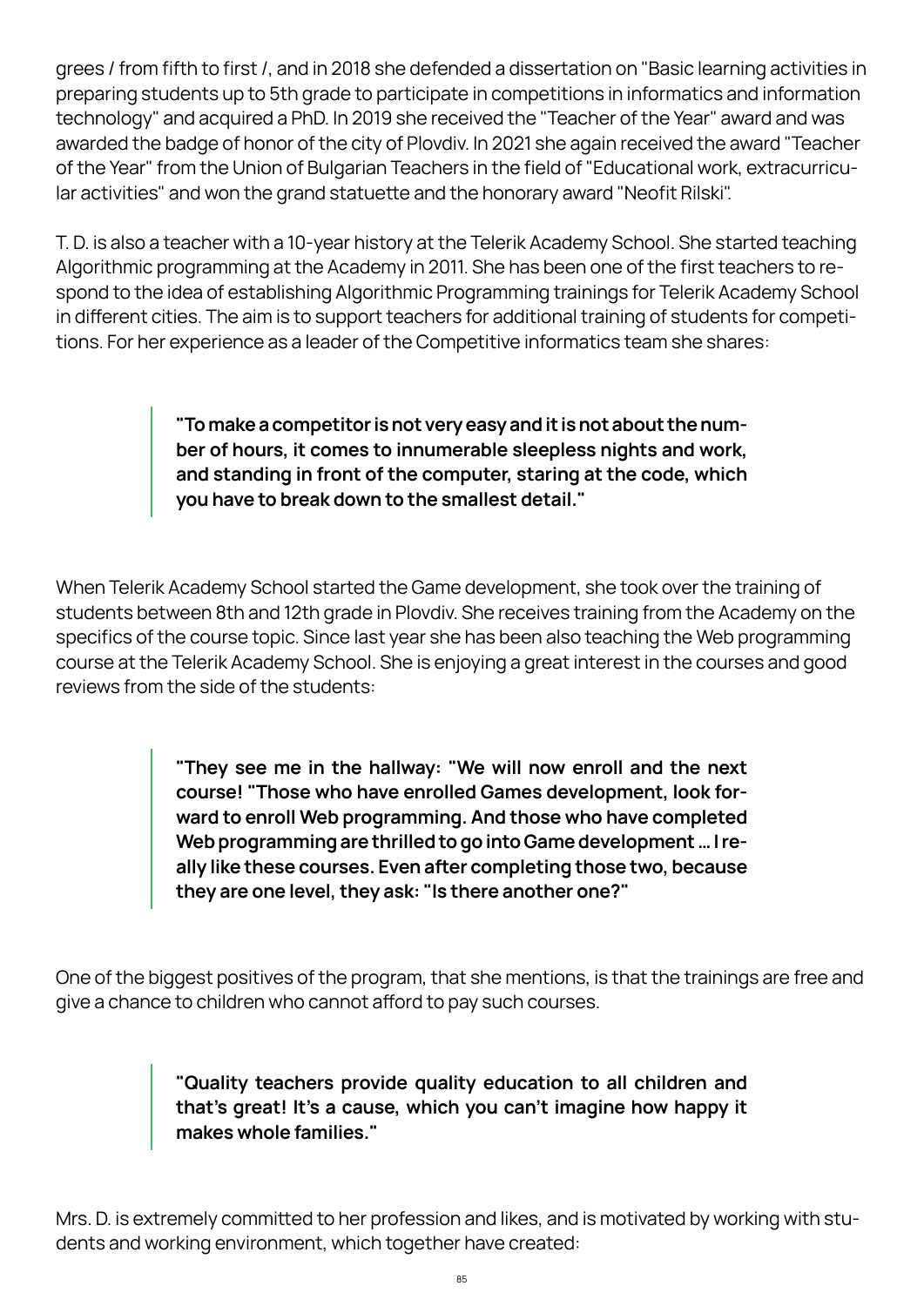grees / from fifth to first /, and in 2018 she defended a dissertation on "Basic learning activities in preparing students up to 5th grade to participate in competitions in informatics and information technology" and acquired a PhD. In 2019 she received the "Teacher of the Year" award and was awarded the badge of honor of the city of Plovdiv. In 2021 she again received the award "Teacher of the Year" from the Union of Bulgarian Teachers in the field of "Educational work, extracurricular activities" and won the grand statuette and the honorary award "Neofit Rilski".

T. D. is also a teacher with a 10-year history at the Telerik Academy School. She started teaching Algorithmic programming at the Academy in 2011. She has been one of the first teachers to respond to the idea of establishing Algorithmic Programming trainings for Telerik Academy School in different cities. The aim is to support teachers for additional training of students for competitions. For her experience as a leader of the Competitive informatics team she shares:

> **"To make a competitor is not very easy and it is not about the number of hours, it comes to innumerable sleepless nights and work, and standing in front of the computer, staring at the code, which you have to break down to the smallest detail."**

When Telerik Academy School started the Game development, she took over the training of students between 8th and 12th grade in Plovdiv. She receives training from the Academy on the specifics of the course topic. Since last year she has been also teaching the Web programming course at the Telerik Academy School. She is enjoying a great interest in the courses and good reviews from the side of the students:

> **"They see me in the hallway: "We will now enroll and the next course! "Those who have enrolled Games development, look forward to enroll Web programming. And those who have completed Web programming are thrilled to go into Game development ... I really like these courses. Even after completing those two, because they are one level, they ask: "Is there another one?"**

One of the biggest positives of the program, that she mentions, is that the trainings are free and give a chance to children who cannot afford to pay such courses.

> **"Quality teachers provide quality education to all children and that's great! It's a cause, which you can't imagine how happy it makes whole families."**

Mrs. D. is extremely committed to her profession and likes, and is motivated by working with students and working environment, which together have created: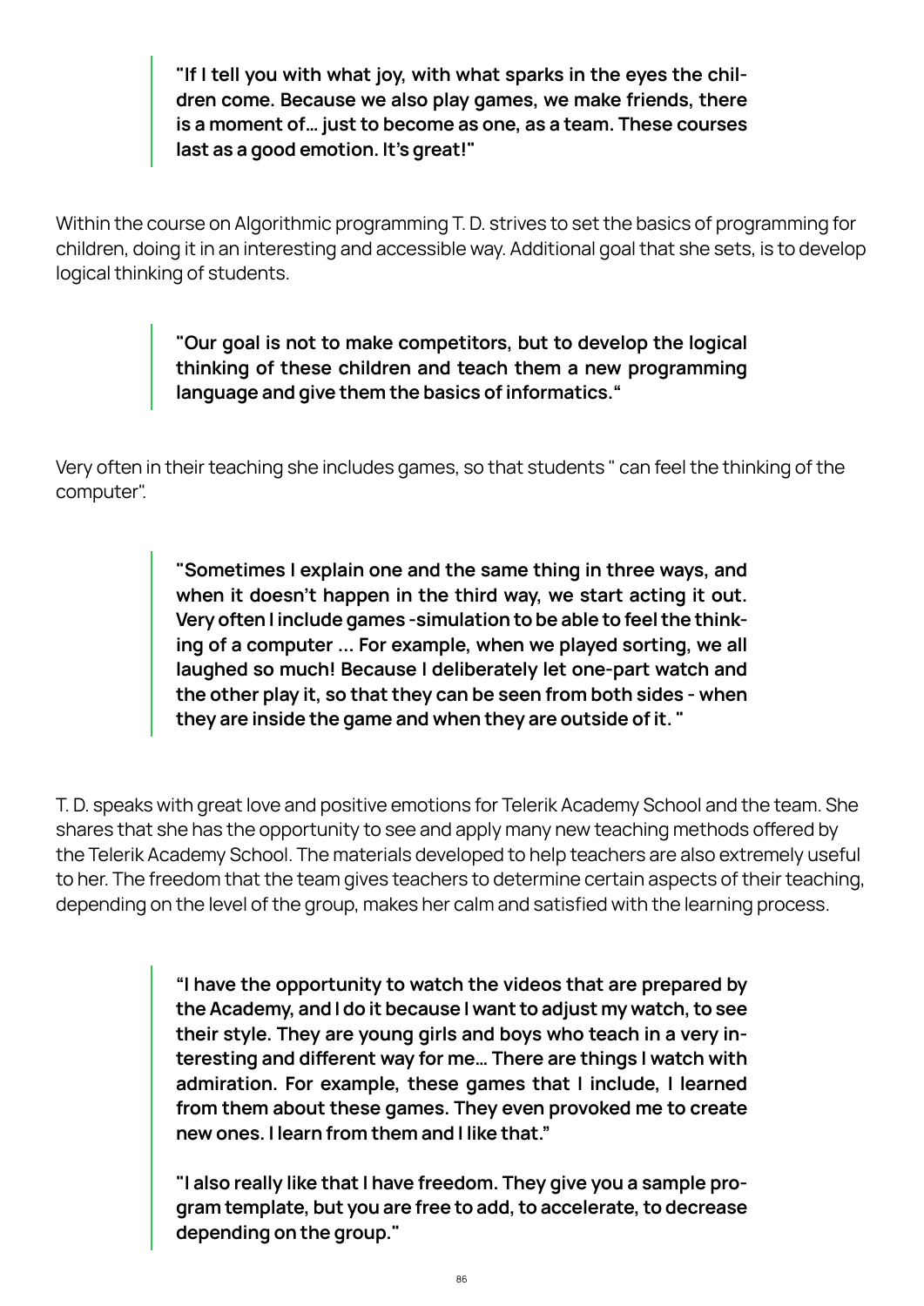> **"If I tell you with what joy, with what sparks in the eyes the children come. Because we also play games, we make friends, there is a moment of… just to become as one, as a team. These courses last as a good emotion. It's great!"**

Within the course on Algorithmic programming T. D. strives to set the basics of programming for children, doing it in an interesting and accessible way. Additional goal that she sets, is to develop logical thinking of students.

> **"Our goal is not to make competitors, but to develop the logical thinking of these children and teach them a new programming language and give them the basics of informatics."**

Very often in their teaching she includes games, so that students " can feel the thinking of the computer".

> **"Sometimes I explain one and the same thing in three ways, and when it doesn't happen in the third way, we start acting it out. Very often I include games -simulation to be able to feel the thinking of a computer ... For example, when we played sorting, we all laughed so much! Because I deliberately let one-part watch and the other play it, so that they can be seen from both sides - when they are inside the game and when they are outside of it. "**

T. D. speaks with great love and positive emotions for Telerik Academy School and the team. She shares that she has the opportunity to see and apply many new teaching methods offered by the Telerik Academy School. The materials developed to help teachers are also extremely useful to her. The freedom that the team gives teachers to determine certain aspects of their teaching, depending on the level of the group, makes her calm and satisfied with the learning process.

> **"I have the opportunity to watch the videos that are prepared by the Academy, and I do it because I want to adjust my watch, to see their style. They are young girls and boys who teach in a very interesting and different way for me… There are things I watch with admiration. For example, these games that I include, I learned from them about these games. They even provoked me to create new ones. I learn from them and I like that."**
>
> **"I also really like that I have freedom. They give you a sample program template, but you are free to add, to accelerate, to decrease depending on the group."**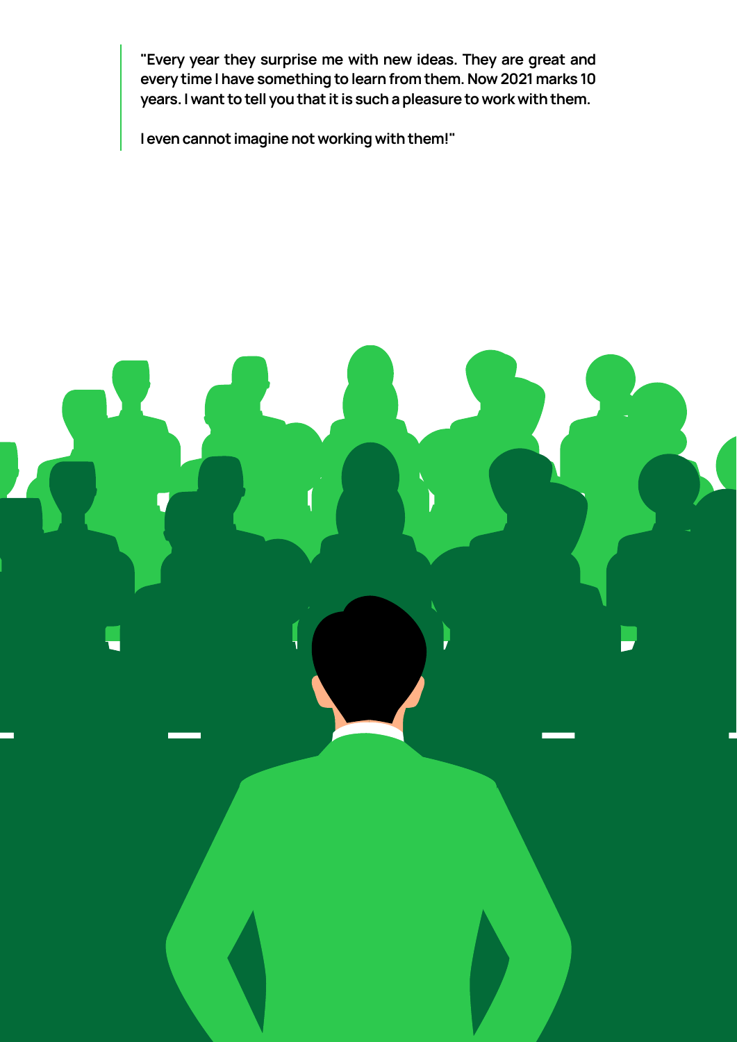> **"Every year they surprise me with new ideas. They are great and every time I have something to learn from them. Now 2021 marks 10 years. I want to tell you that it is such a pleasure to work with them.**
>
> **I even cannot imagine not working with them!"**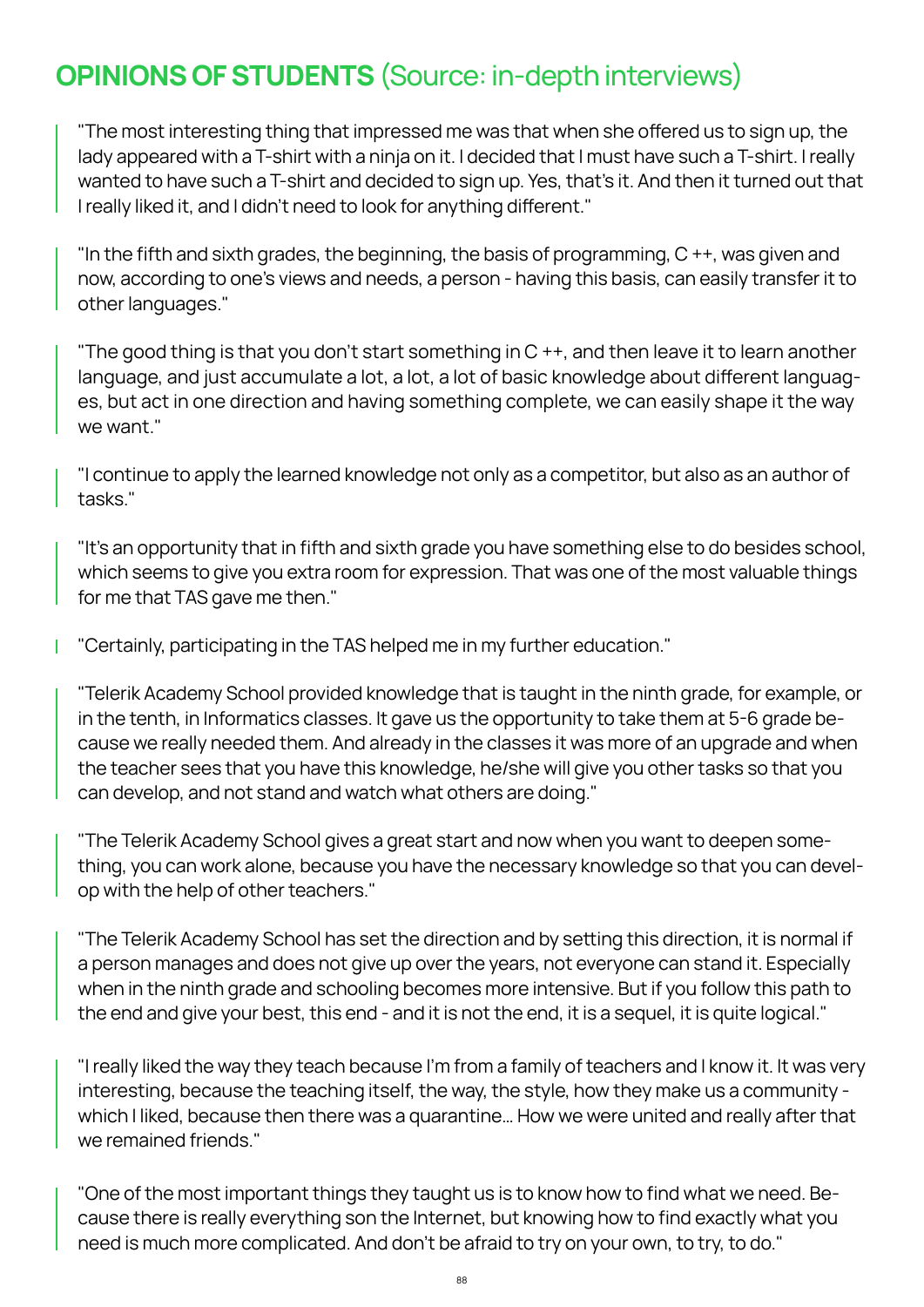## **OPINIONS OF STUDENTS** (Source: in-depth interviews)

"The most interesting thing that impressed me was that when she offered us to sign up, the lady appeared with a T-shirt with a ninja on it. I decided that I must have such a T-shirt. I really wanted to have such a T-shirt and decided to sign up. Yes, that's it. And then it turned out that I really liked it, and I didn't need to look for anything different."

"In the fifth and sixth grades, the beginning, the basis of programming, C ++, was given and now, according to one's views and needs, a person - having this basis, can easily transfer it to other languages."

"The good thing is that you don't start something in C ++, and then leave it to learn another language, and just accumulate a lot, a lot, a lot of basic knowledge about different languages, but act in one direction and having something complete, we can easily shape it the way we want."

"I continue to apply the learned knowledge not only as a competitor, but also as an author of tasks."

"It's an opportunity that in fifth and sixth grade you have something else to do besides school, which seems to give you extra room for expression. That was one of the most valuable things for me that TAS gave me then."

"Certainly, participating in the TAS helped me in my further education."

"Telerik Academy School provided knowledge that is taught in the ninth grade, for example, or in the tenth, in Informatics classes. It gave us the opportunity to take them at 5-6 grade because we really needed them. And already in the classes it was more of an upgrade and when the teacher sees that you have this knowledge, he/she will give you other tasks so that you can develop, and not stand and watch what others are doing."

"The Telerik Academy School gives a great start and now when you want to deepen something, you can work alone, because you have the necessary knowledge so that you can develop with the help of other teachers."

"The Telerik Academy School has set the direction and by setting this direction, it is normal if a person manages and does not give up over the years, not everyone can stand it. Especially when in the ninth grade and schooling becomes more intensive. But if you follow this path to the end and give your best, this end - and it is not the end, it is a sequel, it is quite logical."

"I really liked the way they teach because I'm from a family of teachers and I know it. It was very interesting, because the teaching itself, the way, the style, how they make us a community - which I liked, because then there was a quarantine... How we were united and really after that we remained friends."

"One of the most important things they taught us is to know how to find what we need. Because there is really everything son the Internet, but knowing how to find exactly what you need is much more complicated. And don't be afraid to try on your own, to try, to do."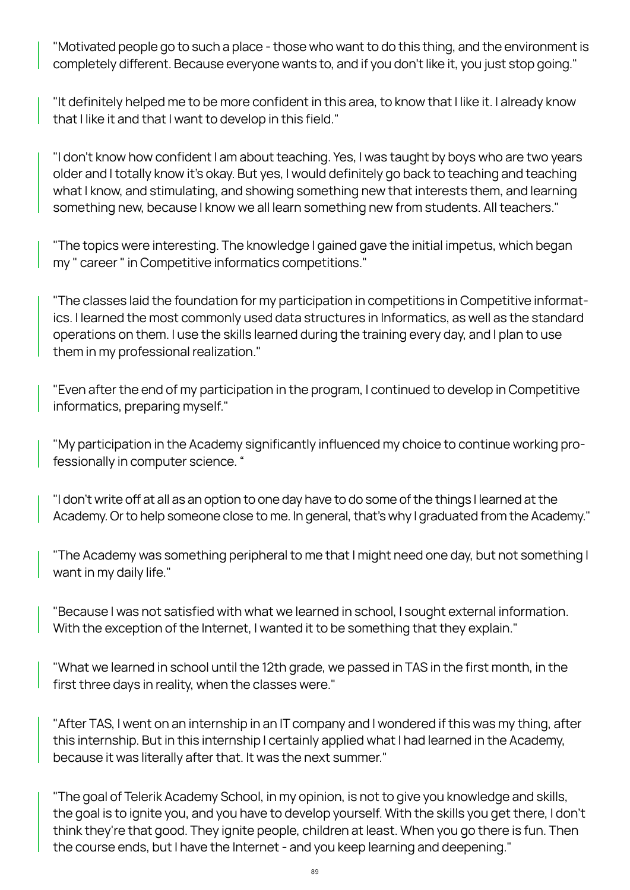> "Motivated people go to such a place - those who want to do this thing, and the environment is completely different. Because everyone wants to, and if you don't like it, you just stop going."

> "It definitely helped me to be more confident in this area, to know that I like it. I already know that I like it and that I want to develop in this field."

> "I don't know how confident I am about teaching. Yes, I was taught by boys who are two years older and I totally know it's okay. But yes, I would definitely go back to teaching and teaching what I know, and stimulating, and showing something new that interests them, and learning something new, because I know we all learn something new from students. All teachers."

> "The topics were interesting. The knowledge I gained gave the initial impetus, which began my " career " in Competitive informatics competitions."

> "The classes laid the foundation for my participation in competitions in Competitive informatics. I learned the most commonly used data structures in Informatics, as well as the standard operations on them. I use the skills learned during the training every day, and I plan to use them in my professional realization."

> "Even after the end of my participation in the program, I continued to develop in Competitive informatics, preparing myself."

> "My participation in the Academy significantly influenced my choice to continue working professionally in computer science. "

> "I don't write off at all as an option to one day have to do some of the things I learned at the Academy. Or to help someone close to me. In general, that's why I graduated from the Academy."

> "The Academy was something peripheral to me that I might need one day, but not something I want in my daily life."

> "Because I was not satisfied with what we learned in school, I sought external information. With the exception of the Internet, I wanted it to be something that they explain."

> "What we learned in school until the 12th grade, we passed in TAS in the first month, in the first three days in reality, when the classes were."

> "After TAS, I went on an internship in an IT company and I wondered if this was my thing, after this internship. But in this internship I certainly applied what I had learned in the Academy, because it was literally after that. It was the next summer."

> "The goal of Telerik Academy School, in my opinion, is not to give you knowledge and skills, the goal is to ignite you, and you have to develop yourself. With the skills you get there, I don't think they're that good. They ignite people, children at least. When you go there is fun. Then the course ends, but I have the Internet - and you keep learning and deepening."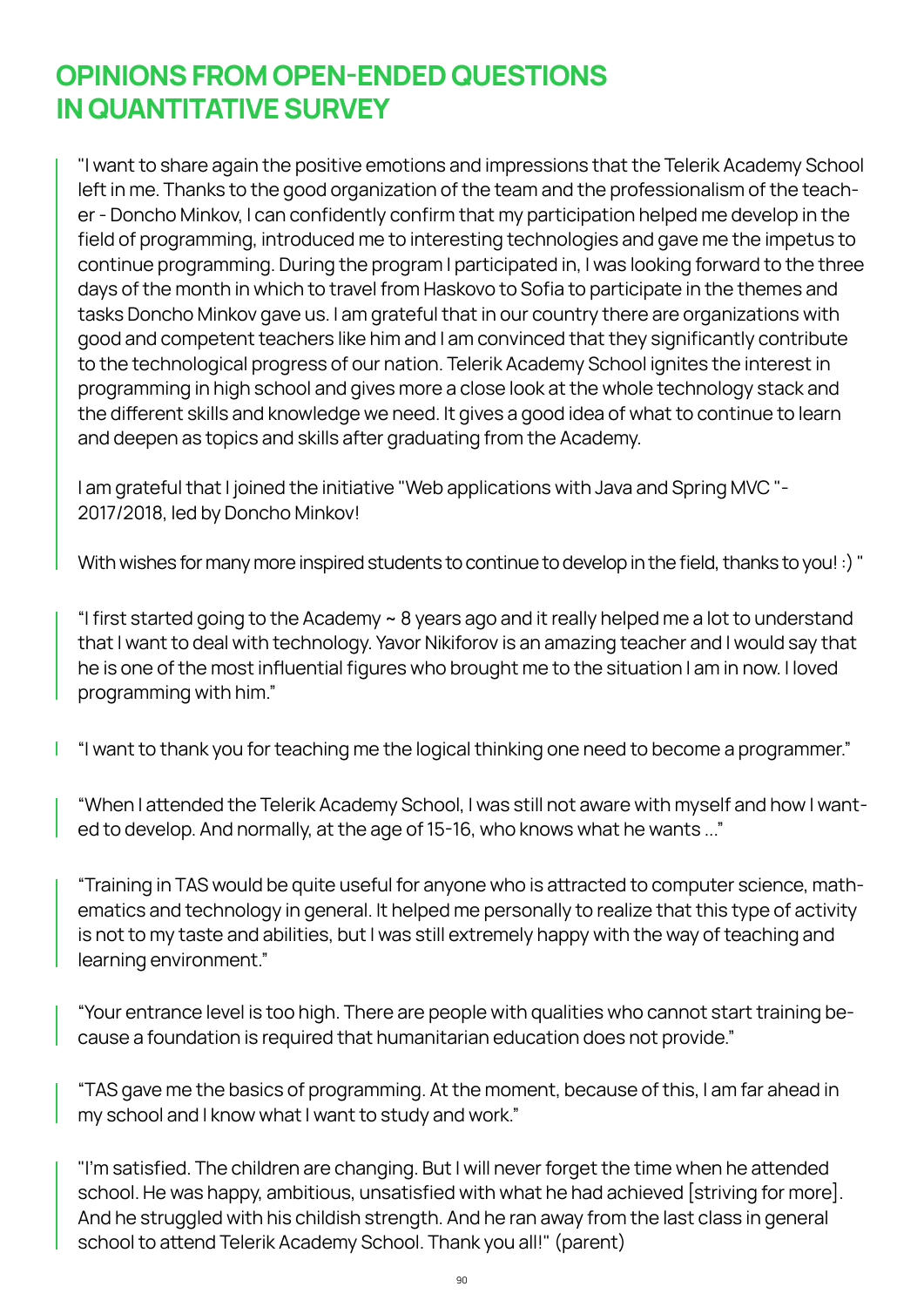## OPINIONS FROM OPEN-ENDED QUESTIONS IN QUANTITATIVE SURVEY

"I want to share again the positive emotions and impressions that the Telerik Academy School left in me. Thanks to the good organization of the team and the professionalism of the teacher - Doncho Minkov, I can confidently confirm that my participation helped me develop in the field of programming, introduced me to interesting technologies and gave me the impetus to continue programming. During the program I participated in, I was looking forward to the three days of the month in which to travel from Haskovo to Sofia to participate in the themes and tasks Doncho Minkov gave us. I am grateful that in our country there are organizations with good and competent teachers like him and I am convinced that they significantly contribute to the technological progress of our nation. Telerik Academy School ignites the interest in programming in high school and gives more a close look at the whole technology stack and the different skills and knowledge we need. It gives a good idea of what to continue to learn and deepen as topics and skills after graduating from the Academy.

I am grateful that I joined the initiative "Web applications with Java and Spring MVC "- 2017/2018, led by Doncho Minkov!

With wishes for many more inspired students to continue to develop in the field, thanks to you! :) "

"I first started going to the Academy ~ 8 years ago and it really helped me a lot to understand that I want to deal with technology. Yavor Nikiforov is an amazing teacher and I would say that he is one of the most influential figures who brought me to the situation I am in now. I loved programming with him."

"I want to thank you for teaching me the logical thinking one need to become a programmer."

"When I attended the Telerik Academy School, I was still not aware with myself and how I wanted to develop. And normally, at the age of 15-16, who knows what he wants ..."

"Training in TAS would be quite useful for anyone who is attracted to computer science, mathematics and technology in general. It helped me personally to realize that this type of activity is not to my taste and abilities, but I was still extremely happy with the way of teaching and learning environment."

"Your entrance level is too high. There are people with qualities who cannot start training because a foundation is required that humanitarian education does not provide."

"TAS gave me the basics of programming. At the moment, because of this, I am far ahead in my school and I know what I want to study and work."

"I'm satisfied. The children are changing. But I will never forget the time when he attended school. He was happy, ambitious, unsatisfied with what he had achieved [striving for more]. And he struggled with his childish strength. And he ran away from the last class in general school to attend Telerik Academy School. Thank you all!" (parent)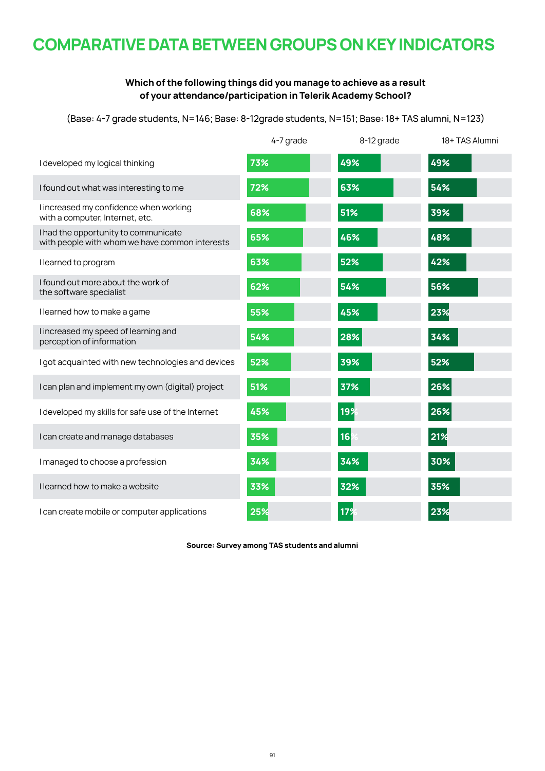# COMPARATIVE DATA BETWEEN GROUPS ON KEY INDICATORS

**Which of the following things did you manage to achieve as a result of your attendance/participation in Telerik Academy School?**

(Base: 4-7 grade students, N=146; Base: 8-12grade students, N=151; Base: 18+ TAS alumni, N=123)

| | 4-7 grade | 8-12 grade | 18+ TAS Alumni |
|---|---|---|---|
| I developed my logical thinking | 73% | 49% | 49% |
| I found out what was interesting to me | 72% | 63% | 54% |
| I increased my confidence when working with a computer, Internet, etc. | 68% | 51% | 39% |
| I had the opportunity to communicate with people with whom we have common interests | 65% | 46% | 48% |
| I learned to program | 63% | 52% | 42% |
| I found out more about the work of the software specialist | 62% | 54% | 56% |
| I learned how to make a game | 55% | 45% | 23% |
| I increased my speed of learning and perception of information | 54% | 28% | 34% |
| I got acquainted with new technologies and devices | 52% | 39% | 52% |
| I can plan and implement my own (digital) project | 51% | 37% | 26% |
| I developed my skills for safe use of the Internet | 45% | 19% | 26% |
| I can create and manage databases | 35% | 16% | 21% |
| I managed to choose a profession | 34% | 34% | 30% |
| I learned how to make a website | 33% | 32% | 35% |
| I can create mobile or computer applications | 25% | 17% | 23% |

**Source: Survey among TAS students and alumni**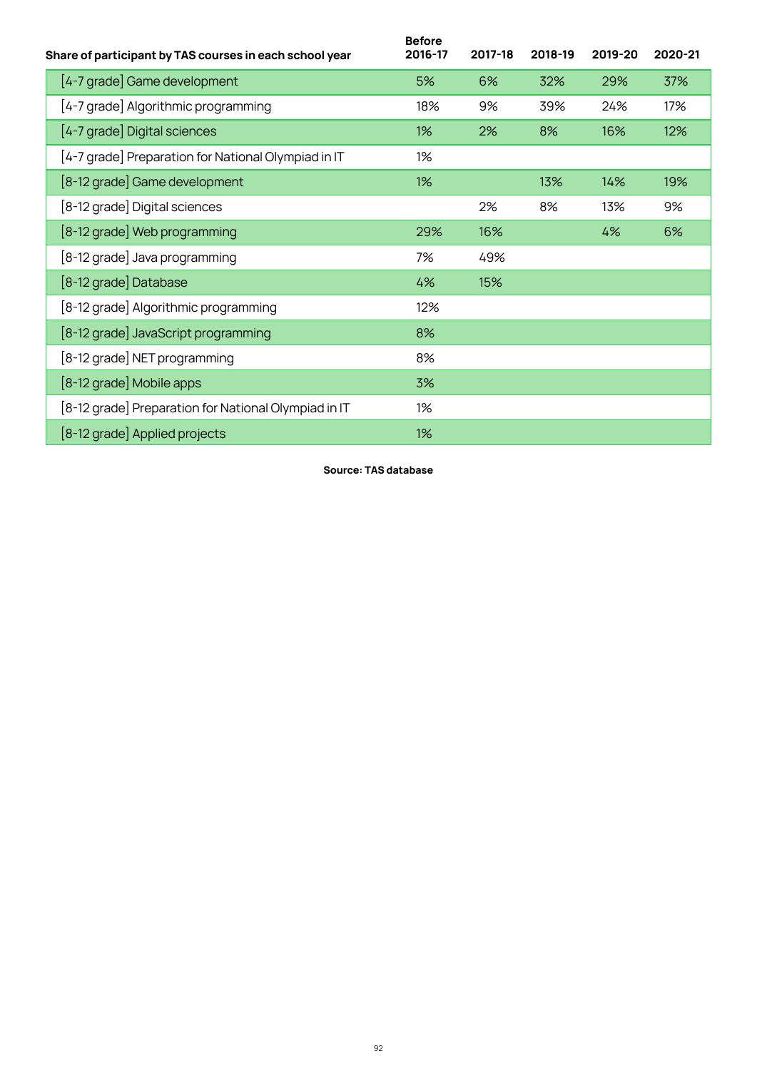| Share of participant by TAS courses in each school year | Before 2016-17 | 2017-18 | 2018-19 | 2019-20 | 2020-21 |
|---|---|---|---|---|---|
| [4-7 grade] Game development | 5% | 6% | 32% | 29% | 37% |
| [4-7 grade] Algorithmic programming | 18% | 9% | 39% | 24% | 17% |
| [4-7 grade] Digital sciences | 1% | 2% | 8% | 16% | 12% |
| [4-7 grade] Preparation for National Olympiad in IT | 1% | | | | |
| [8-12 grade] Game development | 1% | | 13% | 14% | 19% |
| [8-12 grade] Digital sciences | | 2% | 8% | 13% | 9% |
| [8-12 grade] Web programming | 29% | 16% | | 4% | 6% |
| [8-12 grade] Java programming | 7% | 49% | | | |
| [8-12 grade] Database | 4% | 15% | | | |
| [8-12 grade] Algorithmic programming | 12% | | | | |
| [8-12 grade] JavaScript programming | 8% | | | | |
| [8-12 grade] NET programming | 8% | | | | |
| [8-12 grade] Mobile apps | 3% | | | | |
| [8-12 grade] Preparation for National Olympiad in IT | 1% | | | | |
| [8-12 grade] Applied projects | 1% | | | | |

**Source: TAS database**